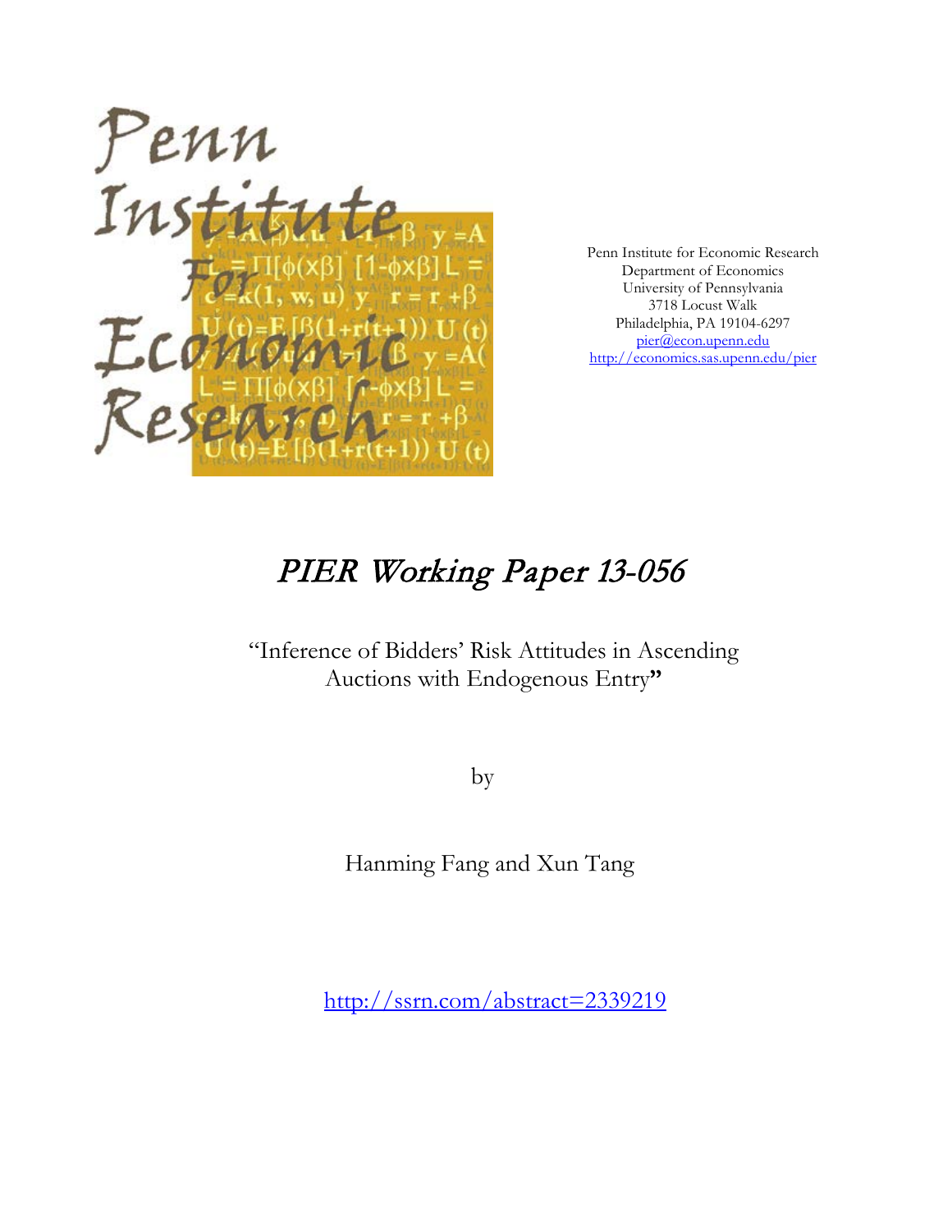Penn Institute for Economic Research
Department of Economics
University of Pennsylvania
3718 Locust Walk
Philadelphia, PA 19104-6297
pier@econ.upenn.edu
http://economics.sas.upenn.edu/pier

# *PIER Working Paper 13-056*

"Inference of Bidders' Risk Attitudes in Ascending Auctions with Endogenous Entry"

by

Hanming Fang and Xun Tang

http://ssrn.com/abstract=2339219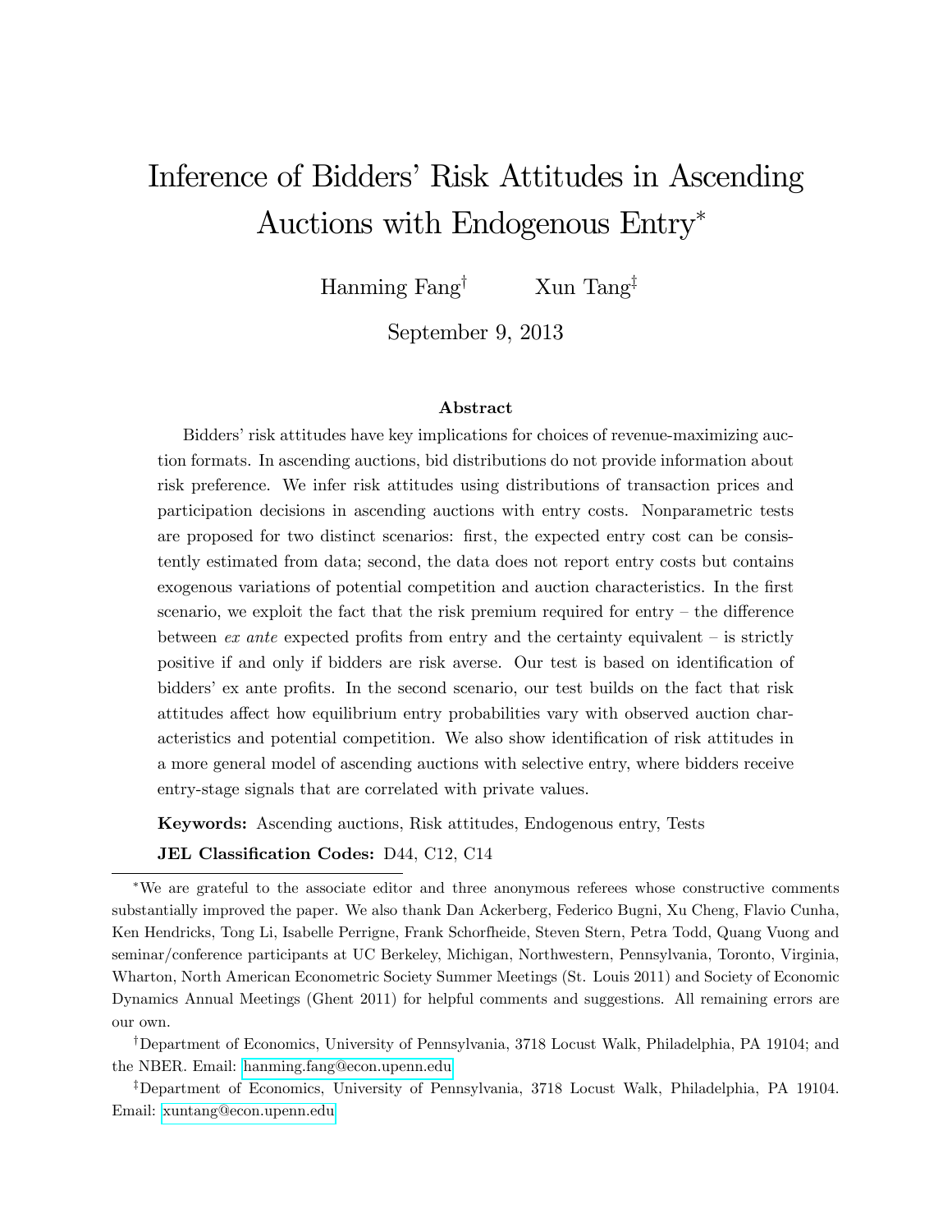# Inference of Bidders' Risk Attitudes in Ascending Auctions with Endogenous Entry[*]

Hanming Fang[†] Xun Tang[‡]

September 9, 2013

### Abstract

Bidders' risk attitudes have key implications for choices of revenue-maximizing auction formats. In ascending auctions, bid distributions do not provide information about risk preference. We infer risk attitudes using distributions of transaction prices and participation decisions in ascending auctions with entry costs. Nonparametric tests are proposed for two distinct scenarios: first, the expected entry cost can be consistently estimated from data; second, the data does not report entry costs but contains exogenous variations of potential competition and auction characteristics. In the first scenario, we exploit the fact that the risk premium required for entry – the difference between *ex ante* expected profits from entry and the certainty equivalent – is strictly positive if and only if bidders are risk averse. Our test is based on identification of bidders' ex ante profits. In the second scenario, our test builds on the fact that risk attitudes affect how equilibrium entry probabilities vary with observed auction characteristics and potential competition. We also show identification of risk attitudes in a more general model of ascending auctions with selective entry, where bidders receive entry-stage signals that are correlated with private values.

**Keywords:** Ascending auctions, Risk attitudes, Endogenous entry, Tests

**JEL Classification Codes:** D44, C12, C14

---

[*] We are grateful to the associate editor and three anonymous referees whose constructive comments substantially improved the paper. We also thank Dan Ackerberg, Federico Bugni, Xu Cheng, Flavio Cunha, Ken Hendricks, Tong Li, Isabelle Perrigne, Frank Schorfheide, Steven Stern, Petra Todd, Quang Vuong and seminar/conference participants at UC Berkeley, Michigan, Northwestern, Pennsylvania, Toronto, Virginia, Wharton, North American Econometric Society Summer Meetings (St. Louis 2011) and Society of Economic Dynamics Annual Meetings (Ghent 2011) for helpful comments and suggestions. All remaining errors are our own.

[†] Department of Economics, University of Pennsylvania, 3718 Locust Walk, Philadelphia, PA 19104; and the NBER. Email: hanming.fang@econ.upenn.edu

[‡] Department of Economics, University of Pennsylvania, 3718 Locust Walk, Philadelphia, PA 19104. Email: xuntang@econ.upenn.edu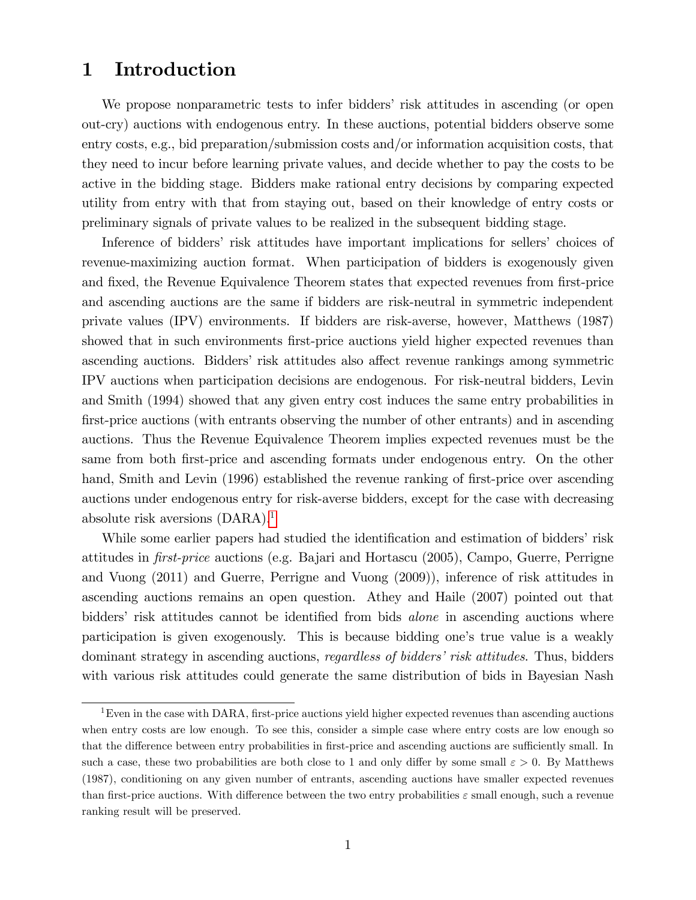# 1 Introduction

We propose nonparametric tests to infer bidders' risk attitudes in ascending (or open out-cry) auctions with endogenous entry. In these auctions, potential bidders observe some entry costs, e.g., bid preparation/submission costs and/or information acquisition costs, that they need to incur before learning private values, and decide whether to pay the costs to be active in the bidding stage. Bidders make rational entry decisions by comparing expected utility from entry with that from staying out, based on their knowledge of entry costs or preliminary signals of private values to be realized in the subsequent bidding stage.

Inference of bidders' risk attitudes have important implications for sellers' choices of revenue-maximizing auction format. When participation of bidders is exogenously given and fixed, the Revenue Equivalence Theorem states that expected revenues from first-price and ascending auctions are the same if bidders are risk-neutral in symmetric independent private values (IPV) environments. If bidders are risk-averse, however, Matthews (1987) showed that in such environments first-price auctions yield higher expected revenues than ascending auctions. Bidders' risk attitudes also affect revenue rankings among symmetric IPV auctions when participation decisions are endogenous. For risk-neutral bidders, Levin and Smith (1994) showed that any given entry cost induces the same entry probabilities in first-price auctions (with entrants observing the number of other entrants) and in ascending auctions. Thus the Revenue Equivalence Theorem implies expected revenues must be the same from both first-price and ascending formats under endogenous entry. On the other hand, Smith and Levin (1996) established the revenue ranking of first-price over ascending auctions under endogenous entry for risk-averse bidders, except for the case with decreasing absolute risk aversions (DARA).[1]

While some earlier papers had studied the identification and estimation of bidders' risk attitudes in *first-price* auctions (e.g. Bajari and Hortascu (2005), Campo, Guerre, Perrigne and Vuong (2011) and Guerre, Perrigne and Vuong (2009)), inference of risk attitudes in ascending auctions remains an open question. Athey and Haile (2007) pointed out that bidders' risk attitudes cannot be identified from bids *alone* in ascending auctions where participation is given exogenously. This is because bidding one's true value is a weakly dominant strategy in ascending auctions, *regardless of bidders' risk attitudes.* Thus, bidders with various risk attitudes could generate the same distribution of bids in Bayesian Nash

[1] Even in the case with DARA, first-price auctions yield higher expected revenues than ascending auctions when entry costs are low enough. To see this, consider a simple case where entry costs are low enough so that the difference between entry probabilities in first-price and ascending auctions are sufficiently small. In such a case, these two probabilities are both close to 1 and only differ by some small $\varepsilon > 0$. By Matthews (1987), conditioning on any given number of entrants, ascending auctions have smaller expected revenues than first-price auctions. With difference between the two entry probabilities $\varepsilon$ small enough, such a revenue ranking result will be preserved.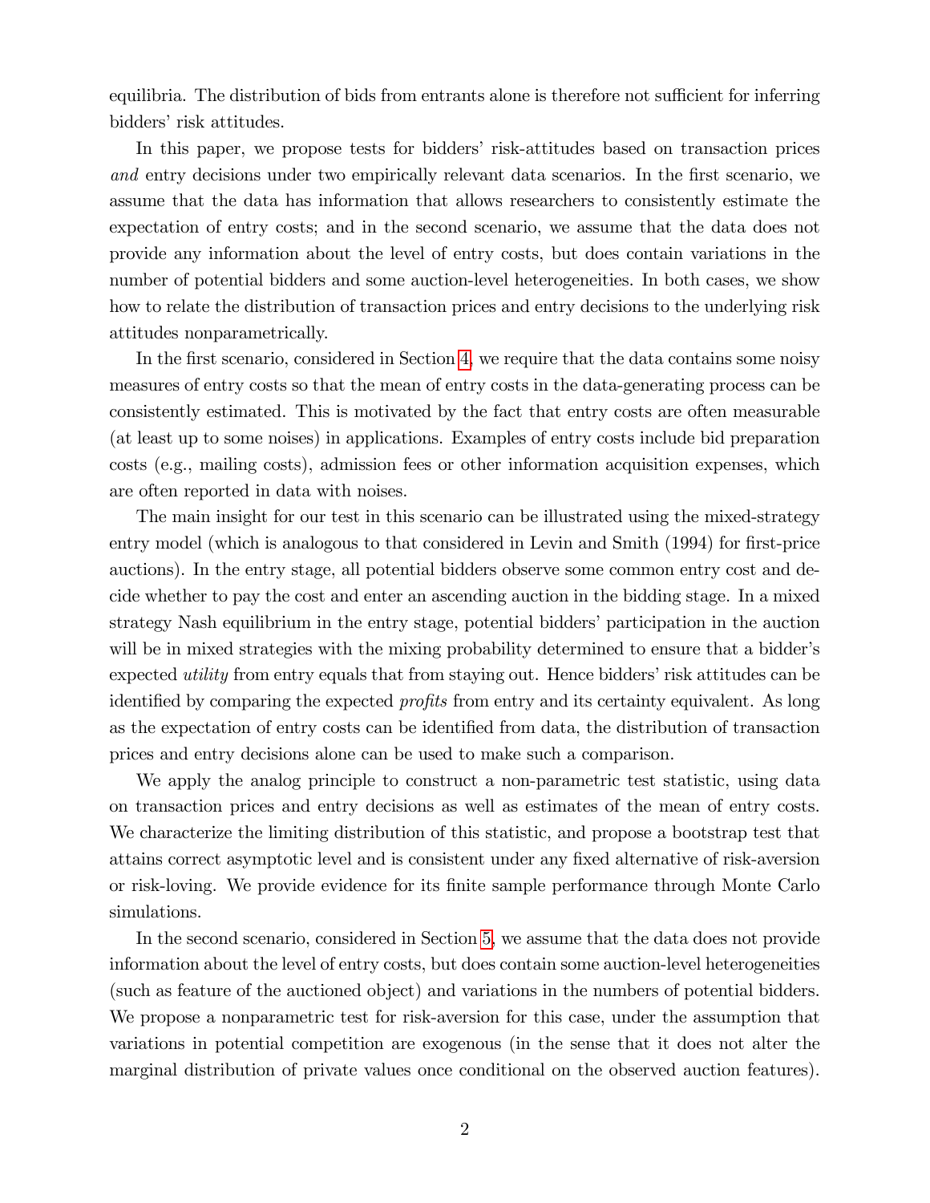equilibria. The distribution of bids from entrants alone is therefore not sufficient for inferring bidders' risk attitudes.

In this paper, we propose tests for bidders' risk-attitudes based on transaction prices *and* entry decisions under two empirically relevant data scenarios. In the first scenario, we assume that the data has information that allows researchers to consistently estimate the expectation of entry costs; and in the second scenario, we assume that the data does not provide any information about the level of entry costs, but does contain variations in the number of potential bidders and some auction-level heterogeneities. In both cases, we show how to relate the distribution of transaction prices and entry decisions to the underlying risk attitudes nonparametrically.

In the first scenario, considered in Section 4, we require that the data contains some noisy measures of entry costs so that the mean of entry costs in the data-generating process can be consistently estimated. This is motivated by the fact that entry costs are often measurable (at least up to some noises) in applications. Examples of entry costs include bid preparation costs (e.g., mailing costs), admission fees or other information acquisition expenses, which are often reported in data with noises.

The main insight for our test in this scenario can be illustrated using the mixed-strategy entry model (which is analogous to that considered in Levin and Smith (1994) for first-price auctions). In the entry stage, all potential bidders observe some common entry cost and decide whether to pay the cost and enter an ascending auction in the bidding stage. In a mixed strategy Nash equilibrium in the entry stage, potential bidders' participation in the auction will be in mixed strategies with the mixing probability determined to ensure that a bidder's expected *utility* from entry equals that from staying out. Hence bidders' risk attitudes can be identified by comparing the expected *profits* from entry and its certainty equivalent. As long as the expectation of entry costs can be identified from data, the distribution of transaction prices and entry decisions alone can be used to make such a comparison.

We apply the analog principle to construct a non-parametric test statistic, using data on transaction prices and entry decisions as well as estimates of the mean of entry costs. We characterize the limiting distribution of this statistic, and propose a bootstrap test that attains correct asymptotic level and is consistent under any fixed alternative of risk-aversion or risk-loving. We provide evidence for its finite sample performance through Monte Carlo simulations.

In the second scenario, considered in Section 5, we assume that the data does not provide information about the level of entry costs, but does contain some auction-level heterogeneities (such as feature of the auctioned object) and variations in the numbers of potential bidders. We propose a nonparametric test for risk-aversion for this case, under the assumption that variations in potential competition are exogenous (in the sense that it does not alter the marginal distribution of private values once conditional on the observed auction features).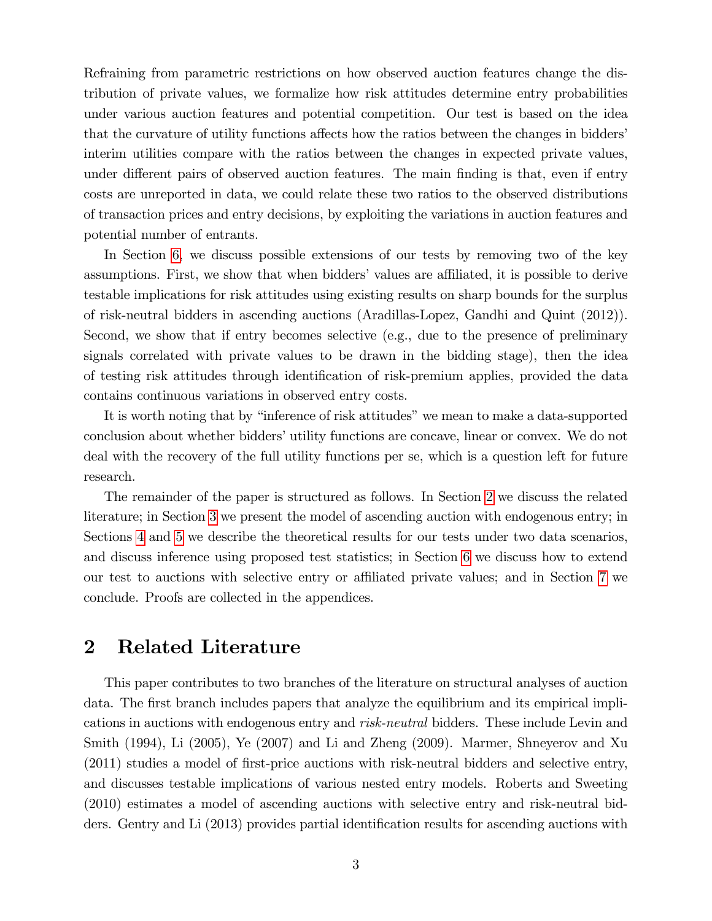Refraining from parametric restrictions on how observed auction features change the distribution of private values, we formalize how risk attitudes determine entry probabilities under various auction features and potential competition. Our test is based on the idea that the curvature of utility functions affects how the ratios between the changes in bidders' interim utilities compare with the ratios between the changes in expected private values, under different pairs of observed auction features. The main finding is that, even if entry costs are unreported in data, we could relate these two ratios to the observed distributions of transaction prices and entry decisions, by exploiting the variations in auction features and potential number of entrants.

In Section 6, we discuss possible extensions of our tests by removing two of the key assumptions. First, we show that when bidders' values are affiliated, it is possible to derive testable implications for risk attitudes using existing results on sharp bounds for the surplus of risk-neutral bidders in ascending auctions (Aradillas-Lopez, Gandhi and Quint (2012)). Second, we show that if entry becomes selective (e.g., due to the presence of preliminary signals correlated with private values to be drawn in the bidding stage), then the idea of testing risk attitudes through identification of risk-premium applies, provided the data contains continuous variations in observed entry costs.

It is worth noting that by "inference of risk attitudes" we mean to make a data-supported conclusion about whether bidders' utility functions are concave, linear or convex. We do not deal with the recovery of the full utility functions per se, which is a question left for future research.

The remainder of the paper is structured as follows. In Section 2 we discuss the related literature; in Section 3 we present the model of ascending auction with endogenous entry; in Sections 4 and 5 we describe the theoretical results for our tests under two data scenarios, and discuss inference using proposed test statistics; in Section 6 we discuss how to extend our test to auctions with selective entry or affiliated private values; and in Section 7 we conclude. Proofs are collected in the appendices.

## 2 Related Literature

This paper contributes to two branches of the literature on structural analyses of auction data. The first branch includes papers that analyze the equilibrium and its empirical implications in auctions with endogenous entry and *risk-neutral* bidders. These include Levin and Smith (1994), Li (2005), Ye (2007) and Li and Zheng (2009). Marmer, Shneyerov and Xu (2011) studies a model of first-price auctions with risk-neutral bidders and selective entry, and discusses testable implications of various nested entry models. Roberts and Sweeting (2010) estimates a model of ascending auctions with selective entry and risk-neutral bidders. Gentry and Li (2013) provides partial identification results for ascending auctions with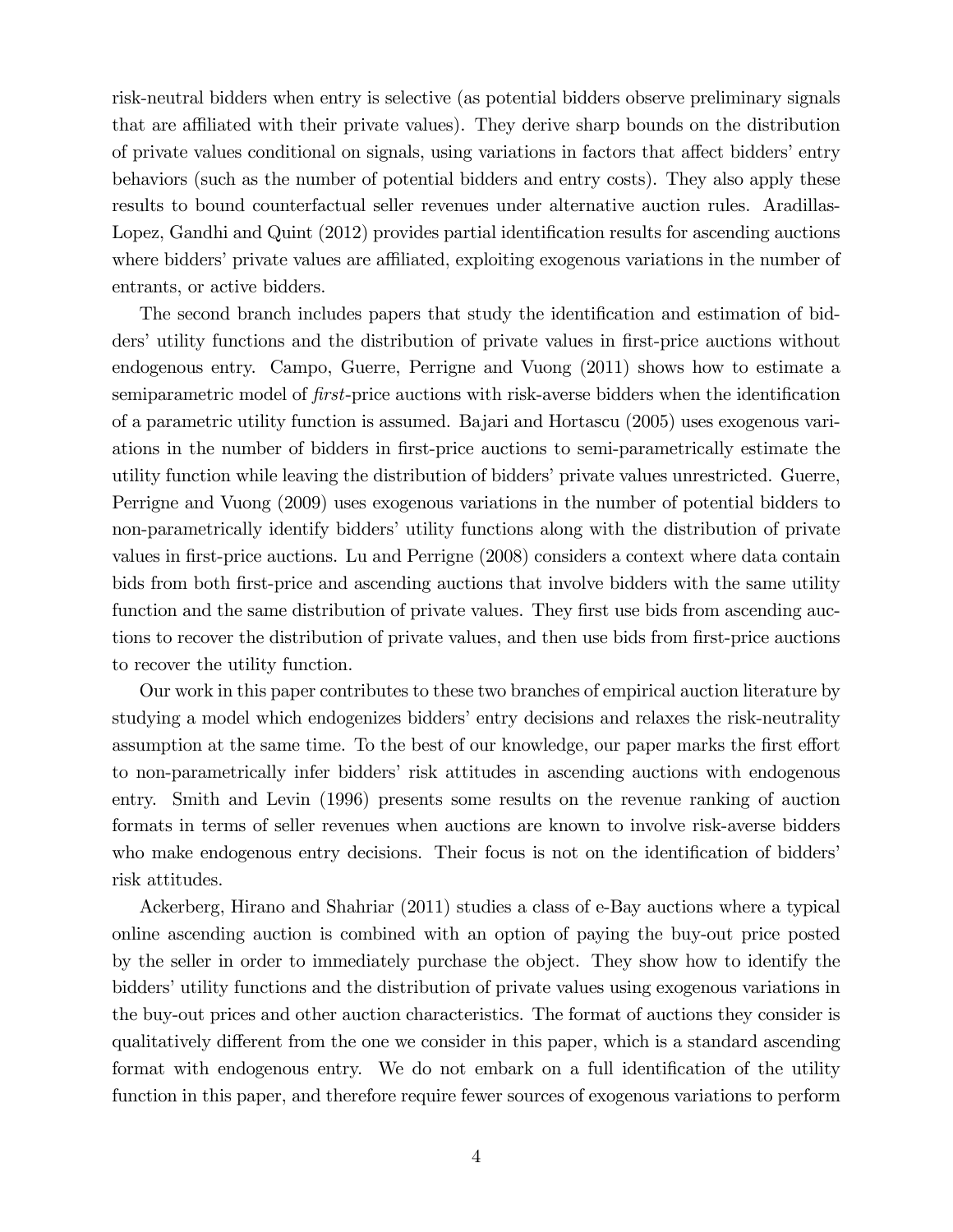risk-neutral bidders when entry is selective (as potential bidders observe preliminary signals that are affiliated with their private values). They derive sharp bounds on the distribution of private values conditional on signals, using variations in factors that affect bidders' entry behaviors (such as the number of potential bidders and entry costs). They also apply these results to bound counterfactual seller revenues under alternative auction rules. Aradillas-Lopez, Gandhi and Quint (2012) provides partial identification results for ascending auctions where bidders' private values are affiliated, exploiting exogenous variations in the number of entrants, or active bidders.

The second branch includes papers that study the identification and estimation of bidders' utility functions and the distribution of private values in first-price auctions without endogenous entry. Campo, Guerre, Perrigne and Vuong (2011) shows how to estimate a semiparametric model of *first*-price auctions with risk-averse bidders when the identification of a parametric utility function is assumed. Bajari and Hortascu (2005) uses exogenous variations in the number of bidders in first-price auctions to semi-parametrically estimate the utility function while leaving the distribution of bidders' private values unrestricted. Guerre, Perrigne and Vuong (2009) uses exogenous variations in the number of potential bidders to non-parametrically identify bidders' utility functions along with the distribution of private values in first-price auctions. Lu and Perrigne (2008) considers a context where data contain bids from both first-price and ascending auctions that involve bidders with the same utility function and the same distribution of private values. They first use bids from ascending auctions to recover the distribution of private values, and then use bids from first-price auctions to recover the utility function.

Our work in this paper contributes to these two branches of empirical auction literature by studying a model which endogenizes bidders' entry decisions and relaxes the risk-neutrality assumption at the same time. To the best of our knowledge, our paper marks the first effort to non-parametrically infer bidders' risk attitudes in ascending auctions with endogenous entry. Smith and Levin (1996) presents some results on the revenue ranking of auction formats in terms of seller revenues when auctions are known to involve risk-averse bidders who make endogenous entry decisions. Their focus is not on the identification of bidders' risk attitudes.

Ackerberg, Hirano and Shahriar (2011) studies a class of e-Bay auctions where a typical online ascending auction is combined with an option of paying the buy-out price posted by the seller in order to immediately purchase the object. They show how to identify the bidders' utility functions and the distribution of private values using exogenous variations in the buy-out prices and other auction characteristics. The format of auctions they consider is qualitatively different from the one we consider in this paper, which is a standard ascending format with endogenous entry. We do not embark on a full identification of the utility function in this paper, and therefore require fewer sources of exogenous variations to perform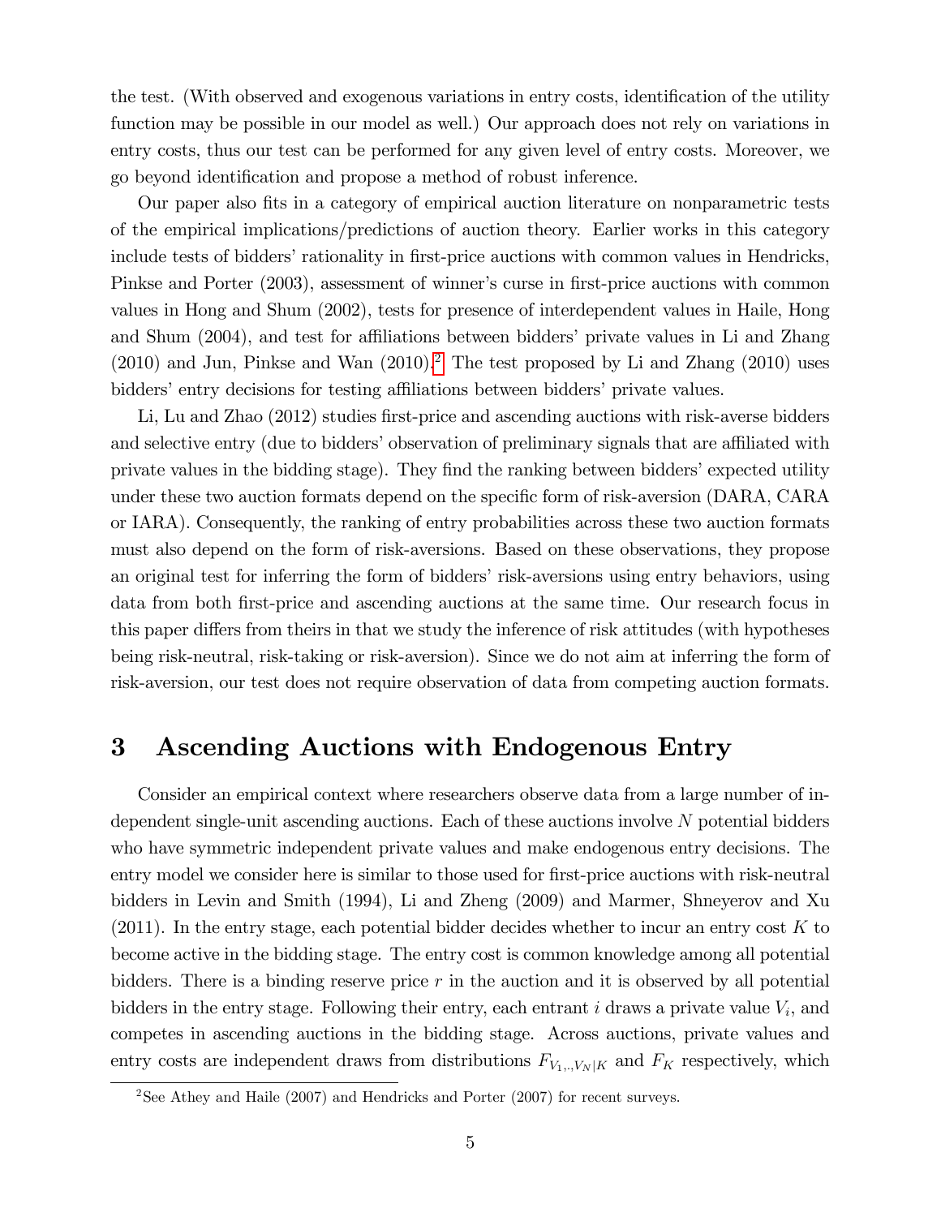the test. (With observed and exogenous variations in entry costs, identification of the utility function may be possible in our model as well.) Our approach does not rely on variations in entry costs, thus our test can be performed for any given level of entry costs. Moreover, we go beyond identification and propose a method of robust inference.

Our paper also fits in a category of empirical auction literature on nonparametric tests of the empirical implications/predictions of auction theory. Earlier works in this category include tests of bidders' rationality in first-price auctions with common values in Hendricks, Pinkse and Porter (2003), assessment of winner's curse in first-price auctions with common values in Hong and Shum (2002), tests for presence of interdependent values in Haile, Hong and Shum (2004), and test for affiliations between bidders' private values in Li and Zhang (2010) and Jun, Pinkse and Wan (2010).[2] The test proposed by Li and Zhang (2010) uses bidders' entry decisions for testing affiliations between bidders' private values.

Li, Lu and Zhao (2012) studies first-price and ascending auctions with risk-averse bidders and selective entry (due to bidders' observation of preliminary signals that are affiliated with private values in the bidding stage). They find the ranking between bidders' expected utility under these two auction formats depend on the specific form of risk-aversion (DARA, CARA or IARA). Consequently, the ranking of entry probabilities across these two auction formats must also depend on the form of risk-aversions. Based on these observations, they propose an original test for inferring the form of bidders' risk-aversions using entry behaviors, using data from both first-price and ascending auctions at the same time. Our research focus in this paper differs from theirs in that we study the inference of risk attitudes (with hypotheses being risk-neutral, risk-taking or risk-aversion). Since we do not aim at inferring the form of risk-aversion, our test does not require observation of data from competing auction formats.

# 3 Ascending Auctions with Endogenous Entry

Consider an empirical context where researchers observe data from a large number of independent single-unit ascending auctions. Each of these auctions involve $N$ potential bidders who have symmetric independent private values and make endogenous entry decisions. The entry model we consider here is similar to those used for first-price auctions with risk-neutral bidders in Levin and Smith (1994), Li and Zheng (2009) and Marmer, Shneyerov and Xu (2011). In the entry stage, each potential bidder decides whether to incur an entry cost $K$ to become active in the bidding stage. The entry cost is common knowledge among all potential bidders. There is a binding reserve price $r$ in the auction and it is observed by all potential bidders in the entry stage. Following their entry, each entrant $i$ draws a private value $V_i$, and competes in ascending auctions in the bidding stage. Across auctions, private values and entry costs are independent draws from distributions $F_{V_1,.,V_N|K}$ and $F_K$ respectively, which

[2] See Athey and Haile (2007) and Hendricks and Porter (2007) for recent surveys.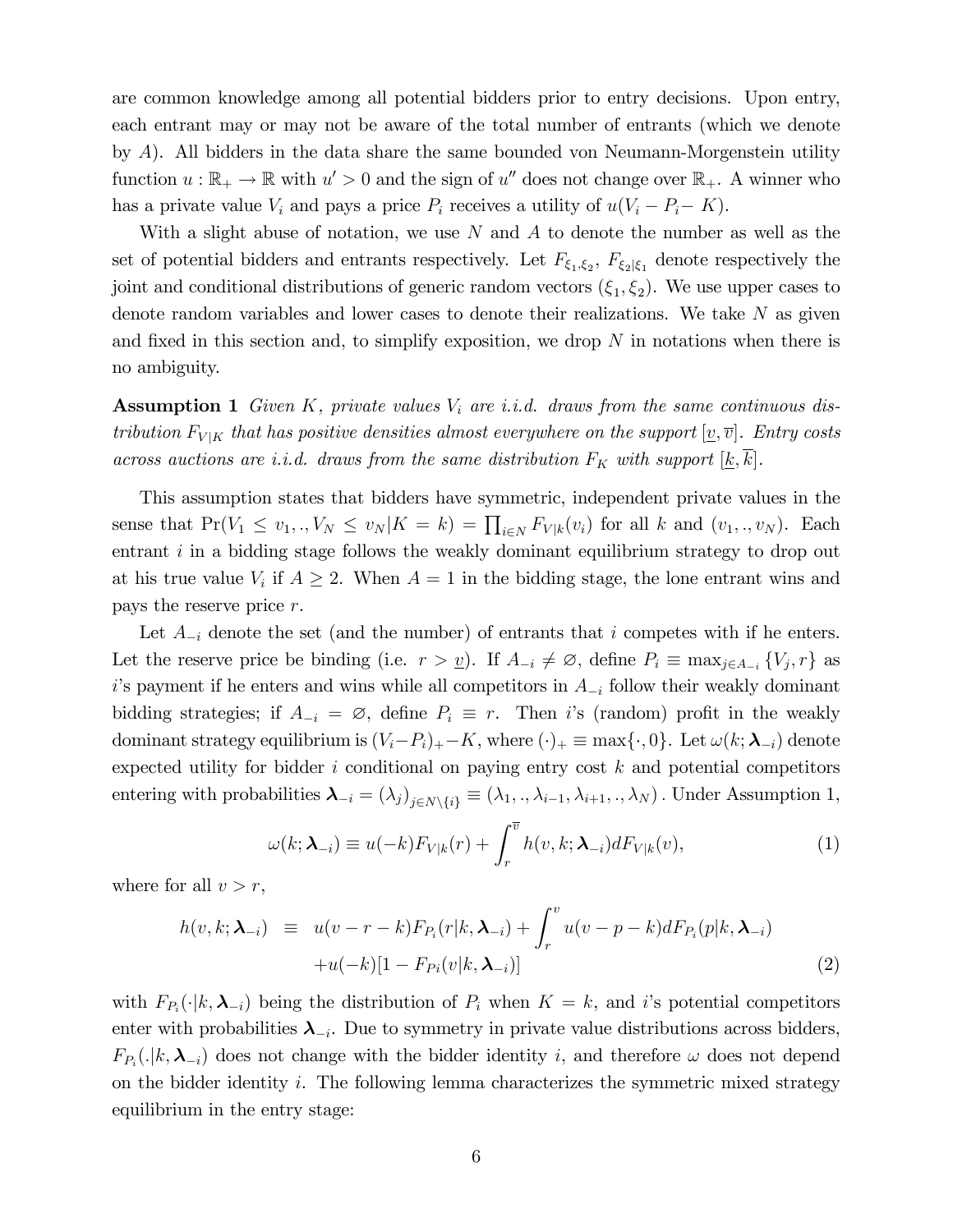are common knowledge among all potential bidders prior to entry decisions. Upon entry, each entrant may or may not be aware of the total number of entrants (which we denote by $A$). All bidders in the data share the same bounded von Neumann-Morgenstein utility function $u : \mathbb{R}_+ \to \mathbb{R}$ with $u' > 0$ and the sign of $u''$ does not change over $\mathbb{R}_+$. A winner who has a private value $V_i$ and pays a price $P_i$ receives a utility of $u(V_i - P_i - K)$.

With a slight abuse of notation, we use $N$ and $A$ to denote the number as well as the set of potential bidders and entrants respectively. Let $F_{\xi_1,\xi_2}$, $F_{\xi_2|\xi_1}$ denote respectively the joint and conditional distributions of generic random vectors $(\xi_1, \xi_2)$. We use upper cases to denote random variables and lower cases to denote their realizations. We take $N$ as given and fixed in this section and, to simplify exposition, we drop $N$ in notations when there is no ambiguity.

**Assumption 1** *Given $K$, private values $V_i$ are i.i.d. draws from the same continuous distribution $F_{V|K}$ that has positive densities almost everywhere on the support $[\underline{v}, \overline{v}]$. Entry costs across auctions are i.i.d. draws from the same distribution $F_K$ with support $[\underline{k}, \overline{k}]$.*

This assumption states that bidders have symmetric, independent private values in the sense that $\Pr(V_1 \leq v_1, ., V_N \leq v_N | K = k) = \prod_{i \in N} F_{V|k}(v_i)$ for all $k$ and $(v_1, ., v_N)$. Each entrant $i$ in a bidding stage follows the weakly dominant equilibrium strategy to drop out at his true value $V_i$ if $A \geq 2$. When $A = 1$ in the bidding stage, the lone entrant wins and pays the reserve price $r$.

Let $A_{-i}$ denote the set (and the number) of entrants that $i$ competes with if he enters. Let the reserve price be binding (i.e. $r > \underline{v}$). If $A_{-i} \neq \varnothing$, define $P_i \equiv \max_{j \in A_{-i}} \{V_j, r\}$ as $i$'s payment if he enters and wins while all competitors in $A_{-i}$ follow their weakly dominant bidding strategies; if $A_{-i} = \varnothing$, define $P_i \equiv r$. Then $i$'s (random) profit in the weakly dominant strategy equilibrium is $(V_i - P_i)_+ - K$, where $(\cdot)_+ \equiv \max\{\cdot, 0\}$. Let $\omega(k; \boldsymbol{\lambda}_{-i})$ denote expected utility for bidder $i$ conditional on paying entry cost $k$ and potential competitors entering with probabilities $\boldsymbol{\lambda}_{-i} = (\lambda_j)_{j \in N \setminus \{i\}} \equiv (\lambda_1, ., \lambda_{i-1}, \lambda_{i+1}, ., \lambda_N)$. Under Assumption 1,

$$\omega(k; \boldsymbol{\lambda}_{-i}) \equiv u(-k) F_{V|k}(r) + \int_r^{\overline{v}} h(v, k; \boldsymbol{\lambda}_{-i}) dF_{V|k}(v), \tag{1}$$

where for all $v > r$,

$$\begin{aligned} h(v, k; \boldsymbol{\lambda}_{-i}) \equiv\; & u(v - r - k) F_{P_i}(r | k, \boldsymbol{\lambda}_{-i}) + \int_r^v u(v - p - k) dF_{P_i}(p | k, \boldsymbol{\lambda}_{-i}) \\ & + u(-k)[1 - F_{Pi}(v | k, \boldsymbol{\lambda}_{-i})] \end{aligned} \tag{2}$$

with $F_{P_i}(\cdot | k, \boldsymbol{\lambda}_{-i})$ being the distribution of $P_i$ when $K = k$, and $i$'s potential competitors enter with probabilities $\boldsymbol{\lambda}_{-i}$. Due to symmetry in private value distributions across bidders, $F_{P_i}(.|k, \boldsymbol{\lambda}_{-i})$ does not change with the bidder identity $i$, and therefore $\omega$ does not depend on the bidder identity $i$. The following lemma characterizes the symmetric mixed strategy equilibrium in the entry stage: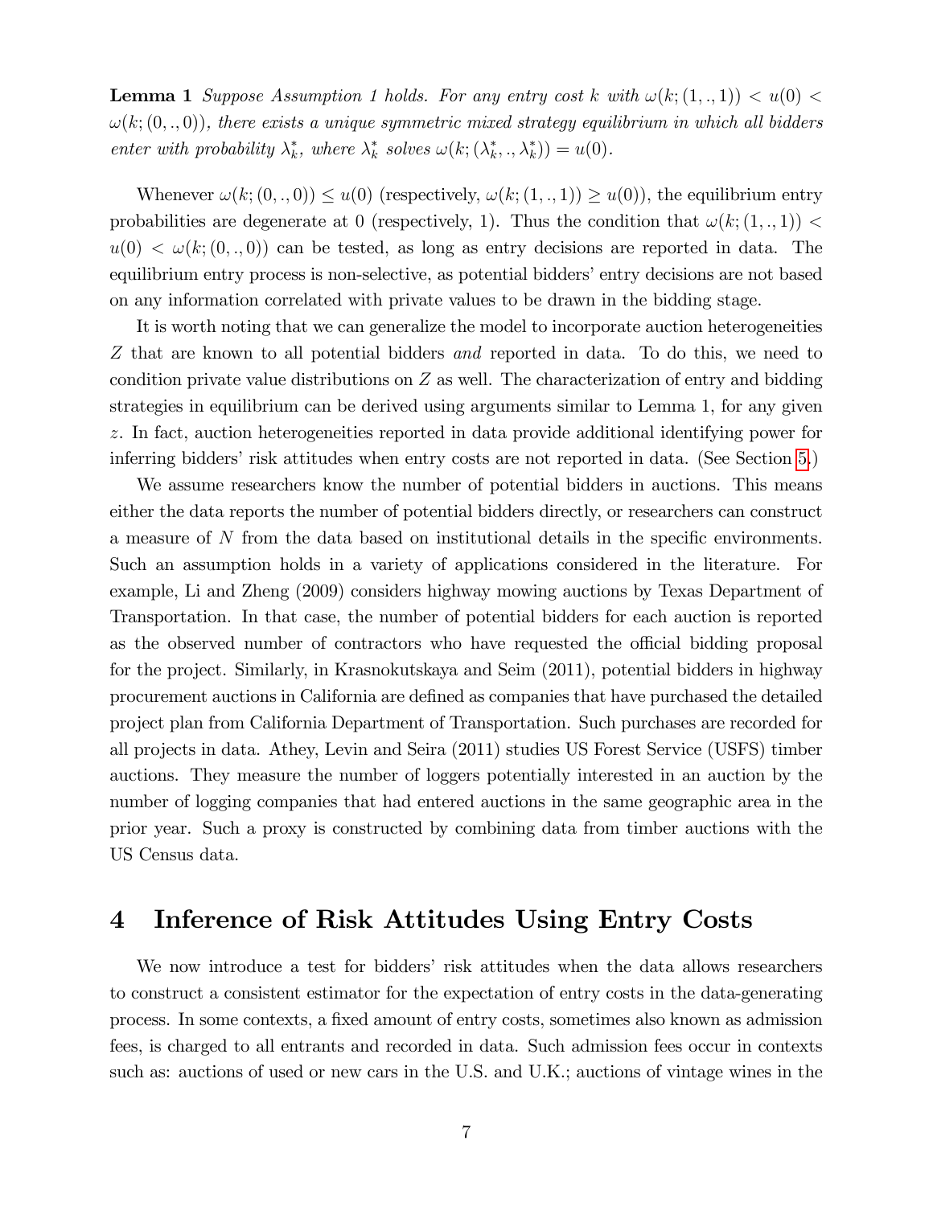**Lemma 1** *Suppose Assumption 1 holds. For any entry cost $k$ with $\omega(k; (1, ., 1)) < u(0) < \omega(k; (0, ., 0))$, there exists a unique symmetric mixed strategy equilibrium in which all bidders enter with probability $\lambda_k^*$, where $\lambda_k^*$ solves $\omega(k; (\lambda_k^*, ., \lambda_k^*)) = u(0)$.*

Whenever $\omega(k; (0, ., 0)) \leq u(0)$ (respectively, $\omega(k; (1, ., 1)) \geq u(0)$), the equilibrium entry probabilities are degenerate at 0 (respectively, 1). Thus the condition that $\omega(k; (1, ., 1)) < u(0) < \omega(k; (0, ., 0))$ can be tested, as long as entry decisions are reported in data. The equilibrium entry process is non-selective, as potential bidders' entry decisions are not based on any information correlated with private values to be drawn in the bidding stage.

It is worth noting that we can generalize the model to incorporate auction heterogeneities $Z$ that are known to all potential bidders *and* reported in data. To do this, we need to condition private value distributions on $Z$ as well. The characterization of entry and bidding strategies in equilibrium can be derived using arguments similar to Lemma 1, for any given $z$. In fact, auction heterogeneities reported in data provide additional identifying power for inferring bidders' risk attitudes when entry costs are not reported in data. (See Section 5.)

We assume researchers know the number of potential bidders in auctions. This means either the data reports the number of potential bidders directly, or researchers can construct a measure of $N$ from the data based on institutional details in the specific environments. Such an assumption holds in a variety of applications considered in the literature. For example, Li and Zheng (2009) considers highway mowing auctions by Texas Department of Transportation. In that case, the number of potential bidders for each auction is reported as the observed number of contractors who have requested the official bidding proposal for the project. Similarly, in Krasnokutskaya and Seim (2011), potential bidders in highway procurement auctions in California are defined as companies that have purchased the detailed project plan from California Department of Transportation. Such purchases are recorded for all projects in data. Athey, Levin and Seira (2011) studies US Forest Service (USFS) timber auctions. They measure the number of loggers potentially interested in an auction by the number of logging companies that had entered auctions in the same geographic area in the prior year. Such a proxy is constructed by combining data from timber auctions with the US Census data.

# 4 Inference of Risk Attitudes Using Entry Costs

We now introduce a test for bidders' risk attitudes when the data allows researchers to construct a consistent estimator for the expectation of entry costs in the data-generating process. In some contexts, a fixed amount of entry costs, sometimes also known as admission fees, is charged to all entrants and recorded in data. Such admission fees occur in contexts such as: auctions of used or new cars in the U.S. and U.K.; auctions of vintage wines in the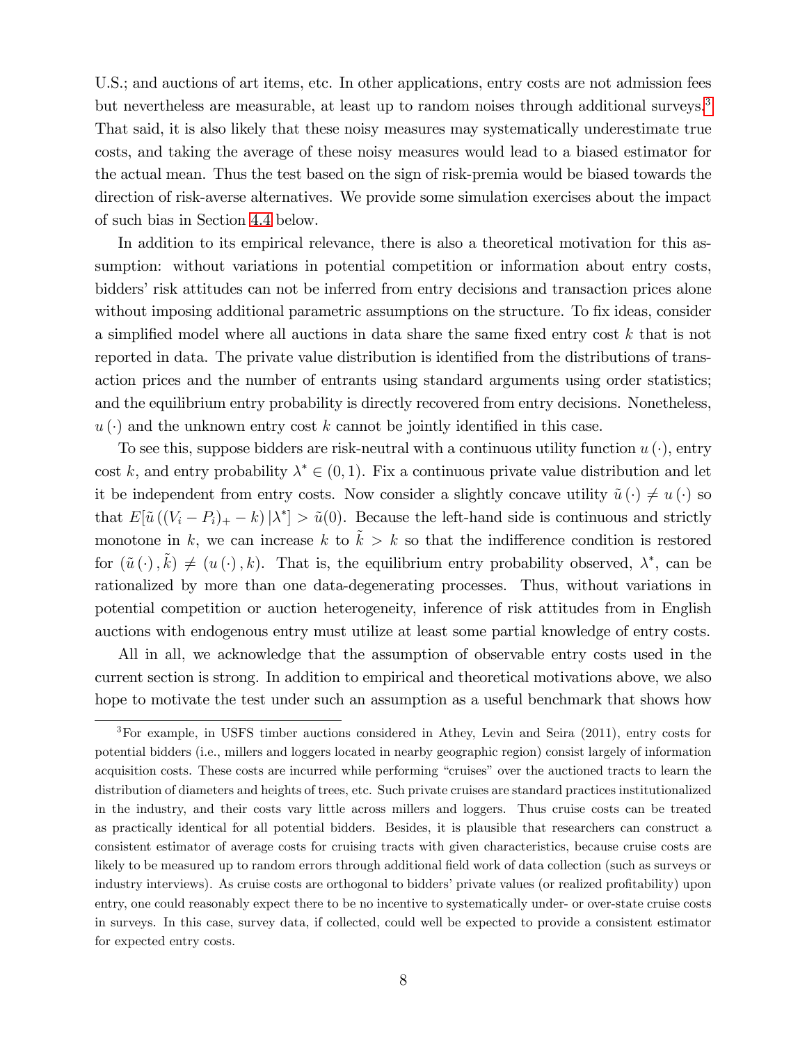U.S.; and auctions of art items, etc. In other applications, entry costs are not admission fees but nevertheless are measurable, at least up to random noises through additional surveys.[3] That said, it is also likely that these noisy measures may systematically underestimate true costs, and taking the average of these noisy measures would lead to a biased estimator for the actual mean. Thus the test based on the sign of risk-premia would be biased towards the direction of risk-averse alternatives. We provide some simulation exercises about the impact of such bias in Section 4.4 below.

In addition to its empirical relevance, there is also a theoretical motivation for this assumption: without variations in potential competition or information about entry costs, bidders' risk attitudes can not be inferred from entry decisions and transaction prices alone without imposing additional parametric assumptions on the structure. To fix ideas, consider a simplified model where all auctions in data share the same fixed entry cost $k$ that is not reported in data. The private value distribution is identified from the distributions of transaction prices and the number of entrants using standard arguments using order statistics; and the equilibrium entry probability is directly recovered from entry decisions. Nonetheless, $u(\cdot)$ and the unknown entry cost $k$ cannot be jointly identified in this case.

To see this, suppose bidders are risk-neutral with a continuous utility function $u(\cdot)$, entry cost $k$, and entry probability $\lambda^* \in (0,1)$. Fix a continuous private value distribution and let it be independent from entry costs. Now consider a slightly concave utility $\tilde{u}(\cdot) \neq u(\cdot)$ so that $E[\tilde{u}((V_i - P_i)_+ - k) | \lambda^*] > \tilde{u}(0)$. Because the left-hand side is continuous and strictly monotone in $k$, we can increase $k$ to $\tilde{k} > k$ so that the indifference condition is restored for $(\tilde{u}(\cdot), \tilde{k}) \neq (u(\cdot), k)$. That is, the equilibrium entry probability observed, $\lambda^*$, can be rationalized by more than one data-degenerating processes. Thus, without variations in potential competition or auction heterogeneity, inference of risk attitudes from in English auctions with endogenous entry must utilize at least some partial knowledge of entry costs.

All in all, we acknowledge that the assumption of observable entry costs used in the current section is strong. In addition to empirical and theoretical motivations above, we also hope to motivate the test under such an assumption as a useful benchmark that shows how

[3] For example, in USFS timber auctions considered in Athey, Levin and Seira (2011), entry costs for potential bidders (i.e., millers and loggers located in nearby geographic region) consist largely of information acquisition costs. These costs are incurred while performing "cruises" over the auctioned tracts to learn the distribution of diameters and heights of trees, etc. Such private cruises are standard practices institutionalized in the industry, and their costs vary little across millers and loggers. Thus cruise costs can be treated as practically identical for all potential bidders. Besides, it is plausible that researchers can construct a consistent estimator of average costs for cruising tracts with given characteristics, because cruise costs are likely to be measured up to random errors through additional field work of data collection (such as surveys or industry interviews). As cruise costs are orthogonal to bidders' private values (or realized profitability) upon entry, one could reasonably expect there to be no incentive to systematically under- or over-state cruise costs in surveys. In this case, survey data, if collected, could well be expected to provide a consistent estimator for expected entry costs.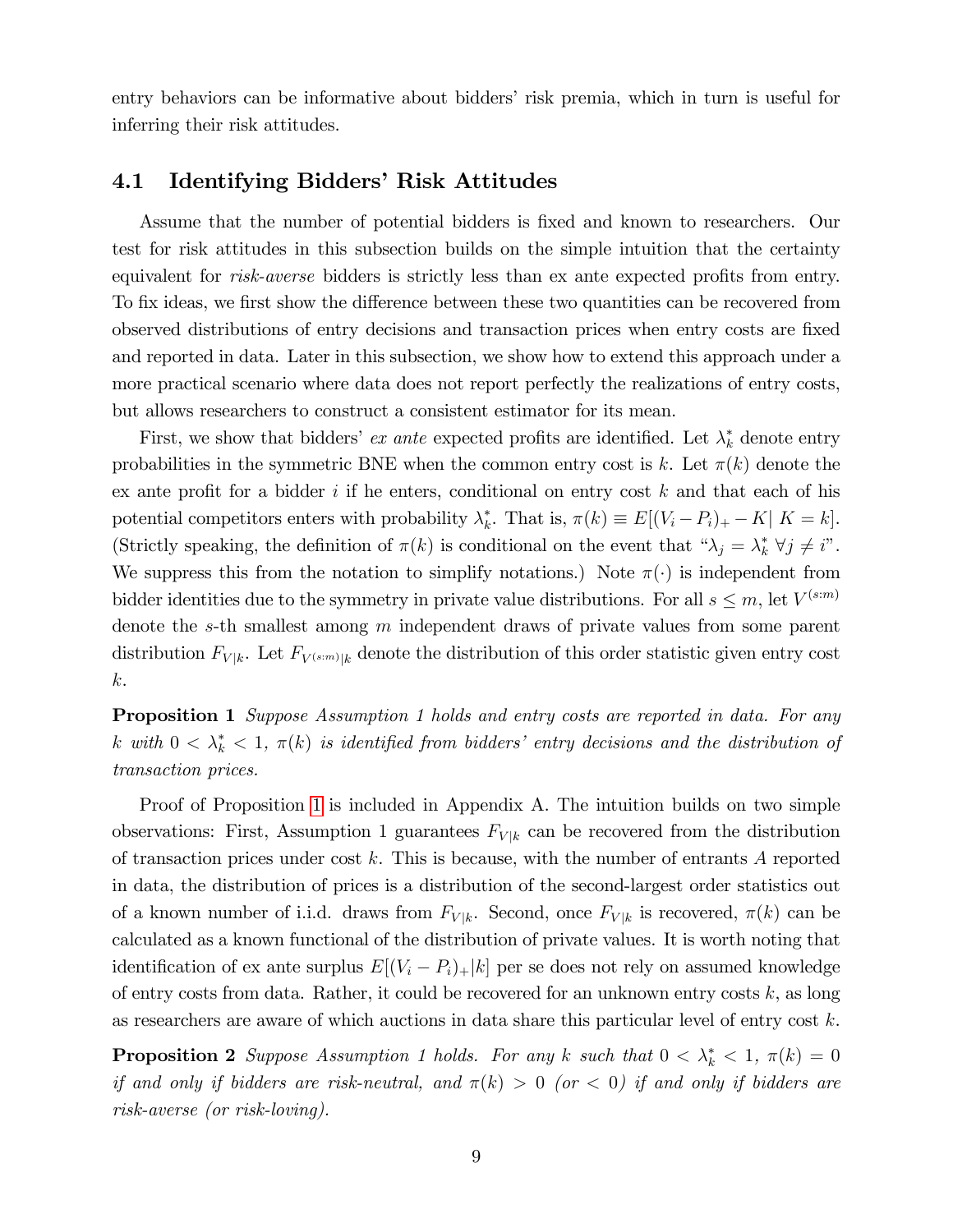entry behaviors can be informative about bidders' risk premia, which in turn is useful for inferring their risk attitudes.

### 4.1 Identifying Bidders' Risk Attitudes

Assume that the number of potential bidders is fixed and known to researchers. Our test for risk attitudes in this subsection builds on the simple intuition that the certainty equivalent for *risk-averse* bidders is strictly less than ex ante expected profits from entry. To fix ideas, we first show the difference between these two quantities can be recovered from observed distributions of entry decisions and transaction prices when entry costs are fixed and reported in data. Later in this subsection, we show how to extend this approach under a more practical scenario where data does not report perfectly the realizations of entry costs, but allows researchers to construct a consistent estimator for its mean.

First, we show that bidders' *ex ante* expected profits are identified. Let $\lambda_k^*$ denote entry probabilities in the symmetric BNE when the common entry cost is $k$. Let $\pi(k)$ denote the ex ante profit for a bidder $i$ if he enters, conditional on entry cost $k$ and that each of his potential competitors enters with probability $\lambda_k^*$. That is, $\pi(k) \equiv E[(V_i - P_i)_+ - K|\ K = k]$. (Strictly speaking, the definition of $\pi(k)$ is conditional on the event that "$\lambda_j = \lambda_k^*\ \forall j \neq i$". We suppress this from the notation to simplify notations.) Note $\pi(\cdot)$ is independent from bidder identities due to the symmetry in private value distributions. For all $s \leq m$, let $V^{(s:m)}$ denote the $s$-th smallest among $m$ independent draws of private values from some parent distribution $F_{V|k}$. Let $F_{V^{(s:m)}|k}$ denote the distribution of this order statistic given entry cost $k$.

**Proposition 1** *Suppose Assumption 1 holds and entry costs are reported in data. For any $k$ with $0 < \lambda_k^* < 1$, $\pi(k)$ is identified from bidders' entry decisions and the distribution of transaction prices.*

Proof of Proposition 1 is included in Appendix A. The intuition builds on two simple observations: First, Assumption 1 guarantees $F_{V|k}$ can be recovered from the distribution of transaction prices under cost $k$. This is because, with the number of entrants $A$ reported in data, the distribution of prices is a distribution of the second-largest order statistics out of a known number of i.i.d. draws from $F_{V|k}$. Second, once $F_{V|k}$ is recovered, $\pi(k)$ can be calculated as a known functional of the distribution of private values. It is worth noting that identification of ex ante surplus $E[(V_i - P_i)_+|k]$ per se does not rely on assumed knowledge of entry costs from data. Rather, it could be recovered for an unknown entry costs $k$, as long as researchers are aware of which auctions in data share this particular level of entry cost $k$.

**Proposition 2** *Suppose Assumption 1 holds. For any $k$ such that $0 < \lambda_k^* < 1$, $\pi(k) = 0$ if and only if bidders are risk-neutral, and $\pi(k) > 0$ (or $< 0$) if and only if bidders are risk-averse (or risk-loving).*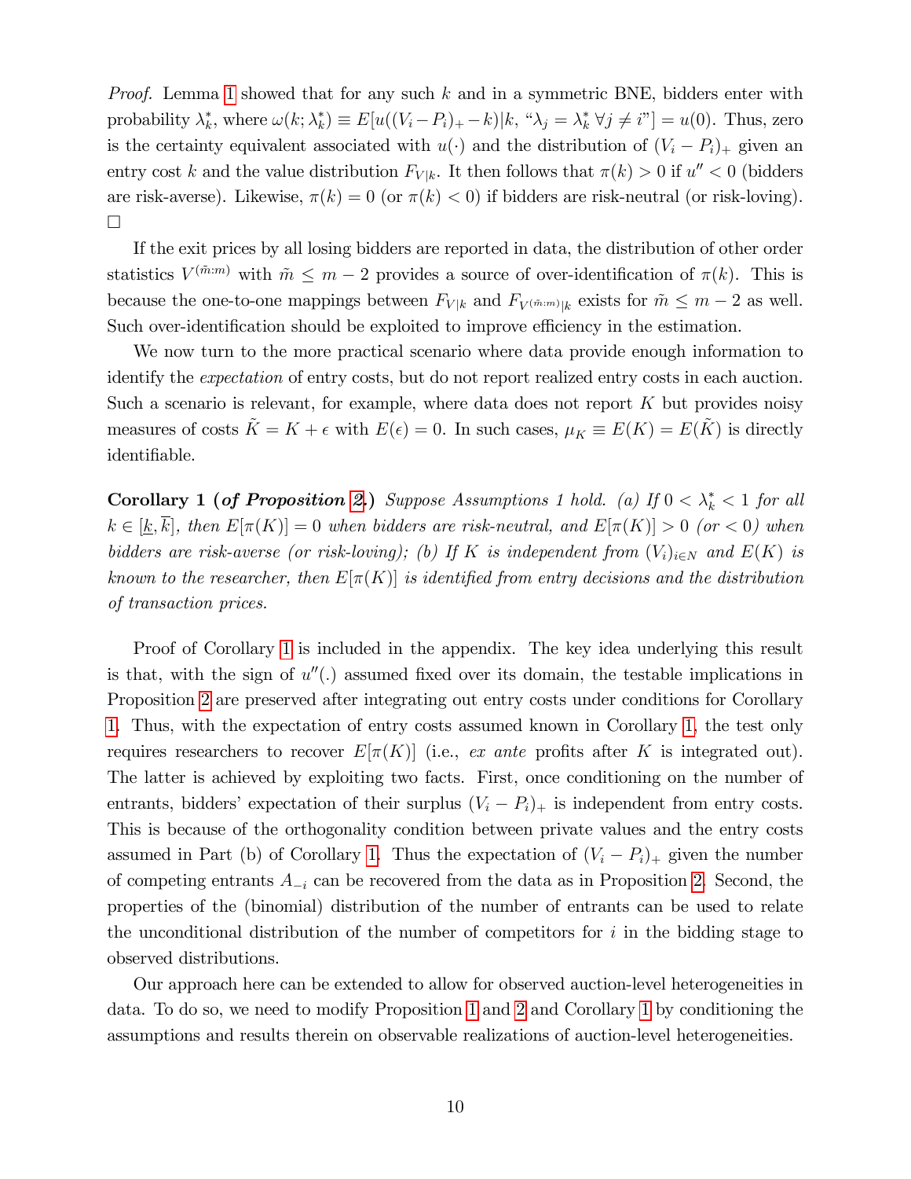*Proof.* Lemma 1 showed that for any such $k$ and in a symmetric BNE, bidders enter with probability $\lambda_k^*$, where $\omega(k;\lambda_k^*) \equiv E[u((V_i - P_i)_+ - k)|k, \text{“}\lambda_j = \lambda_k^* \; \forall j \neq i\text{”}] = u(0)$. Thus, zero is the certainty equivalent associated with $u(\cdot)$ and the distribution of $(V_i - P_i)_+$ given an entry cost $k$ and the value distribution $F_{V|k}$. It then follows that $\pi(k) > 0$ if $u'' < 0$ (bidders are risk-averse). Likewise, $\pi(k) = 0$ (or $\pi(k) < 0$) if bidders are risk-neutral (or risk-loving). □

If the exit prices by all losing bidders are reported in data, the distribution of other order statistics $V^{(\tilde{m}:m)}$ with $\tilde{m} \leq m-2$ provides a source of over-identification of $\pi(k)$. This is because the one-to-one mappings between $F_{V|k}$ and $F_{V^{(\tilde{m}:m)}|k}$ exists for $\tilde{m} \leq m-2$ as well. Such over-identification should be exploited to improve efficiency in the estimation.

We now turn to the more practical scenario where data provide enough information to identify the *expectation* of entry costs, but do not report realized entry costs in each auction. Such a scenario is relevant, for example, where data does not report $K$ but provides noisy measures of costs $\tilde{K} = K + \epsilon$ with $E(\epsilon) = 0$. In such cases, $\mu_K \equiv E(K) = E(\tilde{K})$ is directly identifiable.

**Corollary 1 (*of Proposition 2.*)** *Suppose Assumptions 1 hold. (a) If $0 < \lambda_k^* < 1$ for all $k \in [\underline{k}, \overline{k}]$, then $E[\pi(K)] = 0$ when bidders are risk-neutral, and $E[\pi(K)] > 0$ (or $< 0$) when bidders are risk-averse (or risk-loving); (b) If $K$ is independent from $(V_i)_{i \in N}$ and $E(K)$ is known to the researcher, then $E[\pi(K)]$ is identified from entry decisions and the distribution of transaction prices.*

Proof of Corollary 1 is included in the appendix. The key idea underlying this result is that, with the sign of $u''(.)$ assumed fixed over its domain, the testable implications in Proposition 2 are preserved after integrating out entry costs under conditions for Corollary 1. Thus, with the expectation of entry costs assumed known in Corollary 1, the test only requires researchers to recover $E[\pi(K)]$ (i.e., *ex ante* profits after $K$ is integrated out). The latter is achieved by exploiting two facts. First, once conditioning on the number of entrants, bidders' expectation of their surplus $(V_i - P_i)_+$ is independent from entry costs. This is because of the orthogonality condition between private values and the entry costs assumed in Part (b) of Corollary 1. Thus the expectation of $(V_i - P_i)_+$ given the number of competing entrants $A_{-i}$ can be recovered from the data as in Proposition 2. Second, the properties of the (binomial) distribution of the number of entrants can be used to relate the unconditional distribution of the number of competitors for $i$ in the bidding stage to observed distributions.

Our approach here can be extended to allow for observed auction-level heterogeneities in data. To do so, we need to modify Proposition 1 and 2 and Corollary 1 by conditioning the assumptions and results therein on observable realizations of auction-level heterogeneities.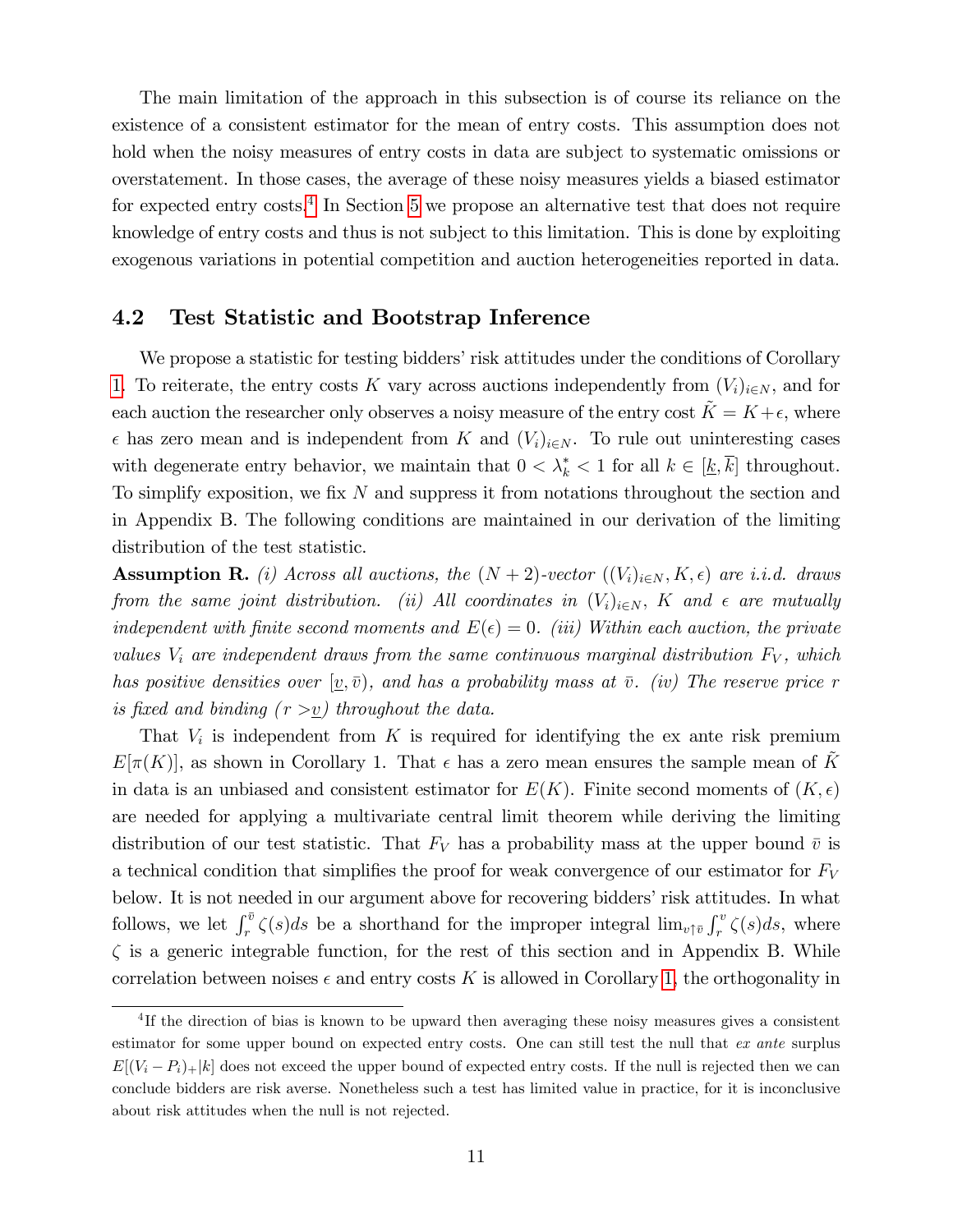The main limitation of the approach in this subsection is of course its reliance on the existence of a consistent estimator for the mean of entry costs. This assumption does not hold when the noisy measures of entry costs in data are subject to systematic omissions or overstatement. In those cases, the average of these noisy measures yields a biased estimator for expected entry costs.[4] In Section 5 we propose an alternative test that does not require knowledge of entry costs and thus is not subject to this limitation. This is done by exploiting exogenous variations in potential competition and auction heterogeneities reported in data.

## 4.2 Test Statistic and Bootstrap Inference

We propose a statistic for testing bidders' risk attitudes under the conditions of Corollary 1. To reiterate, the entry costs $K$ vary across auctions independently from $(V_i)_{i\in N}$, and for each auction the researcher only observes a noisy measure of the entry cost $\tilde{K} = K + \epsilon$, where $\epsilon$ has zero mean and is independent from $K$ and $(V_i)_{i\in N}$. To rule out uninteresting cases with degenerate entry behavior, we maintain that $0 < \lambda_k^* < 1$ for all $k \in [\underline{k}, \overline{k}]$ throughout. To simplify exposition, we fix $N$ and suppress it from notations throughout the section and in Appendix B. The following conditions are maintained in our derivation of the limiting distribution of the test statistic.

**Assumption R.** *(i) Across all auctions, the $(N+2)$-vector $((V_i)_{i\in N}, K, \epsilon)$ are i.i.d. draws from the same joint distribution. (ii) All coordinates in $(V_i)_{i\in N}$, $K$ and $\epsilon$ are mutually independent with finite second moments and $E(\epsilon) = 0$. (iii) Within each auction, the private values $V_i$ are independent draws from the same continuous marginal distribution $F_V$, which has positive densities over $[\underline{v}, \bar{v})$, and has a probability mass at $\bar{v}$. (iv) The reserve price $r$ is fixed and binding ($r > \underline{v}$) throughout the data.*

That $V_i$ is independent from $K$ is required for identifying the ex ante risk premium $E[\pi(K)]$, as shown in Corollary 1. That $\epsilon$ has a zero mean ensures the sample mean of $\tilde{K}$ in data is an unbiased and consistent estimator for $E(K)$. Finite second moments of $(K, \epsilon)$ are needed for applying a multivariate central limit theorem while deriving the limiting distribution of our test statistic. That $F_V$ has a probability mass at the upper bound $\bar{v}$ is a technical condition that simplifies the proof for weak convergence of our estimator for $F_V$ below. It is not needed in our argument above for recovering bidders' risk attitudes. In what follows, we let $\int_r^{\bar{v}} \zeta(s)ds$ be a shorthand for the improper integral $\lim_{v\uparrow\bar{v}} \int_r^{v} \zeta(s)ds$, where $\zeta$ is a generic integrable function, for the rest of this section and in Appendix B. While correlation between noises $\epsilon$ and entry costs $K$ is allowed in Corollary 1, the orthogonality in

[4] If the direction of bias is known to be upward then averaging these noisy measures gives a consistent estimator for some upper bound on expected entry costs. One can still test the null that *ex ante* surplus $E[(V_i - P_i)_+|k]$ does not exceed the upper bound of expected entry costs. If the null is rejected then we can conclude bidders are risk averse. Nonetheless such a test has limited value in practice, for it is inconclusive about risk attitudes when the null is not rejected.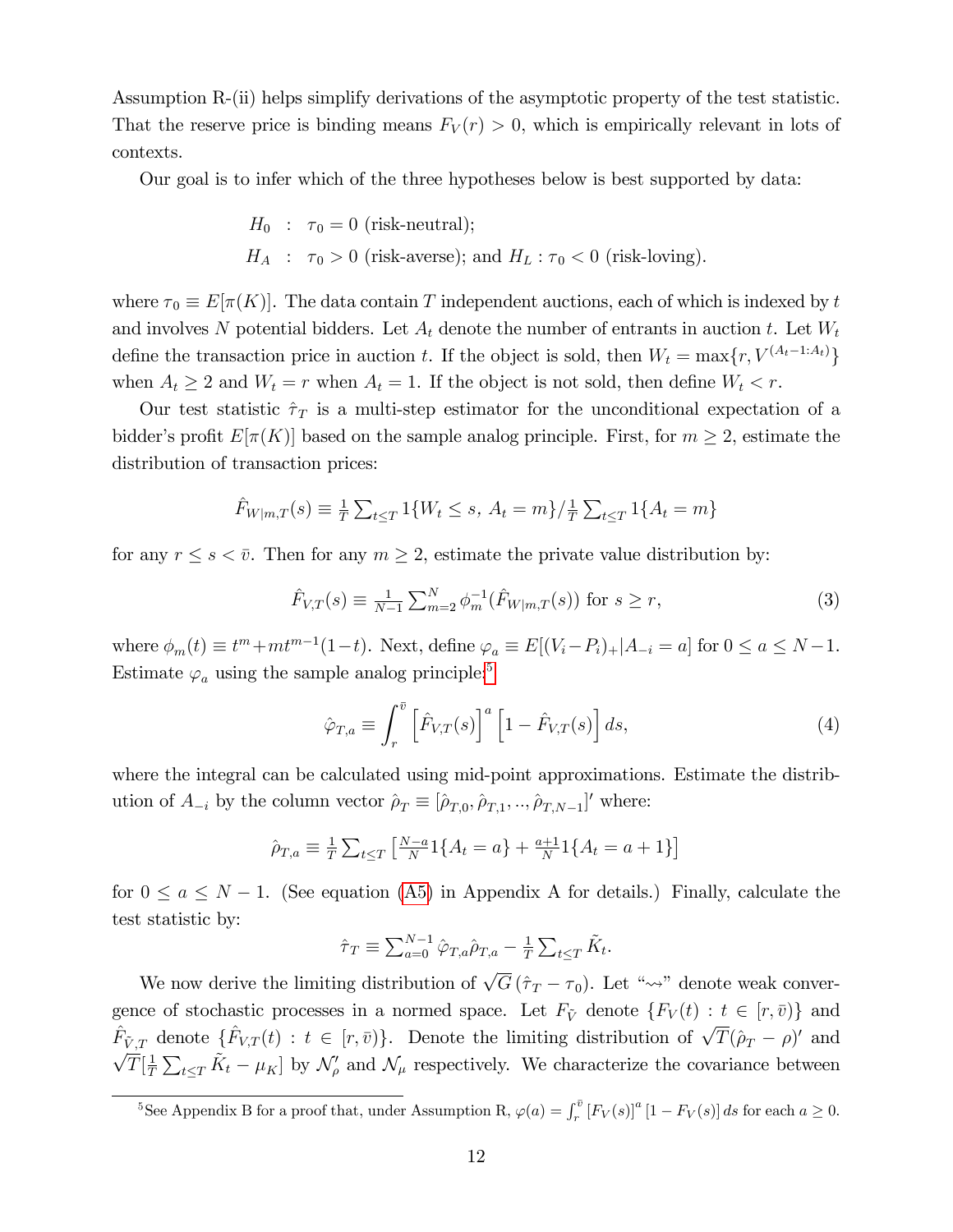Assumption R-(ii) helps simplify derivations of the asymptotic property of the test statistic. That the reserve price is binding means $F_V(r) > 0$, which is empirically relevant in lots of contexts.

Our goal is to infer which of the three hypotheses below is best supported by data:

$$
\begin{aligned}
H_0 &: \tau_0 = 0 \text{ (risk-neutral);} \\
H_A &: \tau_0 > 0 \text{ (risk-averse); and } H_L : \tau_0 < 0 \text{ (risk-loving).}
\end{aligned}
$$

where $\tau_0 \equiv E[\pi(K)]$. The data contain $T$ independent auctions, each of which is indexed by $t$ and involves $N$ potential bidders. Let $A_t$ denote the number of entrants in auction $t$. Let $W_t$ define the transaction price in auction $t$. If the object is sold, then $W_t = \max\{r, V^{(A_t-1:A_t)}\}$ when $A_t \geq 2$ and $W_t = r$ when $A_t = 1$. If the object is not sold, then define $W_t < r$.

Our test statistic $\hat{\tau}_T$ is a multi-step estimator for the unconditional expectation of a bidder's profit $E[\pi(K)]$ based on the sample analog principle. First, for $m \geq 2$, estimate the distribution of transaction prices:

$$
\hat{F}_{W|m,T}(s) \equiv \tfrac{1}{T}\textstyle\sum_{t\leq T} 1\{W_t \leq s,\, A_t = m\} / \tfrac{1}{T}\textstyle\sum_{t\leq T} 1\{A_t = m\}
$$

for any $r \leq s < \bar{v}$. Then for any $m \geq 2$, estimate the private value distribution by:

$$
\hat{F}_{V,T}(s) \equiv \tfrac{1}{N-1}\textstyle\sum_{m=2}^{N} \phi_m^{-1}(\hat{F}_{W|m,T}(s)) \text{ for } s \geq r, \tag{3}
$$

where $\phi_m(t) \equiv t^m + mt^{m-1}(1-t)$. Next, define $\varphi_a \equiv E[(V_i - P_i)_+ | A_{-i} = a]$ for $0 \leq a \leq N-1$. Estimate $\varphi_a$ using the sample analog principle:[5]

$$
\hat{\varphi}_{T,a} \equiv \int_r^{\bar{v}} \left[\hat{F}_{V,T}(s)\right]^a \left[1 - \hat{F}_{V,T}(s)\right] ds, \tag{4}
$$

where the integral can be calculated using mid-point approximations. Estimate the distribution of $A_{-i}$ by the column vector $\hat{\rho}_T \equiv [\hat{\rho}_{T,0}, \hat{\rho}_{T,1}, .., \hat{\rho}_{T,N-1}]'$ where:

$$
\hat{\rho}_{T,a} \equiv \tfrac{1}{T}\textstyle\sum_{t\leq T} \left[\tfrac{N-a}{N} 1\{A_t = a\} + \tfrac{a+1}{N} 1\{A_t = a+1\}\right]
$$

for $0 \leq a \leq N-1$. (See equation (A5) in Appendix A for details.) Finally, calculate the test statistic by:

$$
\hat{\tau}_T \equiv \textstyle\sum_{a=0}^{N-1} \hat{\varphi}_{T,a}\hat{\rho}_{T,a} - \tfrac{1}{T}\textstyle\sum_{t\leq T} \tilde{K}_t.
$$

We now derive the limiting distribution of $\sqrt{G}\,(\hat{\tau}_T - \tau_0)$. Let "$\rightsquigarrow$" denote weak convergence of stochastic processes in a normed space. Let $F_{\tilde{V}}$ denote $\{F_V(t) : t \in [r, \bar{v})\}$ and $\hat{F}_{\tilde{V},T}$ denote $\{\hat{F}_{V,T}(t) : t \in [r, \bar{v})\}$. Denote the limiting distribution of $\sqrt{T}(\hat{\rho}_T - \rho)'$ and $\sqrt{T}[\frac{1}{T}\sum_{t\leq T} \tilde{K}_t - \mu_K]$ by $\mathcal{N}'_\rho$ and $\mathcal{N}_\mu$ respectively. We characterize the covariance between

[5] See Appendix B for a proof that, under Assumption R, $\varphi(a) = \int_r^{\bar{v}} [F_V(s)]^a [1 - F_V(s)]\, ds$ for each $a \geq 0$.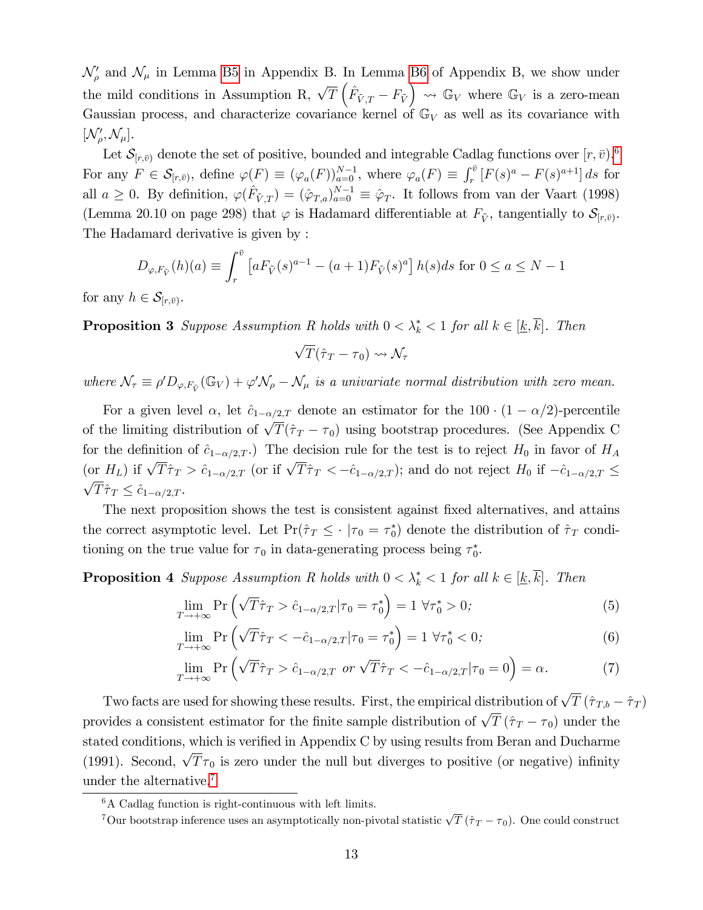$\mathcal{N}_\rho'$ and $\mathcal{N}_\mu$ in Lemma B5 in Appendix B. In Lemma B6 of Appendix B, we show under the mild conditions in Assumption R, $\sqrt{T}\left(\hat{F}_{\tilde{V},T} - F_{\tilde{V}}\right) \rightsquigarrow \mathbb{G}_V$ where $\mathbb{G}_V$ is a zero-mean Gaussian process, and characterize covariance kernel of $\mathbb{G}_V$ as well as its covariance with $[\mathcal{N}_\rho', \mathcal{N}_\mu]$.

Let $\mathcal{S}_{[r,\bar{v})}$ denote the set of positive, bounded and integrable Cadlag functions over $[r,\bar{v})$.[6] For any $F \in \mathcal{S}_{[r,\bar{v})}$, define $\varphi(F) \equiv (\varphi_a(F))_{a=0}^{N-1}$, where $\varphi_a(F) \equiv \int_r^{\bar{v}} \left[F(s)^a - F(s)^{a+1}\right] ds$ for all $a \geq 0$. By definition, $\varphi(\hat{F}_{\tilde{V},T}) = (\hat{\varphi}_{T,a})_{a=0}^{N-1} \equiv \hat{\varphi}_T$. It follows from van der Vaart (1998) (Lemma 20.10 on page 298) that $\varphi$ is Hadamard differentiable at $F_{\tilde{V}}$, tangentially to $\mathcal{S}_{[r,\bar{v})}$. The Hadamard derivative is given by :

$$D_{\varphi,F_{\tilde{V}}}(h)(a) \equiv \int_r^{\bar{v}} \left[aF_{\tilde{V}}(s)^{a-1} - (a+1)F_{\tilde{V}}(s)^a\right] h(s)ds \text{ for } 0 \leq a \leq N-1$$

for any $h \in \mathcal{S}_{[r,\bar{v})}$.

**Proposition 3** *Suppose Assumption R holds with $0 < \lambda_k^* < 1$ for all $k \in [\underline{k}, \overline{k}]$. Then*

$$\sqrt{T}(\hat{\tau}_T - \tau_0) \rightsquigarrow \mathcal{N}_\tau$$

*where $\mathcal{N}_\tau \equiv \rho' D_{\varphi,F_{\tilde{V}}}(\mathbb{G}_V) + \varphi'\mathcal{N}_\rho - \mathcal{N}_\mu$ is a univariate normal distribution with zero mean.*

For a given level $\alpha$, let $\hat{c}_{1-\alpha/2,T}$ denote an estimator for the $100 \cdot (1-\alpha/2)$-percentile of the limiting distribution of $\sqrt{T}(\hat{\tau}_T - \tau_0)$ using bootstrap procedures. (See Appendix C for the definition of $\hat{c}_{1-\alpha/2,T}$.) The decision rule for the test is to reject $H_0$ in favor of $H_A$ (or $H_L$) if $\sqrt{T}\hat{\tau}_T > \hat{c}_{1-\alpha/2,T}$ (or if $\sqrt{T}\hat{\tau}_T < -\hat{c}_{1-\alpha/2,T}$); and do not reject $H_0$ if $-\hat{c}_{1-\alpha/2,T} \leq \sqrt{T}\hat{\tau}_T \leq \hat{c}_{1-\alpha/2,T}$.

The next proposition shows the test is consistent against fixed alternatives, and attains the correct asymptotic level. Let $\Pr(\hat{\tau}_T \leq \cdot \,|\tau_0 = \tau_0^*)$ denote the distribution of $\hat{\tau}_T$ conditioning on the true value for $\tau_0$ in data-generating process being $\tau_0^*$.

**Proposition 4** *Suppose Assumption R holds with $0 < \lambda_k^* < 1$ for all $k \in [\underline{k}, \overline{k}]$. Then*

$$\lim_{T\to+\infty} \Pr\left(\sqrt{T}\hat{\tau}_T > \hat{c}_{1-\alpha/2,T}|\tau_0 = \tau_0^*\right) = 1 \;\forall \tau_0^* > 0; \tag{5}$$

$$\lim_{T\to+\infty} \Pr\left(\sqrt{T}\hat{\tau}_T < -\hat{c}_{1-\alpha/2,T}|\tau_0 = \tau_0^*\right) = 1 \;\forall \tau_0^* < 0; \tag{6}$$

$$\lim_{T\to+\infty} \Pr\left(\sqrt{T}\hat{\tau}_T > \hat{c}_{1-\alpha/2,T} \text{ or } \sqrt{T}\hat{\tau}_T < -\hat{c}_{1-\alpha/2,T}|\tau_0 = 0\right) = \alpha. \tag{7}$$

Two facts are used for showing these results. First, the empirical distribution of $\sqrt{T}\left(\hat{\tau}_{T,b} - \hat{\tau}_T\right)$ provides a consistent estimator for the finite sample distribution of $\sqrt{T}\left(\hat{\tau}_T - \tau_0\right)$ under the stated conditions, which is verified in Appendix C by using results from Beran and Ducharme (1991). Second, $\sqrt{T}\tau_0$ is zero under the null but diverges to positive (or negative) infinity under the alternative.[7]

[6] A Cadlag function is right-continuous with left limits.

[7] Our bootstrap inference uses an asymptotically non-pivotal statistic $\sqrt{T}\left(\hat{\tau}_T - \tau_0\right)$. One could construct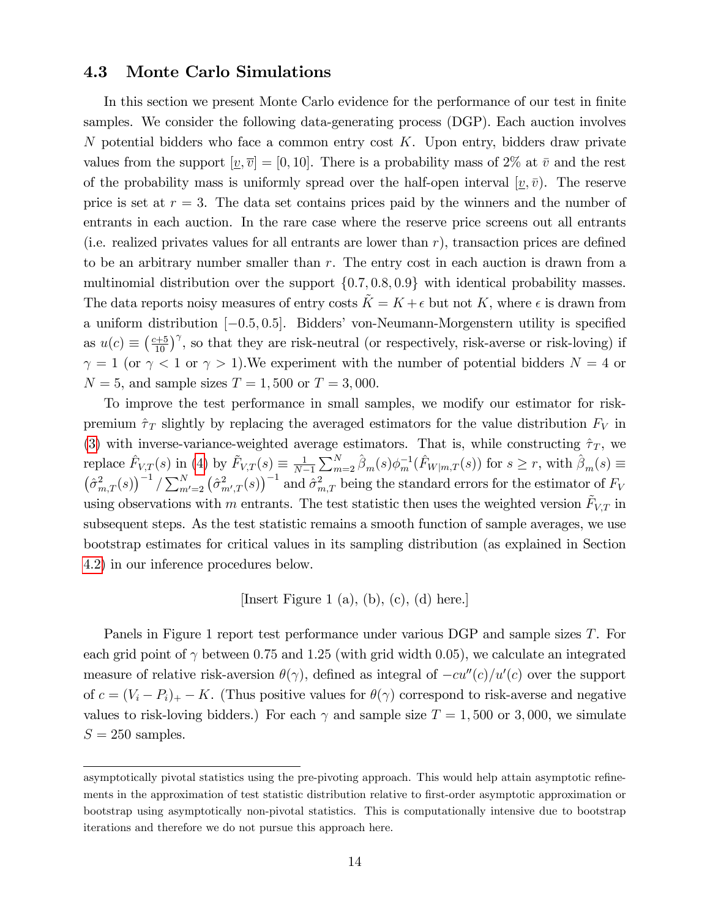### 4.3 Monte Carlo Simulations

In this section we present Monte Carlo evidence for the performance of our test in finite samples. We consider the following data-generating process (DGP). Each auction involves $N$ potential bidders who face a common entry cost $K$. Upon entry, bidders draw private values from the support $[\underline{v}, \overline{v}] = [0, 10]$. There is a probability mass of 2% at $\bar{v}$ and the rest of the probability mass is uniformly spread over the half-open interval $[\underline{v}, \bar{v})$. The reserve price is set at $r = 3$. The data set contains prices paid by the winners and the number of entrants in each auction. In the rare case where the reserve price screens out all entrants (i.e. realized privates values for all entrants are lower than $r$), transaction prices are defined to be an arbitrary number smaller than $r$. The entry cost in each auction is drawn from a multinomial distribution over the support $\{0.7, 0.8, 0.9\}$ with identical probability masses. The data reports noisy measures of entry costs $\tilde{K} = K + \epsilon$ but not $K$, where $\epsilon$ is drawn from a uniform distribution $[-0.5, 0.5]$. Bidders' von-Neumann-Morgenstern utility is specified as $u(c) \equiv \left(\frac{c+5}{10}\right)^{\gamma}$, so that they are risk-neutral (or respectively, risk-averse or risk-loving) if $\gamma = 1$ (or $\gamma < 1$ or $\gamma > 1$).We experiment with the number of potential bidders $N = 4$ or $N = 5$, and sample sizes $T = 1,500$ or $T = 3,000$.

To improve the test performance in small samples, we modify our estimator for risk-premium $\hat{\tau}_T$ slightly by replacing the averaged estimators for the value distribution $F_V$ in (3) with inverse-variance-weighted average estimators. That is, while constructing $\hat{\tau}_T$, we replace $\hat{F}_{V,T}(s)$ in (4) by $\tilde{F}_{V,T}(s) \equiv \frac{1}{N-1}\sum_{m=2}^{N} \hat{\beta}_m(s)\phi_m^{-1}(\hat{F}_{W|m,T}(s))$ for $s \geq r$, with $\hat{\beta}_m(s) \equiv \left(\hat{\sigma}^2_{m,T}(s)\right)^{-1} / \sum_{m'=2}^{N}\left(\hat{\sigma}^2_{m',T}(s)\right)^{-1}$ and $\hat{\sigma}^2_{m,T}$ being the standard errors for the estimator of $F_V$ using observations with $m$ entrants. The test statistic then uses the weighted version $\tilde{F}_{V,T}$ in subsequent steps. As the test statistic remains a smooth function of sample averages, we use bootstrap estimates for critical values in its sampling distribution (as explained in Section 4.2) in our inference procedures below.

[Insert Figure 1 (a), (b), (c), (d) here.]

Panels in Figure 1 report test performance under various DGP and sample sizes $T$. For each grid point of $\gamma$ between 0.75 and 1.25 (with grid width 0.05), we calculate an integrated measure of relative risk-aversion $\theta(\gamma)$, defined as integral of $-cu''(c)/u'(c)$ over the support of $c = (V_i - P_i)_+ - K$. (Thus positive values for $\theta(\gamma)$ correspond to risk-averse and negative values to risk-loving bidders.) For each $\gamma$ and sample size $T = 1,500$ or $3,000$, we simulate $S = 250$ samples.

---

asymptotically pivotal statistics using the pre-pivoting approach. This would help attain asymptotic refinements in the approximation of test statistic distribution relative to first-order asymptotic approximation or bootstrap using asymptotically non-pivotal statistics. This is computationally intensive due to bootstrap iterations and therefore we do not pursue this approach here.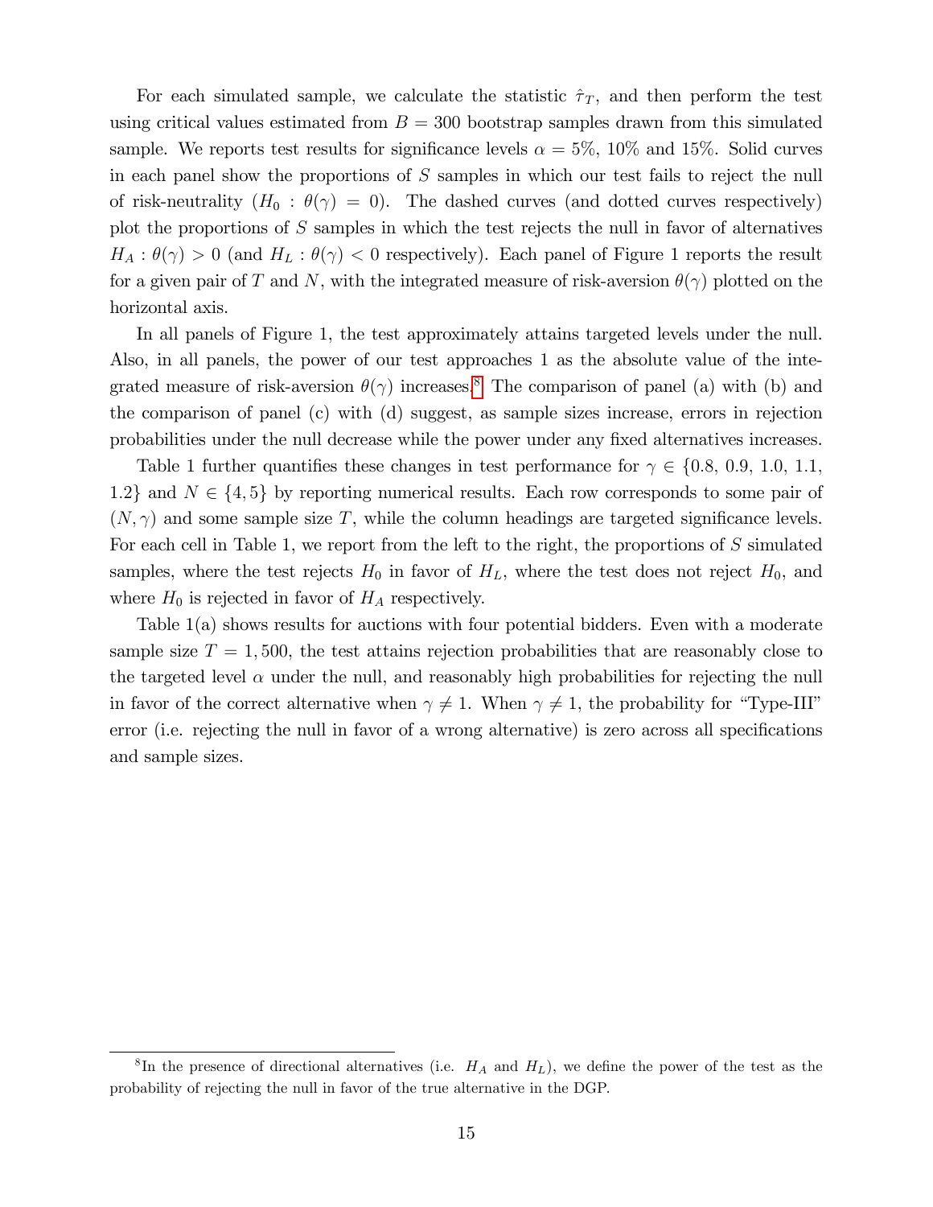For each simulated sample, we calculate the statistic $\hat{\tau}_T$, and then perform the test using critical values estimated from $B = 300$ bootstrap samples drawn from this simulated sample. We reports test results for significance levels $\alpha = 5\%$, $10\%$ and $15\%$. Solid curves in each panel show the proportions of $S$ samples in which our test fails to reject the null of risk-neutrality ($H_0 : \theta(\gamma) = 0$). The dashed curves (and dotted curves respectively) plot the proportions of $S$ samples in which the test rejects the null in favor of alternatives $H_A : \theta(\gamma) > 0$ (and $H_L : \theta(\gamma) < 0$ respectively). Each panel of Figure 1 reports the result for a given pair of $T$ and $N$, with the integrated measure of risk-aversion $\theta(\gamma)$ plotted on the horizontal axis.

In all panels of Figure 1, the test approximately attains targeted levels under the null. Also, in all panels, the power of our test approaches 1 as the absolute value of the integrated measure of risk-aversion $\theta(\gamma)$ increases.[8] The comparison of panel (a) with (b) and the comparison of panel (c) with (d) suggest, as sample sizes increase, errors in rejection probabilities under the null decrease while the power under any fixed alternatives increases.

Table 1 further quantifies these changes in test performance for $\gamma \in \{0.8, 0.9, 1.0, 1.1, 1.2\}$ and $N \in \{4, 5\}$ by reporting numerical results. Each row corresponds to some pair of $(N, \gamma)$ and some sample size $T$, while the column headings are targeted significance levels. For each cell in Table 1, we report from the left to the right, the proportions of $S$ simulated samples, where the test rejects $H_0$ in favor of $H_L$, where the test does not reject $H_0$, and where $H_0$ is rejected in favor of $H_A$ respectively.

Table 1(a) shows results for auctions with four potential bidders. Even with a moderate sample size $T = 1,500$, the test attains rejection probabilities that are reasonably close to the targeted level $\alpha$ under the null, and reasonably high probabilities for rejecting the null in favor of the correct alternative when $\gamma \neq 1$. When $\gamma \neq 1$, the probability for "Type-III" error (i.e. rejecting the null in favor of a wrong alternative) is zero across all specifications and sample sizes.

[8] In the presence of directional alternatives (i.e. $H_A$ and $H_L$), we define the power of the test as the probability of rejecting the null in favor of the true alternative in the DGP.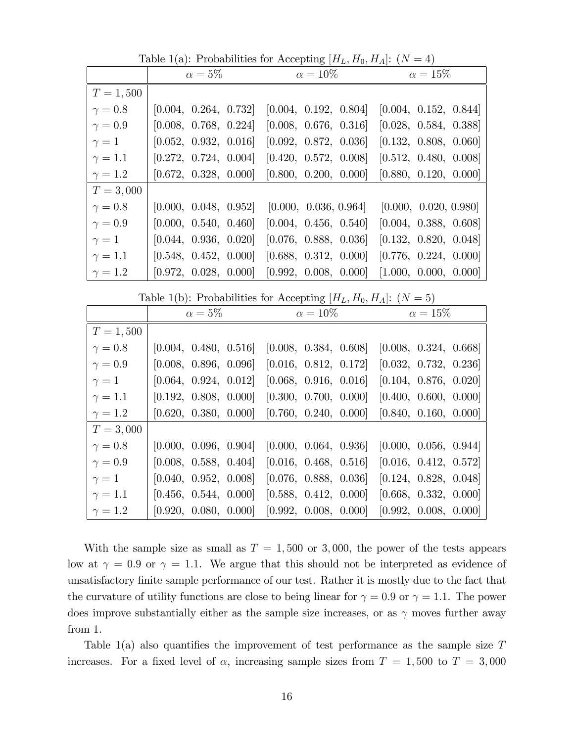Table 1(a): Probabilities for Accepting $[H_L, H_0, H_A]$: $(N = 4)$

| | $\alpha = 5\%$ | $\alpha = 10\%$ | $\alpha = 15\%$ |
|---|---|---|---|
| $T = 1,500$ | | | |
| $\gamma = 0.8$ | [0.004, 0.264, 0.732] | [0.004, 0.192, 0.804] | [0.004, 0.152, 0.844] |
| $\gamma = 0.9$ | [0.008, 0.768, 0.224] | [0.008, 0.676, 0.316] | [0.028, 0.584, 0.388] |
| $\gamma = 1$ | [0.052, 0.932, 0.016] | [0.092, 0.872, 0.036] | [0.132, 0.808, 0.060] |
| $\gamma = 1.1$ | [0.272, 0.724, 0.004] | [0.420, 0.572, 0.008] | [0.512, 0.480, 0.008] |
| $\gamma = 1.2$ | [0.672, 0.328, 0.000] | [0.800, 0.200, 0.000] | [0.880, 0.120, 0.000] |
| $T = 3,000$ | | | |
| $\gamma = 0.8$ | [0.000, 0.048, 0.952] | [0.000, 0.036, 0.964] | [0.000, 0.020, 0.980] |
| $\gamma = 0.9$ | [0.000, 0.540, 0.460] | [0.004, 0.456, 0.540] | [0.004, 0.388, 0.608] |
| $\gamma = 1$ | [0.044, 0.936, 0.020] | [0.076, 0.888, 0.036] | [0.132, 0.820, 0.048] |
| $\gamma = 1.1$ | [0.548, 0.452, 0.000] | [0.688, 0.312, 0.000] | [0.776, 0.224, 0.000] |
| $\gamma = 1.2$ | [0.972, 0.028, 0.000] | [0.992, 0.008, 0.000] | [1.000, 0.000, 0.000] |

Table 1(b): Probabilities for Accepting $[H_L, H_0, H_A]$: $(N = 5)$

| | $\alpha = 5\%$ | $\alpha = 10\%$ | $\alpha = 15\%$ |
|---|---|---|---|
| $T = 1,500$ | | | |
| $\gamma = 0.8$ | [0.004, 0.480, 0.516] | [0.008, 0.384, 0.608] | [0.008, 0.324, 0.668] |
| $\gamma = 0.9$ | [0.008, 0.896, 0.096] | [0.016, 0.812, 0.172] | [0.032, 0.732, 0.236] |
| $\gamma = 1$ | [0.064, 0.924, 0.012] | [0.068, 0.916, 0.016] | [0.104, 0.876, 0.020] |
| $\gamma = 1.1$ | [0.192, 0.808, 0.000] | [0.300, 0.700, 0.000] | [0.400, 0.600, 0.000] |
| $\gamma = 1.2$ | [0.620, 0.380, 0.000] | [0.760, 0.240, 0.000] | [0.840, 0.160, 0.000] |
| $T = 3,000$ | | | |
| $\gamma = 0.8$ | [0.000, 0.096, 0.904] | [0.000, 0.064, 0.936] | [0.000, 0.056, 0.944] |
| $\gamma = 0.9$ | [0.008, 0.588, 0.404] | [0.016, 0.468, 0.516] | [0.016, 0.412, 0.572] |
| $\gamma = 1$ | [0.040, 0.952, 0.008] | [0.076, 0.888, 0.036] | [0.124, 0.828, 0.048] |
| $\gamma = 1.1$ | [0.456, 0.544, 0.000] | [0.588, 0.412, 0.000] | [0.668, 0.332, 0.000] |
| $\gamma = 1.2$ | [0.920, 0.080, 0.000] | [0.992, 0.008, 0.000] | [0.992, 0.008, 0.000] |

With the sample size as small as $T = 1,500$ or $3,000$, the power of the tests appears low at $\gamma = 0.9$ or $\gamma = 1.1$. We argue that this should not be interpreted as evidence of unsatisfactory finite sample performance of our test. Rather it is mostly due to the fact that the curvature of utility functions are close to being linear for $\gamma = 0.9$ or $\gamma = 1.1$. The power does improve substantially either as the sample size increases, or as $\gamma$ moves further away from 1.

Table 1(a) also quantifies the improvement of test performance as the sample size $T$ increases. For a fixed level of $\alpha$, increasing sample sizes from $T = 1,500$ to $T = 3,000$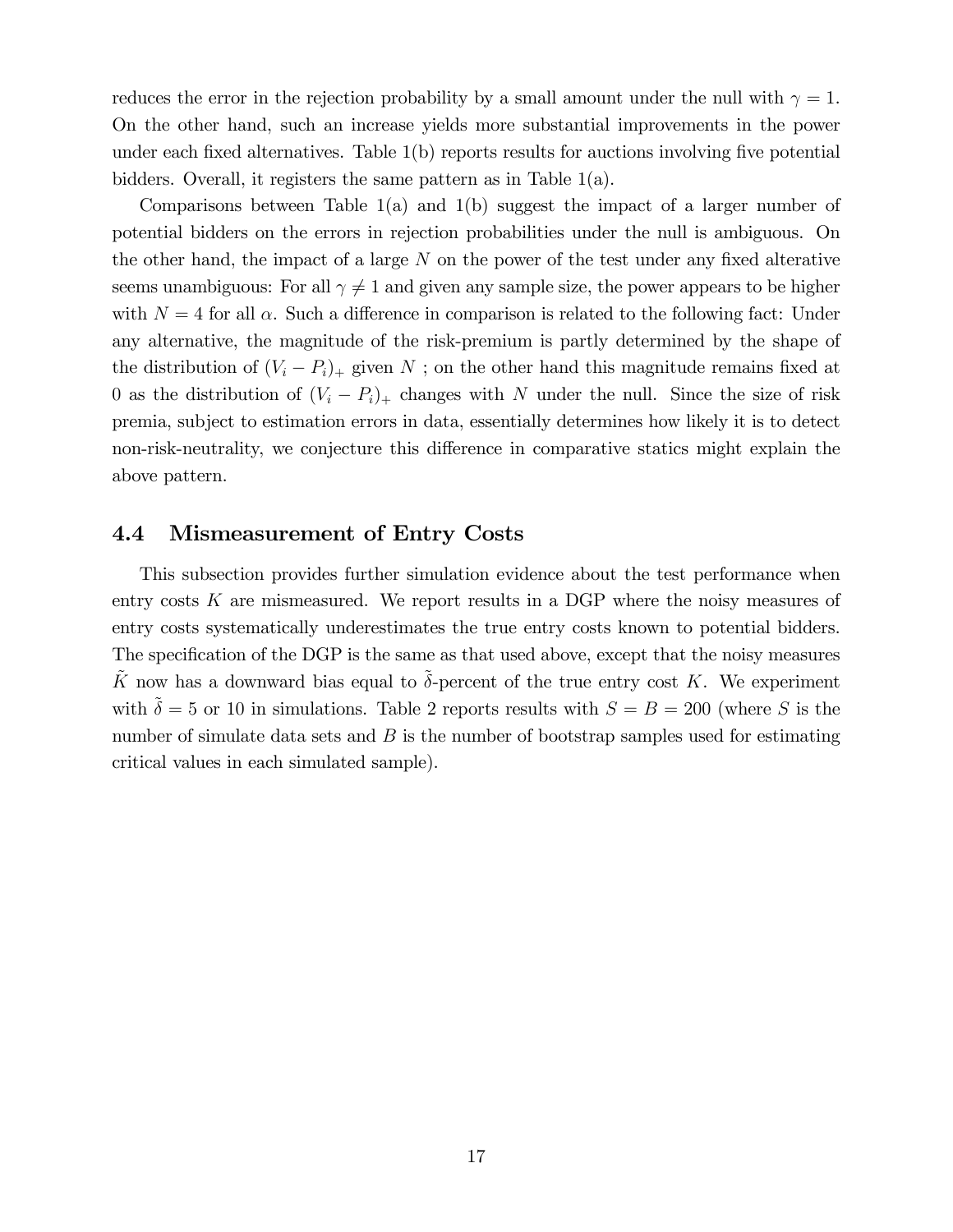reduces the error in the rejection probability by a small amount under the null with $\gamma = 1$. On the other hand, such an increase yields more substantial improvements in the power under each fixed alternatives. Table 1(b) reports results for auctions involving five potential bidders. Overall, it registers the same pattern as in Table 1(a).

Comparisons between Table 1(a) and 1(b) suggest the impact of a larger number of potential bidders on the errors in rejection probabilities under the null is ambiguous. On the other hand, the impact of a large $N$ on the power of the test under any fixed alterative seems unambiguous: For all $\gamma \neq 1$ and given any sample size, the power appears to be higher with $N = 4$ for all $\alpha$. Such a difference in comparison is related to the following fact: Under any alternative, the magnitude of the risk-premium is partly determined by the shape of the distribution of $(V_i - P_i)_+$ given $N$ ; on the other hand this magnitude remains fixed at 0 as the distribution of $(V_i - P_i)_+$ changes with $N$ under the null. Since the size of risk premia, subject to estimation errors in data, essentially determines how likely it is to detect non-risk-neutrality, we conjecture this difference in comparative statics might explain the above pattern.

## 4.4 Mismeasurement of Entry Costs

This subsection provides further simulation evidence about the test performance when entry costs $K$ are mismeasured. We report results in a DGP where the noisy measures of entry costs systematically underestimates the true entry costs known to potential bidders. The specification of the DGP is the same as that used above, except that the noisy measures $\tilde{K}$ now has a downward bias equal to $\tilde{\delta}$-percent of the true entry cost $K$. We experiment with $\tilde{\delta} = 5$ or 10 in simulations. Table 2 reports results with $S = B = 200$ (where $S$ is the number of simulate data sets and $B$ is the number of bootstrap samples used for estimating critical values in each simulated sample).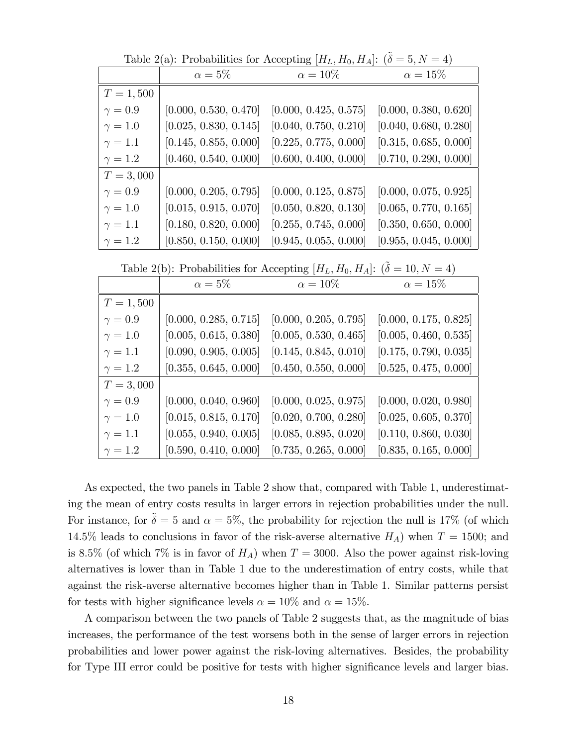Table 2(a): Probabilities for Accepting $[H_L, H_0, H_A]$: $(\tilde{\delta} = 5, N = 4)$

| | $\alpha = 5\%$ | $\alpha = 10\%$ | $\alpha = 15\%$ |
|---|---|---|---|
| $T = 1,500$ | | | |
| $\gamma = 0.9$ | [0.000, 0.530, 0.470] | [0.000, 0.425, 0.575] | [0.000, 0.380, 0.620] |
| $\gamma = 1.0$ | [0.025, 0.830, 0.145] | [0.040, 0.750, 0.210] | [0.040, 0.680, 0.280] |
| $\gamma = 1.1$ | [0.145, 0.855, 0.000] | [0.225, 0.775, 0.000] | [0.315, 0.685, 0.000] |
| $\gamma = 1.2$ | [0.460, 0.540, 0.000] | [0.600, 0.400, 0.000] | [0.710, 0.290, 0.000] |
| $T = 3,000$ | | | |
| $\gamma = 0.9$ | [0.000, 0.205, 0.795] | [0.000, 0.125, 0.875] | [0.000, 0.075, 0.925] |
| $\gamma = 1.0$ | [0.015, 0.915, 0.070] | [0.050, 0.820, 0.130] | [0.065, 0.770, 0.165] |
| $\gamma = 1.1$ | [0.180, 0.820, 0.000] | [0.255, 0.745, 0.000] | [0.350, 0.650, 0.000] |
| $\gamma = 1.2$ | [0.850, 0.150, 0.000] | [0.945, 0.055, 0.000] | [0.955, 0.045, 0.000] |

Table 2(b): Probabilities for Accepting $[H_L, H_0, H_A]$: $(\tilde{\delta} = 10, N = 4)$

| | $\alpha = 5\%$ | $\alpha = 10\%$ | $\alpha = 15\%$ |
|---|---|---|---|
| $T = 1,500$ | | | |
| $\gamma = 0.9$ | [0.000, 0.285, 0.715] | [0.000, 0.205, 0.795] | [0.000, 0.175, 0.825] |
| $\gamma = 1.0$ | [0.005, 0.615, 0.380] | [0.005, 0.530, 0.465] | [0.005, 0.460, 0.535] |
| $\gamma = 1.1$ | [0.090, 0.905, 0.005] | [0.145, 0.845, 0.010] | [0.175, 0.790, 0.035] |
| $\gamma = 1.2$ | [0.355, 0.645, 0.000] | [0.450, 0.550, 0.000] | [0.525, 0.475, 0.000] |
| $T = 3,000$ | | | |
| $\gamma = 0.9$ | [0.000, 0.040, 0.960] | [0.000, 0.025, 0.975] | [0.000, 0.020, 0.980] |
| $\gamma = 1.0$ | [0.015, 0.815, 0.170] | [0.020, 0.700, 0.280] | [0.025, 0.605, 0.370] |
| $\gamma = 1.1$ | [0.055, 0.940, 0.005] | [0.085, 0.895, 0.020] | [0.110, 0.860, 0.030] |
| $\gamma = 1.2$ | [0.590, 0.410, 0.000] | [0.735, 0.265, 0.000] | [0.835, 0.165, 0.000] |

As expected, the two panels in Table 2 show that, compared with Table 1, underestimating the mean of entry costs results in larger errors in rejection probabilities under the null. For instance, for $\tilde{\delta} = 5$ and $\alpha = 5\%$, the probability for rejection the null is 17% (of which 14.5% leads to conclusions in favor of the risk-averse alternative $H_A$) when $T = 1500$; and is 8.5% (of which 7% is in favor of $H_A$) when $T = 3000$. Also the power against risk-loving alternatives is lower than in Table 1 due to the underestimation of entry costs, while that against the risk-averse alternative becomes higher than in Table 1. Similar patterns persist for tests with higher significance levels $\alpha = 10\%$ and $\alpha = 15\%$.

A comparison between the two panels of Table 2 suggests that, as the magnitude of bias increases, the performance of the test worsens both in the sense of larger errors in rejection probabilities and lower power against the risk-loving alternatives. Besides, the probability for Type III error could be positive for tests with higher significance levels and larger bias.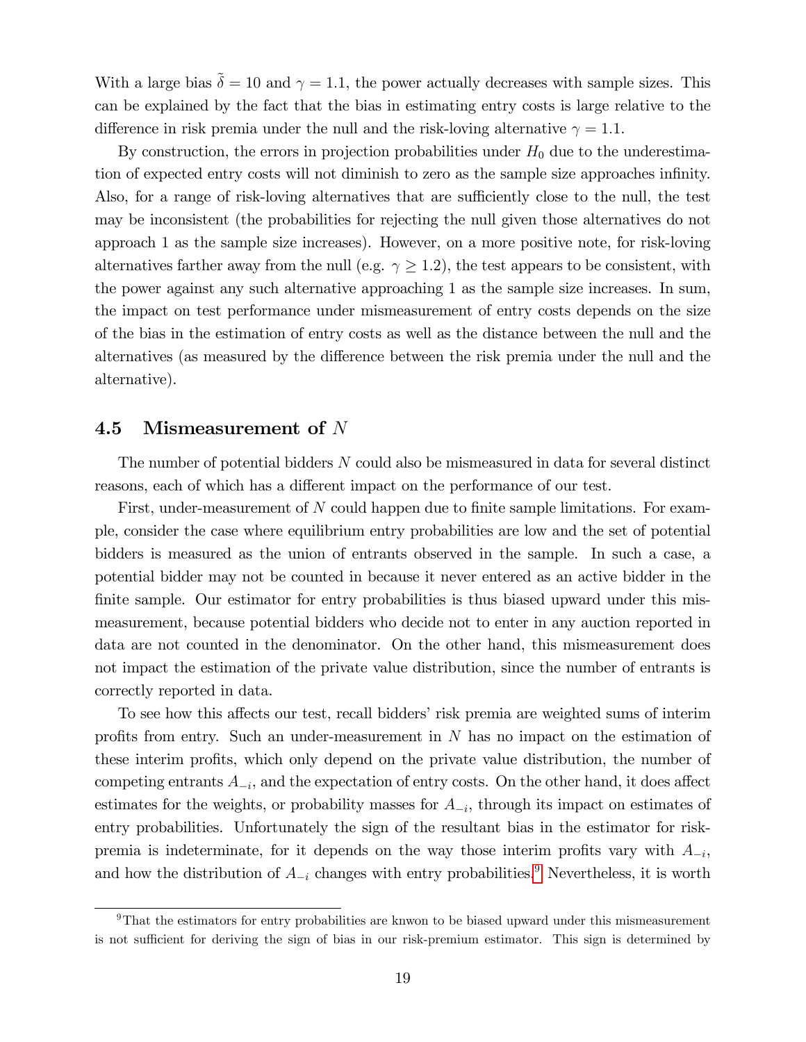With a large bias $\tilde{\delta} = 10$ and $\gamma = 1.1$, the power actually decreases with sample sizes. This can be explained by the fact that the bias in estimating entry costs is large relative to the difference in risk premia under the null and the risk-loving alternative $\gamma = 1.1$.

By construction, the errors in projection probabilities under $H_0$ due to the underestimation of expected entry costs will not diminish to zero as the sample size approaches infinity. Also, for a range of risk-loving alternatives that are sufficiently close to the null, the test may be inconsistent (the probabilities for rejecting the null given those alternatives do not approach 1 as the sample size increases). However, on a more positive note, for risk-loving alternatives farther away from the null (e.g. $\gamma \geq 1.2$), the test appears to be consistent, with the power against any such alternative approaching 1 as the sample size increases. In sum, the impact on test performance under mismeasurement of entry costs depends on the size of the bias in the estimation of entry costs as well as the distance between the null and the alternatives (as measured by the difference between the risk premia under the null and the alternative).

### 4.5 Mismeasurement of $N$

The number of potential bidders $N$ could also be mismeasured in data for several distinct reasons, each of which has a different impact on the performance of our test.

First, under-measurement of $N$ could happen due to finite sample limitations. For example, consider the case where equilibrium entry probabilities are low and the set of potential bidders is measured as the union of entrants observed in the sample. In such a case, a potential bidder may not be counted in because it never entered as an active bidder in the finite sample. Our estimator for entry probabilities is thus biased upward under this mismeasurement, because potential bidders who decide not to enter in any auction reported in data are not counted in the denominator. On the other hand, this mismeasurement does not impact the estimation of the private value distribution, since the number of entrants is correctly reported in data.

To see how this affects our test, recall bidders' risk premia are weighted sums of interim profits from entry. Such an under-measurement in $N$ has no impact on the estimation of these interim profits, which only depend on the private value distribution, the number of competing entrants $A_{-i}$, and the expectation of entry costs. On the other hand, it does affect estimates for the weights, or probability masses for $A_{-i}$, through its impact on estimates of entry probabilities. Unfortunately the sign of the resultant bias in the estimator for risk-premia is indeterminate, for it depends on the way those interim profits vary with $A_{-i}$, and how the distribution of $A_{-i}$ changes with entry probabilities.[9] Nevertheless, it is worth

[9] That the estimators for entry probabilities are knwon to be biased upward under this mismeasurement is not sufficient for deriving the sign of bias in our risk-premium estimator. This sign is determined by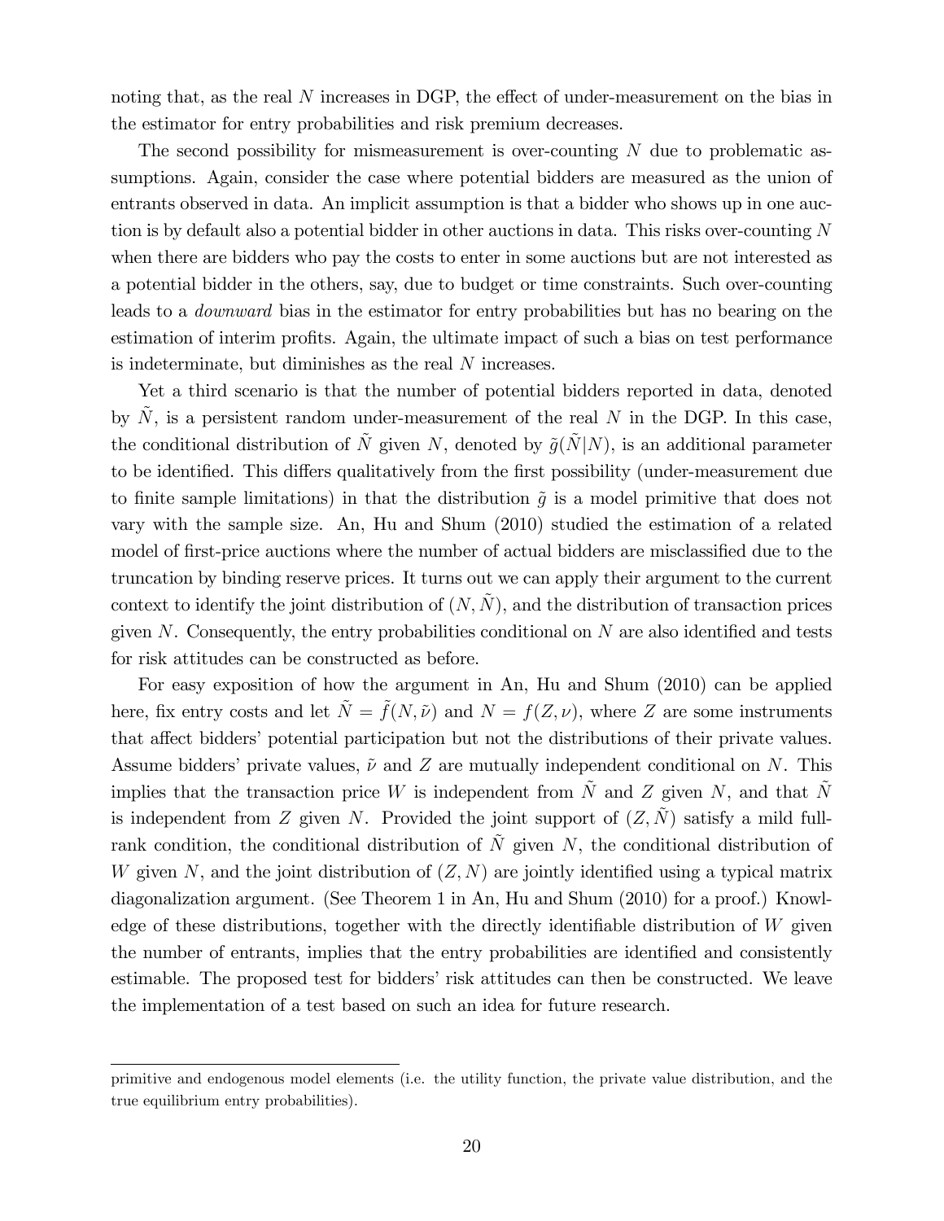noting that, as the real $N$ increases in DGP, the effect of under-measurement on the bias in the estimator for entry probabilities and risk premium decreases.

The second possibility for mismeasurement is over-counting $N$ due to problematic assumptions. Again, consider the case where potential bidders are measured as the union of entrants observed in data. An implicit assumption is that a bidder who shows up in one auction is by default also a potential bidder in other auctions in data. This risks over-counting $N$ when there are bidders who pay the costs to enter in some auctions but are not interested as a potential bidder in the others, say, due to budget or time constraints. Such over-counting leads to a *downward* bias in the estimator for entry probabilities but has no bearing on the estimation of interim profits. Again, the ultimate impact of such a bias on test performance is indeterminate, but diminishes as the real $N$ increases.

Yet a third scenario is that the number of potential bidders reported in data, denoted by $\tilde{N}$, is a persistent random under-measurement of the real $N$ in the DGP. In this case, the conditional distribution of $\tilde{N}$ given $N$, denoted by $\tilde{g}(\tilde{N}|N)$, is an additional parameter to be identified. This differs qualitatively from the first possibility (under-measurement due to finite sample limitations) in that the distribution $\tilde{g}$ is a model primitive that does not vary with the sample size. An, Hu and Shum (2010) studied the estimation of a related model of first-price auctions where the number of actual bidders are misclassified due to the truncation by binding reserve prices. It turns out we can apply their argument to the current context to identify the joint distribution of $(N, \tilde{N})$, and the distribution of transaction prices given $N$. Consequently, the entry probabilities conditional on $N$ are also identified and tests for risk attitudes can be constructed as before.

For easy exposition of how the argument in An, Hu and Shum (2010) can be applied here, fix entry costs and let $\tilde{N} = \tilde{f}(N, \tilde{\nu})$ and $N = f(Z, \nu)$, where $Z$ are some instruments that affect bidders' potential participation but not the distributions of their private values. Assume bidders' private values, $\tilde{\nu}$ and $Z$ are mutually independent conditional on $N$. This implies that the transaction price $W$ is independent from $\tilde{N}$ and $Z$ given $N$, and that $\tilde{N}$ is independent from $Z$ given $N$. Provided the joint support of $(Z, \tilde{N})$ satisfy a mild full-rank condition, the conditional distribution of $\tilde{N}$ given $N$, the conditional distribution of $W$ given $N$, and the joint distribution of $(Z, N)$ are jointly identified using a typical matrix diagonalization argument. (See Theorem 1 in An, Hu and Shum (2010) for a proof.) Knowledge of these distributions, together with the directly identifiable distribution of $W$ given the number of entrants, implies that the entry probabilities are identified and consistently estimable. The proposed test for bidders' risk attitudes can then be constructed. We leave the implementation of a test based on such an idea for future research.

primitive and endogenous model elements (i.e. the utility function, the private value distribution, and the true equilibrium entry probabilities).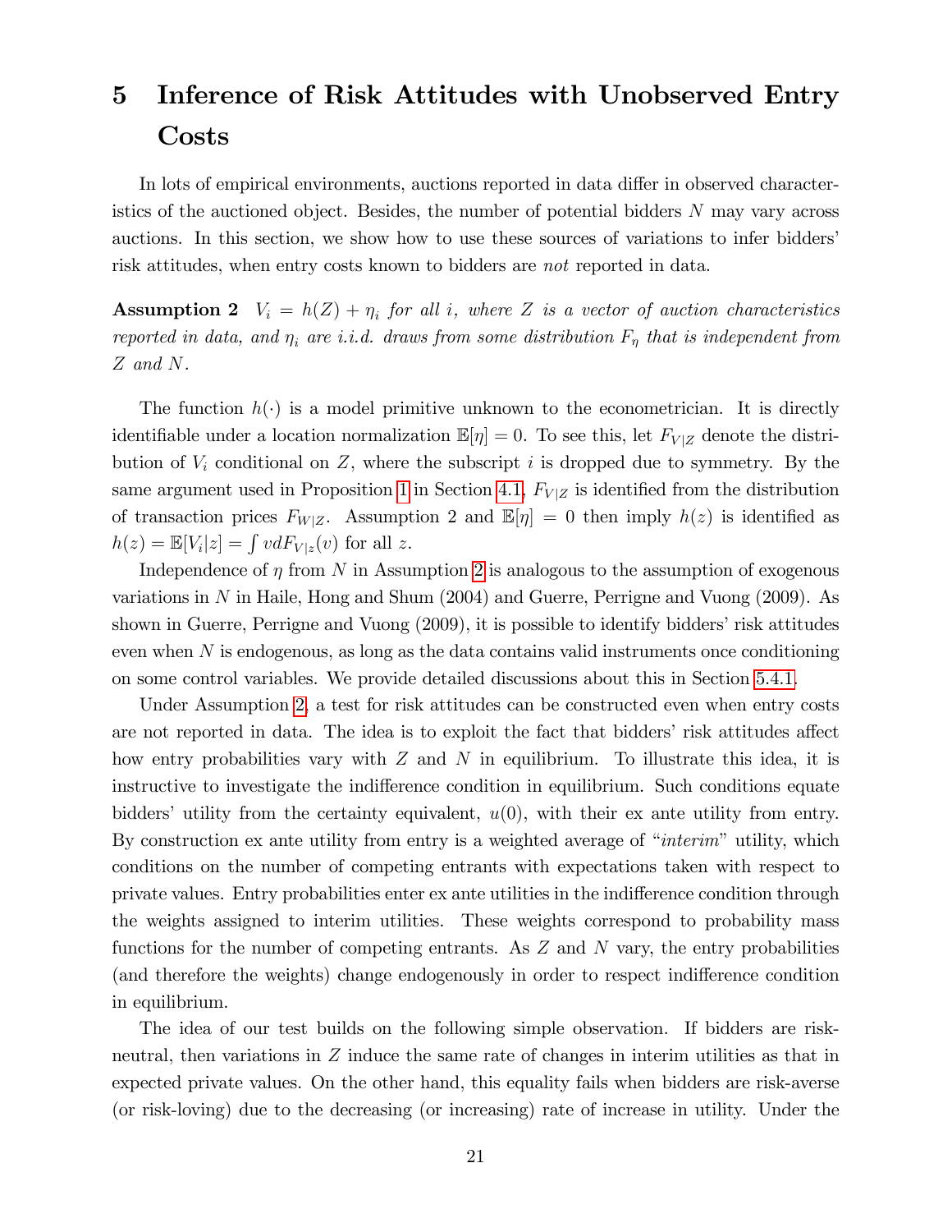# 5 Inference of Risk Attitudes with Unobserved Entry Costs

In lots of empirical environments, auctions reported in data differ in observed characteristics of the auctioned object. Besides, the number of potential bidders $N$ may vary across auctions. In this section, we show how to use these sources of variations to infer bidders' risk attitudes, when entry costs known to bidders are *not* reported in data.

**Assumption 2** *$V_i = h(Z) + \eta_i$ for all $i$, where $Z$ is a vector of auction characteristics reported in data, and $\eta_i$ are i.i.d. draws from some distribution $F_\eta$ that is independent from $Z$ and $N$.*

The function $h(\cdot)$ is a model primitive unknown to the econometrician. It is directly identifiable under a location normalization $\mathbb{E}[\eta] = 0$. To see this, let $F_{V|Z}$ denote the distribution of $V_i$ conditional on $Z$, where the subscript $i$ is dropped due to symmetry. By the same argument used in Proposition 1 in Section 4.1, $F_{V|Z}$ is identified from the distribution of transaction prices $F_{W|Z}$. Assumption 2 and $\mathbb{E}[\eta] = 0$ then imply $h(z)$ is identified as $h(z) = \mathbb{E}[V_i|z] = \int v dF_{V|z}(v)$ for all $z$.

Independence of $\eta$ from $N$ in Assumption 2 is analogous to the assumption of exogenous variations in $N$ in Haile, Hong and Shum (2004) and Guerre, Perrigne and Vuong (2009). As shown in Guerre, Perrigne and Vuong (2009), it is possible to identify bidders' risk attitudes even when $N$ is endogenous, as long as the data contains valid instruments once conditioning on some control variables. We provide detailed discussions about this in Section 5.4.1.

Under Assumption 2, a test for risk attitudes can be constructed even when entry costs are not reported in data. The idea is to exploit the fact that bidders' risk attitudes affect how entry probabilities vary with $Z$ and $N$ in equilibrium. To illustrate this idea, it is instructive to investigate the indifference condition in equilibrium. Such conditions equate bidders' utility from the certainty equivalent, $u(0)$, with their ex ante utility from entry. By construction ex ante utility from entry is a weighted average of "*interim*" utility, which conditions on the number of competing entrants with expectations taken with respect to private values. Entry probabilities enter ex ante utilities in the indifference condition through the weights assigned to interim utilities. These weights correspond to probability mass functions for the number of competing entrants. As $Z$ and $N$ vary, the entry probabilities (and therefore the weights) change endogenously in order to respect indifference condition in equilibrium.

The idea of our test builds on the following simple observation. If bidders are risk-neutral, then variations in $Z$ induce the same rate of changes in interim utilities as that in expected private values. On the other hand, this equality fails when bidders are risk-averse (or risk-loving) due to the decreasing (or increasing) rate of increase in utility. Under the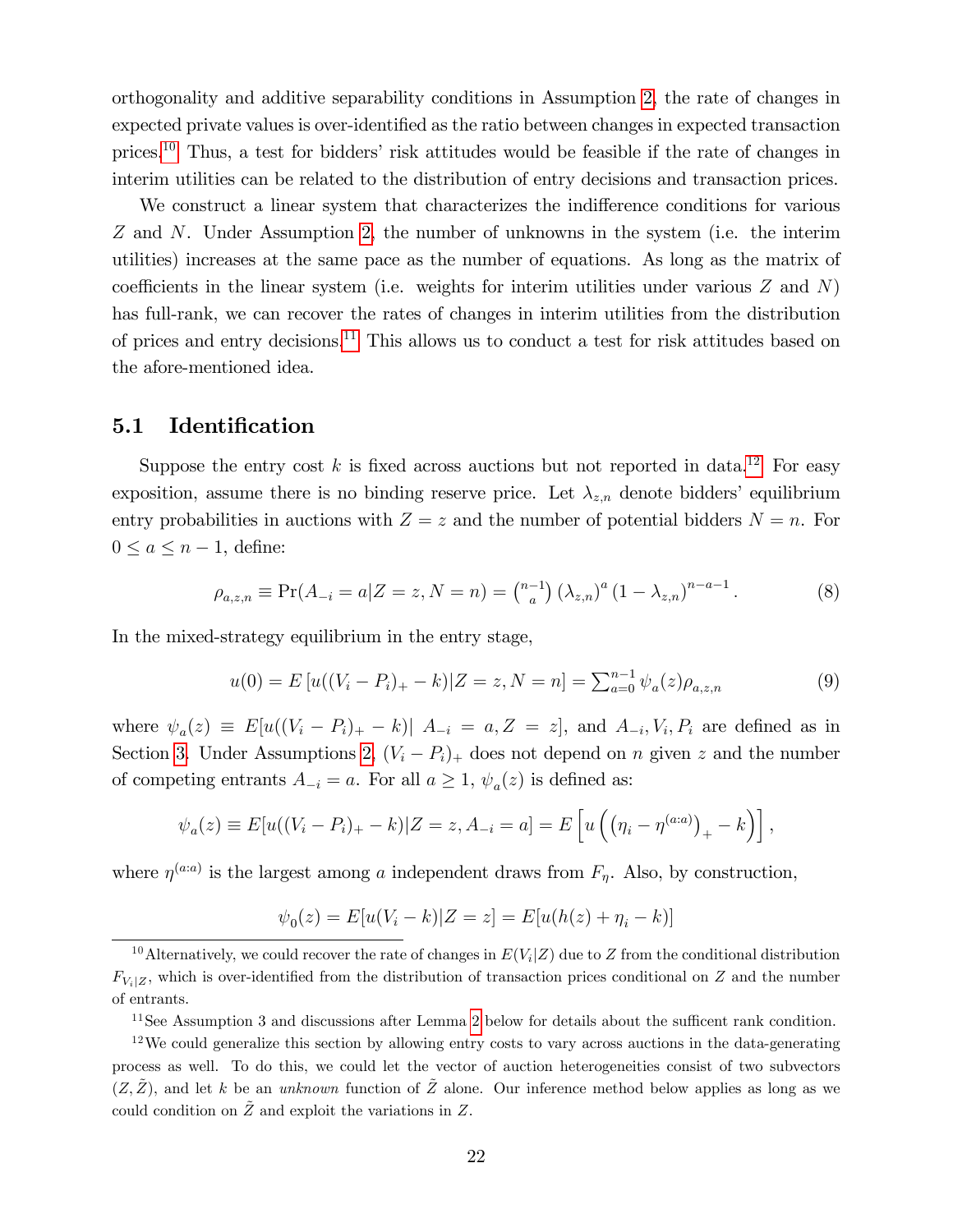orthogonality and additive separability conditions in Assumption 2, the rate of changes in expected private values is over-identified as the ratio between changes in expected transaction prices.[10] Thus, a test for bidders' risk attitudes would be feasible if the rate of changes in interim utilities can be related to the distribution of entry decisions and transaction prices.

We construct a linear system that characterizes the indifference conditions for various $Z$ and $N$. Under Assumption 2, the number of unknowns in the system (i.e. the interim utilities) increases at the same pace as the number of equations. As long as the matrix of coefficients in the linear system (i.e. weights for interim utilities under various $Z$ and $N$) has full-rank, we can recover the rates of changes in interim utilities from the distribution of prices and entry decisions.[11] This allows us to conduct a test for risk attitudes based on the afore-mentioned idea.

## 5.1 Identification

Suppose the entry cost $k$ is fixed across auctions but not reported in data.[12] For easy exposition, assume there is no binding reserve price. Let $\lambda_{z,n}$ denote bidders' equilibrium entry probabilities in auctions with $Z = z$ and the number of potential bidders $N = n$. For $0 \leq a \leq n-1$, define:

$$\rho_{a,z,n} \equiv \Pr(A_{-i} = a | Z = z, N = n) = \binom{n-1}{a} (\lambda_{z,n})^a (1 - \lambda_{z,n})^{n-a-1}. \tag{8}$$

In the mixed-strategy equilibrium in the entry stage,

$$u(0) = E\left[u((V_i - P_i)_+ - k) | Z = z, N = n\right] = \sum_{a=0}^{n-1} \psi_a(z) \rho_{a,z,n} \tag{9}$$

where $\psi_a(z) \equiv E[u((V_i - P_i)_+ - k)|\ A_{-i} = a, Z = z]$, and $A_{-i}, V_i, P_i$ are defined as in Section 3. Under Assumptions 2, $(V_i - P_i)_+$ does not depend on $n$ given $z$ and the number of competing entrants $A_{-i} = a$. For all $a \geq 1$, $\psi_a(z)$ is defined as:

$$\psi_a(z) \equiv E[u((V_i - P_i)_+ - k)|Z = z, A_{-i} = a] = E\left[u\left(\left(\eta_i - \eta^{(a:a)}\right)_+ - k\right)\right],$$

where $\eta^{(a:a)}$ is the largest among $a$ independent draws from $F_\eta$. Also, by construction,

$$\psi_0(z) = E[u(V_i - k)|Z = z] = E[u(h(z) + \eta_i - k)]$$

---

[10] Alternatively, we could recover the rate of changes in $E(V_i|Z)$ due to $Z$ from the conditional distribution $F_{V_i|Z}$, which is over-identified from the distribution of transaction prices conditional on $Z$ and the number of entrants.

[11] See Assumption 3 and discussions after Lemma 2 below for details about the sufficent rank condition.

[12] We could generalize this section by allowing entry costs to vary across auctions in the data-generating process as well. To do this, we could let the vector of auction heterogeneities consist of two subvectors $(Z, \tilde{Z})$, and let $k$ be an *unknown* function of $\tilde{Z}$ alone. Our inference method below applies as long as we could condition on $\tilde{Z}$ and exploit the variations in $Z$.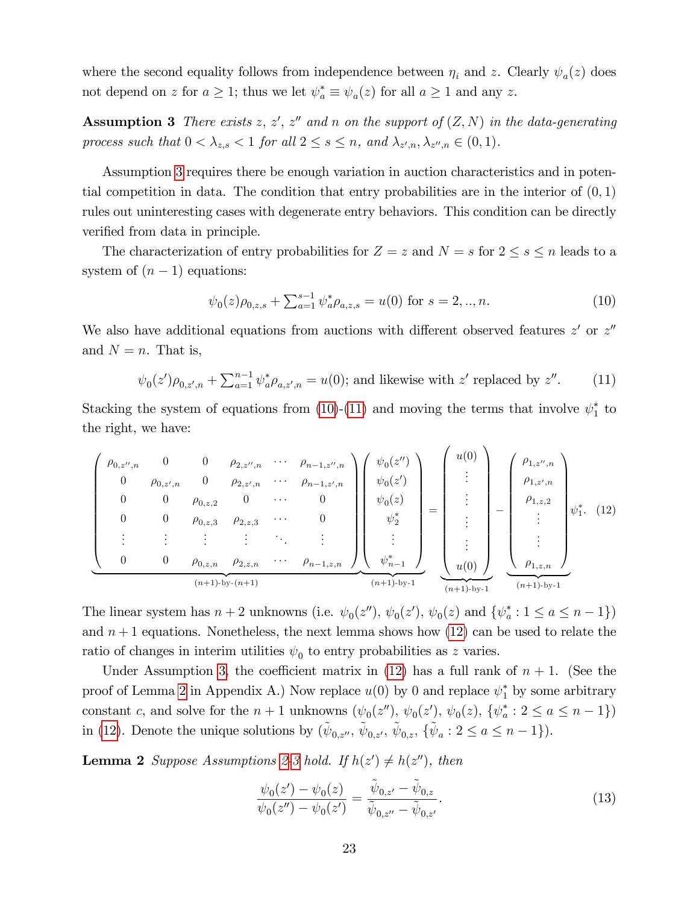where the second equality follows from independence between $\eta_i$ and $z$. Clearly $\psi_a(z)$ does not depend on $z$ for $a \geq 1$; thus we let $\psi_a^* \equiv \psi_a(z)$ for all $a \geq 1$ and any $z$.

**Assumption 3** *There exists $z$, $z'$, $z''$ and $n$ on the support of $(Z, N)$ in the data-generating process such that $0 < \lambda_{z,s} < 1$ for all $2 \leq s \leq n$, and $\lambda_{z',n}, \lambda_{z'',n} \in (0,1)$.*

Assumption 3 requires there be enough variation in auction characteristics and in potential competition in data. The condition that entry probabilities are in the interior of $(0,1)$ rules out uninteresting cases with degenerate entry behaviors. This condition can be directly verified from data in principle.

The characterization of entry probabilities for $Z = z$ and $N = s$ for $2 \leq s \leq n$ leads to a system of $(n-1)$ equations:

$$\psi_0(z)\rho_{0,z,s} + \textstyle\sum_{a=1}^{s-1} \psi_a^* \rho_{a,z,s} = u(0) \text{ for } s = 2, .., n. \tag{10}$$

We also have additional equations from auctions with different observed features $z'$ or $z''$ and $N = n$. That is,

$$\psi_0(z')\rho_{0,z',n} + \textstyle\sum_{a=1}^{n-1} \psi_a^* \rho_{a,z',n} = u(0); \text{ and likewise with } z' \text{ replaced by } z''. \tag{11}$$

Stacking the system of equations from (10)-(11) and moving the terms that involve $\psi_1^*$ to the right, we have:

$$\underbrace{\begin{pmatrix} \rho_{0,z'',n} & 0 & 0 & \rho_{2,z'',n} & \cdots & \rho_{n-1,z'',n} \\ 0 & \rho_{0,z',n} & 0 & \rho_{2,z',n} & \cdots & \rho_{n-1,z',n} \\ 0 & 0 & \rho_{0,z,2} & 0 & \cdots & 0 \\ 0 & 0 & \rho_{0,z,3} & \rho_{2,z,3} & \cdots & 0 \\ \vdots & \vdots & \vdots & \vdots & \ddots & \vdots \\ 0 & 0 & \rho_{0,z,n} & \rho_{2,z,n} & \cdots & \rho_{n-1,z,n} \end{pmatrix}}_{(n+1)\text{-by-}(n+1)} \underbrace{\begin{pmatrix} \psi_0(z'') \\ \psi_0(z') \\ \psi_0(z) \\ \psi_2^* \\ \vdots \\ \psi_{n-1}^* \end{pmatrix}}_{(n+1)\text{-by-}1} = \underbrace{\begin{pmatrix} u(0) \\ \vdots \\ \vdots \\ \vdots \\ \vdots \\ u(0) \end{pmatrix}}_{(n+1)\text{-by-}1} - \underbrace{\begin{pmatrix} \rho_{1,z'',n} \\ \rho_{1,z',n} \\ \rho_{1,z,2} \\ \vdots \\ \vdots \\ \rho_{1,z,n} \end{pmatrix}}_{(n+1)\text{-by-}1} \psi_1^*. \tag{12}$$

The linear system has $n+2$ unknowns (i.e. $\psi_0(z'')$, $\psi_0(z')$, $\psi_0(z)$ and $\{\psi_a^* : 1 \leq a \leq n-1\}$) and $n+1$ equations. Nonetheless, the next lemma shows how (12) can be used to relate the ratio of changes in interim utilities $\psi_0$ to entry probabilities as $z$ varies.

Under Assumption 3, the coefficient matrix in (12) has a full rank of $n+1$. (See the proof of Lemma 2 in Appendix A.) Now replace $u(0)$ by 0 and replace $\psi_1^*$ by some arbitrary constant $c$, and solve for the $n+1$ unknowns $(\psi_0(z''), \psi_0(z'), \psi_0(z), \{\psi_a^* : 2 \leq a \leq n-1\})$ in (12). Denote the unique solutions by $(\tilde{\psi}_{0,z''}, \tilde{\psi}_{0,z'}, \tilde{\psi}_{0,z}, \{\tilde{\psi}_a : 2 \leq a \leq n-1\})$.

**Lemma 2** *Suppose Assumptions 2-3 hold. If $h(z') \neq h(z'')$, then*

$$\frac{\psi_0(z') - \psi_0(z)}{\psi_0(z'') - \psi_0(z')} = \frac{\tilde{\psi}_{0,z'} - \tilde{\psi}_{0,z}}{\tilde{\psi}_{0,z''} - \tilde{\psi}_{0,z'}}. \tag{13}$$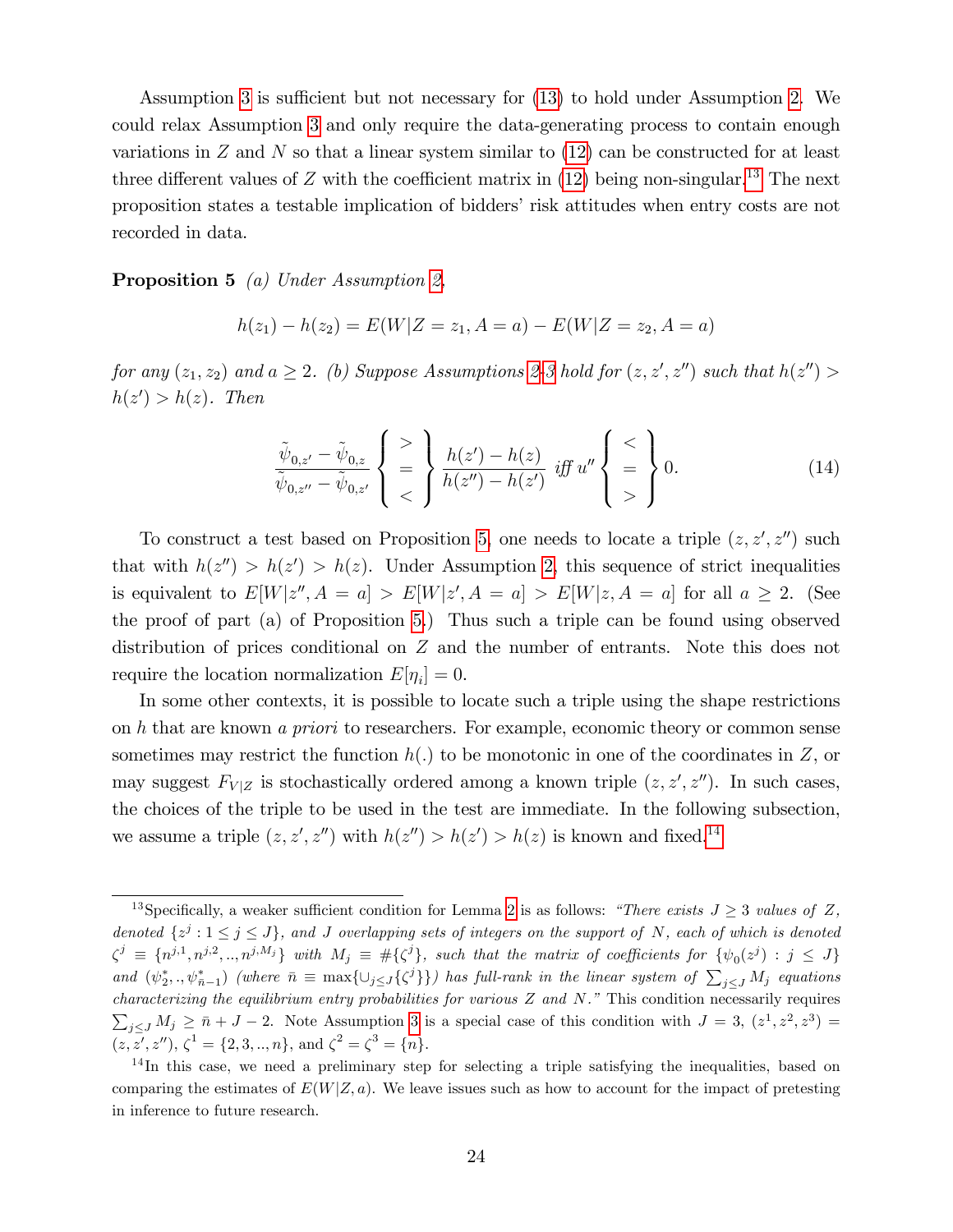Assumption 3 is sufficient but not necessary for (13) to hold under Assumption 2. We could relax Assumption 3 and only require the data-generating process to contain enough variations in $Z$ and $N$ so that a linear system similar to (12) can be constructed for at least three different values of $Z$ with the coefficient matrix in (12) being non-singular.[13] The next proposition states a testable implication of bidders' risk attitudes when entry costs are not recorded in data.

**Proposition 5** *(a) Under Assumption 2,*

$$h(z_1) - h(z_2) = E(W|Z = z_1, A = a) - E(W|Z = z_2, A = a)$$

*for any $(z_1, z_2)$ and $a \geq 2$. (b) Suppose Assumptions 2-3 hold for $(z, z', z'')$ such that $h(z'') > h(z') > h(z)$. Then*

$$\frac{\tilde{\psi}_{0,z'} - \tilde{\psi}_{0,z}}{\tilde{\psi}_{0,z''} - \tilde{\psi}_{0,z'}} \left\{ \begin{array}{c} > \\ = \\ < \end{array} \right\} \frac{h(z') - h(z)}{h(z'') - h(z')} \text{ iff } u'' \left\{ \begin{array}{c} < \\ = \\ > \end{array} \right\} 0. \tag{14}$$

To construct a test based on Proposition 5, one needs to locate a triple $(z, z', z'')$ such that with $h(z'') > h(z') > h(z)$. Under Assumption 2, this sequence of strict inequalities is equivalent to $E[W|z'', A = a] > E[W|z', A = a] > E[W|z, A = a]$ for all $a \geq 2$. (See the proof of part (a) of Proposition 5.) Thus such a triple can be found using observed distribution of prices conditional on $Z$ and the number of entrants. Note this does not require the location normalization $E[\eta_i] = 0$.

In some other contexts, it is possible to locate such a triple using the shape restrictions on $h$ that are known *a priori* to researchers. For example, economic theory or common sense sometimes may restrict the function $h(.)$ to be monotonic in one of the coordinates in $Z$, or may suggest $F_{V|Z}$ is stochastically ordered among a known triple $(z, z', z'')$. In such cases, the choices of the triple to be used in the test are immediate. In the following subsection, we assume a triple $(z, z', z'')$ with $h(z'') > h(z') > h(z)$ is known and fixed.[14]

---

[13] Specifically, a weaker sufficient condition for Lemma 2 is as follows: *"There exists $J \geq 3$ values of $Z$, denoted $\{z^j : 1 \leq j \leq J\}$, and $J$ overlapping sets of integers on the support of $N$, each of which is denoted $\zeta^j \equiv \{n^{j,1}, n^{j,2}, .., n^{j,M_j}\}$ with $M_j \equiv \#\{\zeta^j\}$, such that the matrix of coefficients for $\{\psi_0(z^j) : j \leq J\}$ and $(\psi_2^*, ., \psi_{\bar{n}-1}^*)$ (where $\bar{n} \equiv \max\{\cup_{j \leq J}\{\zeta^j\}\}$) has full-rank in the linear system of $\sum_{j \leq J} M_j$ equations characterizing the equilibrium entry probabilities for various $Z$ and $N$."* This condition necessarily requires $\sum_{j \leq J} M_j \geq \bar{n} + J - 2$. Note Assumption 3 is a special case of this condition with $J = 3$, $(z^1, z^2, z^3) = (z, z', z'')$, $\zeta^1 = \{2, 3, .., n\}$, and $\zeta^2 = \zeta^3 = \{n\}$.

[14] In this case, we need a preliminary step for selecting a triple satisfying the inequalities, based on comparing the estimates of $E(W|Z, a)$. We leave issues such as how to account for the impact of pretesting in inference to future research.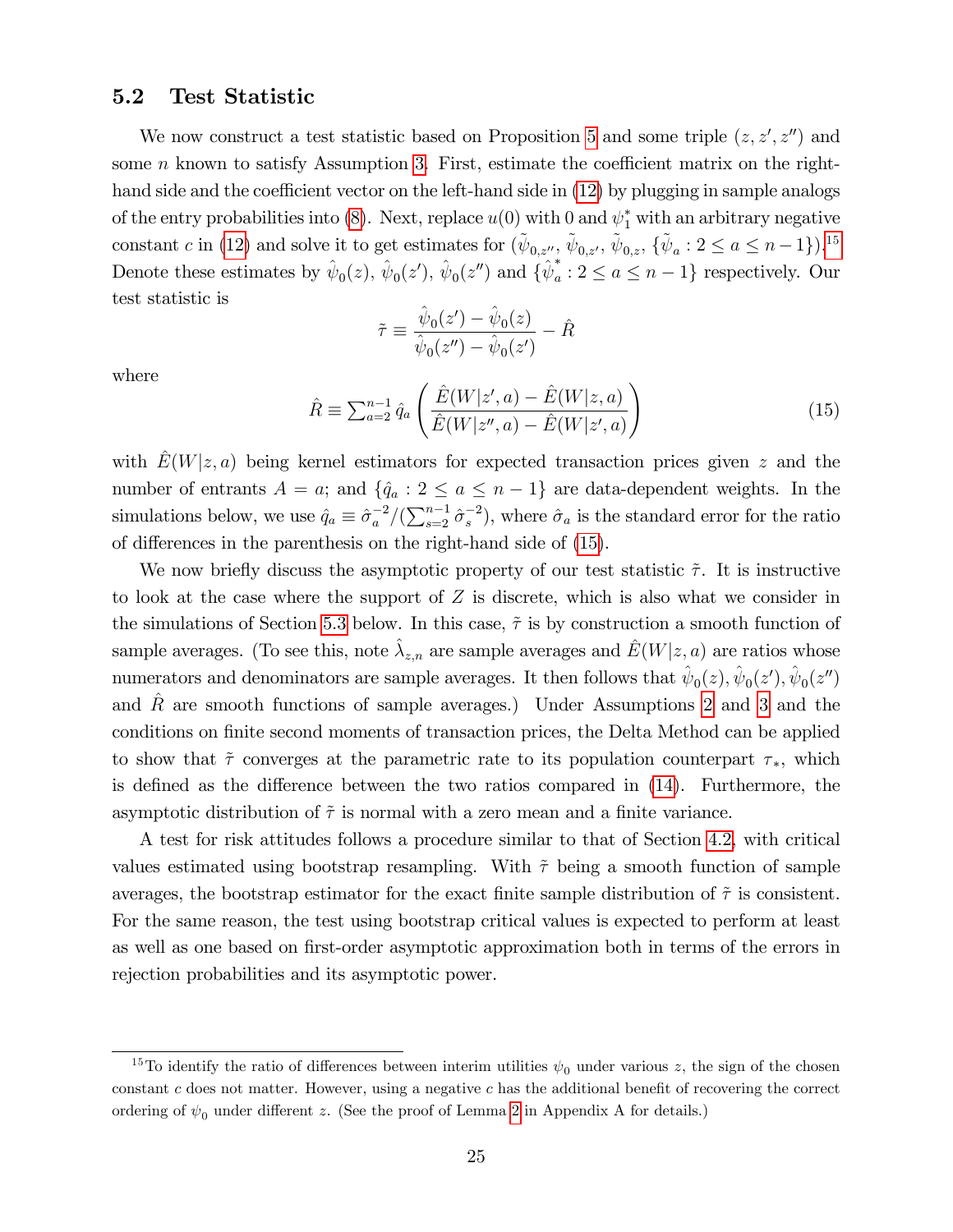## 5.2 Test Statistic

We now construct a test statistic based on Proposition 5 and some triple $(z, z', z'')$ and some $n$ known to satisfy Assumption 3. First, estimate the coefficient matrix on the right-hand side and the coefficient vector on the left-hand side in (12) by plugging in sample analogs of the entry probabilities into (8). Next, replace $u(0)$ with 0 and $\psi_1^*$ with an arbitrary negative constant $c$ in (12) and solve it to get estimates for $(\tilde{\psi}_{0,z''}, \tilde{\psi}_{0,z'}, \tilde{\psi}_{0,z}, \{\tilde{\psi}_a : 2 \leq a \leq n-1\})$.[15] Denote these estimates by $\hat{\psi}_0(z)$, $\hat{\psi}_0(z')$, $\hat{\psi}_0(z'')$ and $\{\hat{\psi}_a^* : 2 \leq a \leq n-1\}$ respectively. Our test statistic is

$$\tilde{\tau} \equiv \frac{\hat{\psi}_0(z') - \hat{\psi}_0(z)}{\hat{\psi}_0(z'') - \hat{\psi}_0(z')} - \hat{R}$$

where

$$\hat{R} \equiv \textstyle\sum_{a=2}^{n-1} \hat{q}_a \left( \frac{\hat{E}(W|z', a) - \hat{E}(W|z, a)}{\hat{E}(W|z'', a) - \hat{E}(W|z', a)} \right) \tag{15}$$

with $\hat{E}(W|z,a)$ being kernel estimators for expected transaction prices given $z$ and the number of entrants $A = a$; and $\{\hat{q}_a : 2 \leq a \leq n-1\}$ are data-dependent weights. In the simulations below, we use $\hat{q}_a \equiv \hat{\sigma}_a^{-2} / (\sum_{s=2}^{n-1} \hat{\sigma}_s^{-2})$, where $\hat{\sigma}_a$ is the standard error for the ratio of differences in the parenthesis on the right-hand side of (15).

We now briefly discuss the asymptotic property of our test statistic $\tilde{\tau}$. It is instructive to look at the case where the support of $Z$ is discrete, which is also what we consider in the simulations of Section 5.3 below. In this case, $\tilde{\tau}$ is by construction a smooth function of sample averages. (To see this, note $\hat{\lambda}_{z,n}$ are sample averages and $\hat{E}(W|z,a)$ are ratios whose numerators and denominators are sample averages. It then follows that $\hat{\psi}_0(z), \hat{\psi}_0(z'), \hat{\psi}_0(z'')$ and $\hat{R}$ are smooth functions of sample averages.) Under Assumptions 2 and 3 and the conditions on finite second moments of transaction prices, the Delta Method can be applied to show that $\tilde{\tau}$ converges at the parametric rate to its population counterpart $\tau_*$, which is defined as the difference between the two ratios compared in (14). Furthermore, the asymptotic distribution of $\tilde{\tau}$ is normal with a zero mean and a finite variance.

A test for risk attitudes follows a procedure similar to that of Section 4.2, with critical values estimated using bootstrap resampling. With $\tilde{\tau}$ being a smooth function of sample averages, the bootstrap estimator for the exact finite sample distribution of $\tilde{\tau}$ is consistent. For the same reason, the test using bootstrap critical values is expected to perform at least as well as one based on first-order asymptotic approximation both in terms of the errors in rejection probabilities and its asymptotic power.

[15] To identify the ratio of differences between interim utilities $\psi_0$ under various $z$, the sign of the chosen constant $c$ does not matter. However, using a negative $c$ has the additional benefit of recovering the correct ordering of $\psi_0$ under different $z$. (See the proof of Lemma 2 in Appendix A for details.)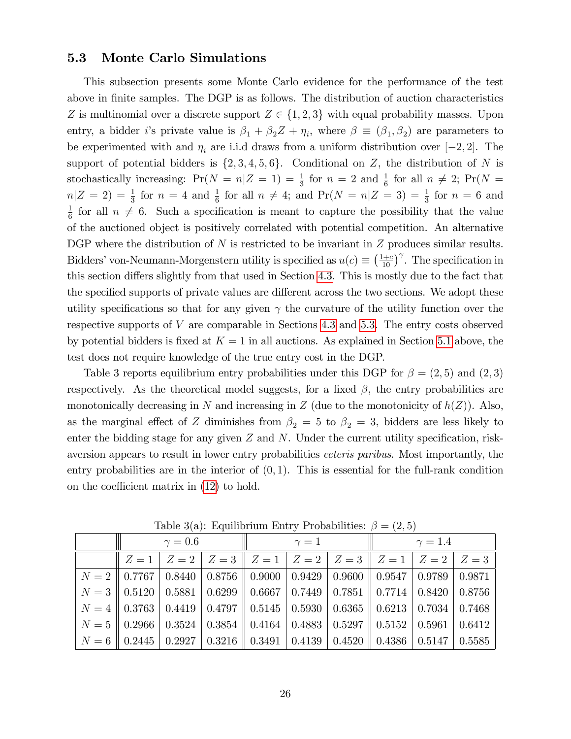### 5.3 Monte Carlo Simulations

This subsection presents some Monte Carlo evidence for the performance of the test above in finite samples. The DGP is as follows. The distribution of auction characteristics $Z$ is multinomial over a discrete support $Z \in \{1, 2, 3\}$ with equal probability masses. Upon entry, a bidder $i$'s private value is $\beta_1 + \beta_2 Z + \eta_i$, where $\beta \equiv (\beta_1, \beta_2)$ are parameters to be experimented with and $\eta_i$ are i.i.d draws from a uniform distribution over $[-2, 2]$. The support of potential bidders is $\{2, 3, 4, 5, 6\}$. Conditional on $Z$, the distribution of $N$ is stochastically increasing: $\Pr(N = n|Z = 1) = \frac{1}{3}$ for $n = 2$ and $\frac{1}{6}$ for all $n \neq 2$; $\Pr(N = n|Z = 2) = \frac{1}{3}$ for $n = 4$ and $\frac{1}{6}$ for all $n \neq 4$; and $\Pr(N = n|Z = 3) = \frac{1}{3}$ for $n = 6$ and $\frac{1}{6}$ for all $n \neq 6$. Such a specification is meant to capture the possibility that the value of the auctioned object is positively correlated with potential competition. An alternative DGP where the distribution of $N$ is restricted to be invariant in $Z$ produces similar results. Bidders' von-Neumann-Morgenstern utility is specified as $u(c) \equiv \left(\frac{1+c}{10}\right)^{\gamma}$. The specification in this section differs slightly from that used in Section 4.3. This is mostly due to the fact that the specified supports of private values are different across the two sections. We adopt these utility specifications so that for any given $\gamma$ the curvature of the utility function over the respective supports of $V$ are comparable in Sections 4.3 and 5.3. The entry costs observed by potential bidders is fixed at $K = 1$ in all auctions. As explained in Section 5.1 above, the test does not require knowledge of the true entry cost in the DGP.

Table 3 reports equilibrium entry probabilities under this DGP for $\beta = (2, 5)$ and $(2, 3)$ respectively. As the theoretical model suggests, for a fixed $\beta$, the entry probabilities are monotonically decreasing in $N$ and increasing in $Z$ (due to the monotonicity of $h(Z)$). Also, as the marginal effect of $Z$ diminishes from $\beta_2 = 5$ to $\beta_2 = 3$, bidders are less likely to enter the bidding stage for any given $Z$ and $N$. Under the current utility specification, risk-aversion appears to result in lower entry probabilities *ceteris paribus*. Most importantly, the entry probabilities are in the interior of $(0, 1)$. This is essential for the full-rank condition on the coefficient matrix in (12) to hold.

Table 3(a): Equilibrium Entry Probabilities: $\beta = (2, 5)$

| | $\gamma = 0.6$ | | | $\gamma = 1$ | | | $\gamma = 1.4$ | | |
|---|---|---|---|---|---|---|---|---|---|
| | $Z = 1$ | $Z = 2$ | $Z = 3$ | $Z = 1$ | $Z = 2$ | $Z = 3$ | $Z = 1$ | $Z = 2$ | $Z = 3$ |
| $N = 2$ | 0.7767 | 0.8440 | 0.8756 | 0.9000 | 0.9429 | 0.9600 | 0.9547 | 0.9789 | 0.9871 |
| $N = 3$ | 0.5120 | 0.5881 | 0.6299 | 0.6667 | 0.7449 | 0.7851 | 0.7714 | 0.8420 | 0.8756 |
| $N = 4$ | 0.3763 | 0.4419 | 0.4797 | 0.5145 | 0.5930 | 0.6365 | 0.6213 | 0.7034 | 0.7468 |
| $N = 5$ | 0.2966 | 0.3524 | 0.3854 | 0.4164 | 0.4883 | 0.5297 | 0.5152 | 0.5961 | 0.6412 |
| $N = 6$ | 0.2445 | 0.2927 | 0.3216 | 0.3491 | 0.4139 | 0.4520 | 0.4386 | 0.5147 | 0.5585 |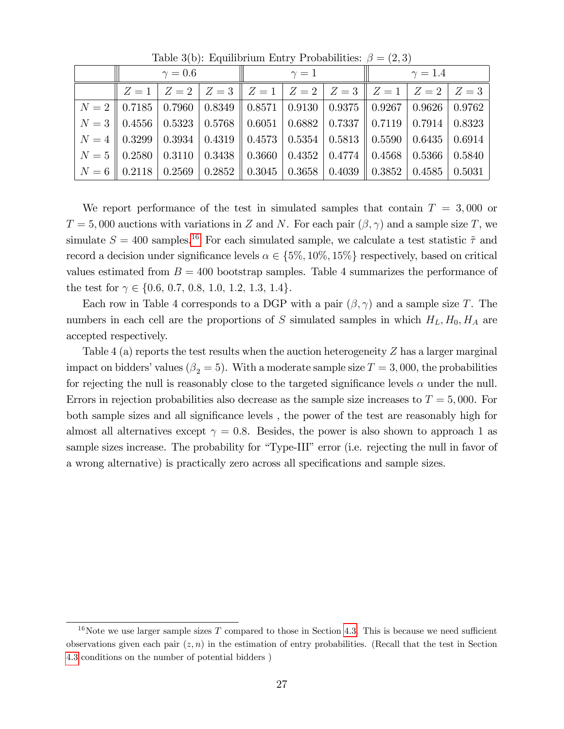Table 3(b): Equilibrium Entry Probabilities: $\beta = (2, 3)$

| | $\gamma = 0.6$ | | | $\gamma = 1$ | | | $\gamma = 1.4$ | | |
|---|---|---|---|---|---|---|---|---|---|
| | $Z = 1$ | $Z = 2$ | $Z = 3$ | $Z = 1$ | $Z = 2$ | $Z = 3$ | $Z = 1$ | $Z = 2$ | $Z = 3$ |
| $N = 2$ | 0.7185 | 0.7960 | 0.8349 | 0.8571 | 0.9130 | 0.9375 | 0.9267 | 0.9626 | 0.9762 |
| $N = 3$ | 0.4556 | 0.5323 | 0.5768 | 0.6051 | 0.6882 | 0.7337 | 0.7119 | 0.7914 | 0.8323 |
| $N = 4$ | 0.3299 | 0.3934 | 0.4319 | 0.4573 | 0.5354 | 0.5813 | 0.5590 | 0.6435 | 0.6914 |
| $N = 5$ | 0.2580 | 0.3110 | 0.3438 | 0.3660 | 0.4352 | 0.4774 | 0.4568 | 0.5366 | 0.5840 |
| $N = 6$ | 0.2118 | 0.2569 | 0.2852 | 0.3045 | 0.3658 | 0.4039 | 0.3852 | 0.4585 | 0.5031 |

We report performance of the test in simulated samples that contain $T = 3,000$ or $T = 5,000$ auctions with variations in $Z$ and $N$. For each pair $(\beta, \gamma)$ and a sample size $T$, we simulate $S = 400$ samples.[16] For each simulated sample, we calculate a test statistic $\tilde{\tau}$ and record a decision under significance levels $\alpha \in \{5\%, 10\%, 15\%\}$ respectively, based on critical values estimated from $B = 400$ bootstrap samples. Table 4 summarizes the performance of the test for $\gamma \in \{0.6, 0.7, 0.8, 1.0, 1.2, 1.3, 1.4\}$.

Each row in Table 4 corresponds to a DGP with a pair $(\beta, \gamma)$ and a sample size $T$. The numbers in each cell are the proportions of $S$ simulated samples in which $H_L, H_0, H_A$ are accepted respectively.

Table 4 (a) reports the test results when the auction heterogeneity $Z$ has a larger marginal impact on bidders' values ($\beta_2 = 5$). With a moderate sample size $T = 3,000$, the probabilities for rejecting the null is reasonably close to the targeted significance levels $\alpha$ under the null. Errors in rejection probabilities also decrease as the sample size increases to $T = 5,000$. For both sample sizes and all significance levels , the power of the test are reasonably high for almost all alternatives except $\gamma = 0.8$. Besides, the power is also shown to approach 1 as sample sizes increase. The probability for "Type-III" error (i.e. rejecting the null in favor of a wrong alternative) is practically zero across all specifications and sample sizes.

[16] Note we use larger sample sizes $T$ compared to those in Section 4.3. This is because we need sufficient observations given each pair $(z, n)$ in the estimation of entry probabilities. (Recall that the test in Section 4.3 conditions on the number of potential bidders )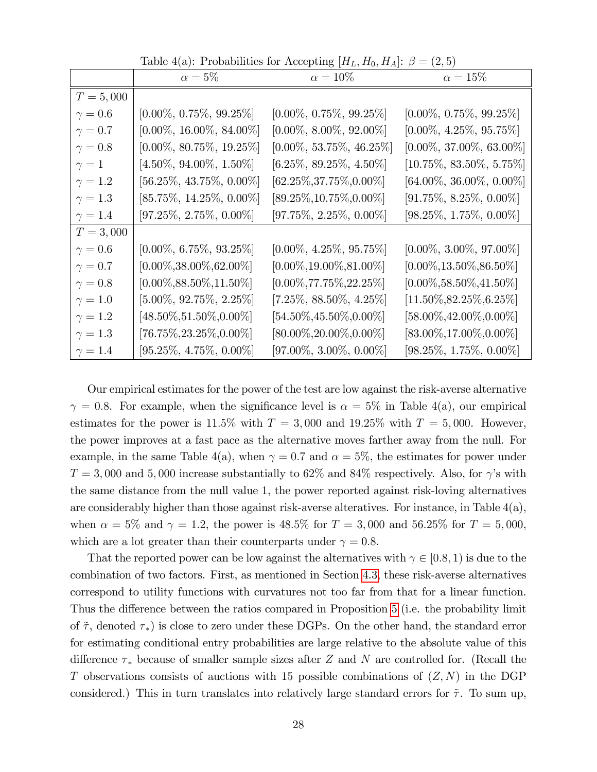Table 4(a): Probabilities for Accepting $[H_L, H_0, H_A]$: $\beta = (2, 5)$

| | $\alpha = 5\%$ | $\alpha = 10\%$ | $\alpha = 15\%$ |
|---|---|---|---|
| $T = 5,000$ | | | |
| $\gamma = 0.6$ | [0.00%, 0.75%, 99.25%] | [0.00%, 0.75%, 99.25%] | [0.00%, 0.75%, 99.25%] |
| $\gamma = 0.7$ | [0.00%, 16.00%, 84.00%] | [0.00%, 8.00%, 92.00%] | [0.00%, 4.25%, 95.75%] |
| $\gamma = 0.8$ | [0.00%, 80.75%, 19.25%] | [0.00%, 53.75%, 46.25%] | [0.00%, 37.00%, 63.00%] |
| $\gamma = 1$ | [4.50%, 94.00%, 1.50%] | [6.25%, 89.25%, 4.50%] | [10.75%, 83.50%, 5.75%] |
| $\gamma = 1.2$ | [56.25%, 43.75%, 0.00%] | [62.25%,37.75%,0.00%] | [64.00%, 36.00%, 0.00%] |
| $\gamma = 1.3$ | [85.75%, 14.25%, 0.00%] | [89.25%,10.75%,0.00%] | [91.75%, 8.25%, 0.00%] |
| $\gamma = 1.4$ | [97.25%, 2.75%, 0.00%] | [97.75%, 2.25%, 0.00%] | [98.25%, 1.75%, 0.00%] |
| $T = 3,000$ | | | |
| $\gamma = 0.6$ | [0.00%, 6.75%, 93.25%] | [0.00%, 4.25%, 95.75%] | [0.00%, 3.00%, 97.00%] |
| $\gamma = 0.7$ | [0.00%,38.00%,62.00%] | [0.00%,19.00%,81.00%] | [0.00%,13.50%,86.50%] |
| $\gamma = 0.8$ | [0.00%,88.50%,11.50%] | [0.00%,77.75%,22.25%] | [0.00%,58.50%,41.50%] |
| $\gamma = 1.0$ | [5.00%, 92.75%, 2.25%] | [7.25%, 88.50%, 4.25%] | [11.50%,82.25%,6.25%] |
| $\gamma = 1.2$ | [48.50%,51.50%,0.00%] | [54.50%,45.50%,0.00%] | [58.00%,42.00%,0.00%] |
| $\gamma = 1.3$ | [76.75%,23.25%,0.00%] | [80.00%,20.00%,0.00%] | [83.00%,17.00%,0.00%] |
| $\gamma = 1.4$ | [95.25%, 4.75%, 0.00%] | [97.00%, 3.00%, 0.00%] | [98.25%, 1.75%, 0.00%] |

Our empirical estimates for the power of the test are low against the risk-averse alternative $\gamma = 0.8$. For example, when the significance level is $\alpha = 5\%$ in Table 4(a), our empirical estimates for the power is 11.5% with $T = 3,000$ and 19.25% with $T = 5,000$. However, the power improves at a fast pace as the alternative moves farther away from the null. For example, in the same Table 4(a), when $\gamma = 0.7$ and $\alpha = 5\%$, the estimates for power under $T = 3,000$ and $5,000$ increase substantially to 62% and 84% respectively. Also, for $\gamma$'s with the same distance from the null value 1, the power reported against risk-loving alternatives are considerably higher than those against risk-averse alteratives. For instance, in Table 4(a), when $\alpha = 5\%$ and $\gamma = 1.2$, the power is 48.5% for $T = 3,000$ and 56.25% for $T = 5,000$, which are a lot greater than their counterparts under $\gamma = 0.8$.

That the reported power can be low against the alternatives with $\gamma \in [0.8, 1)$ is due to the combination of two factors. First, as mentioned in Section 4.3, these risk-averse alternatives correspond to utility functions with curvatures not too far from that for a linear function. Thus the difference between the ratios compared in Proposition 5 (i.e. the probability limit of $\tilde{\tau}$, denoted $\tau_*$) is close to zero under these DGPs. On the other hand, the standard error for estimating conditional entry probabilities are large relative to the absolute value of this difference $\tau_*$ because of smaller sample sizes after $Z$ and $N$ are controlled for. (Recall the $T$ observations consists of auctions with 15 possible combinations of $(Z, N)$ in the DGP considered.) This in turn translates into relatively large standard errors for $\tilde{\tau}$. To sum up,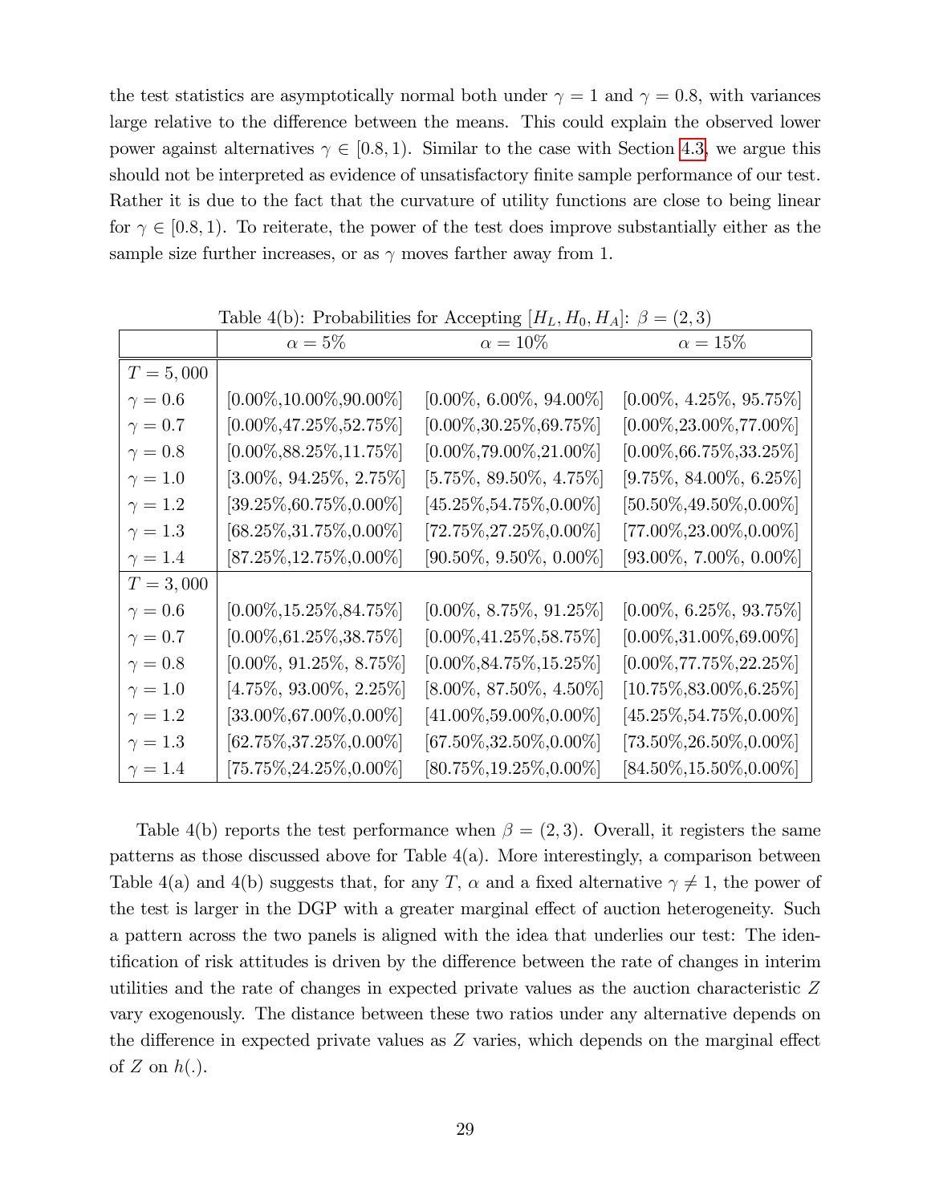the test statistics are asymptotically normal both under $\gamma = 1$ and $\gamma = 0.8$, with variances large relative to the difference between the means. This could explain the observed lower power against alternatives $\gamma \in [0.8, 1)$. Similar to the case with Section 4.3, we argue this should not be interpreted as evidence of unsatisfactory finite sample performance of our test. Rather it is due to the fact that the curvature of utility functions are close to being linear for $\gamma \in [0.8, 1)$. To reiterate, the power of the test does improve substantially either as the sample size further increases, or as $\gamma$ moves farther away from 1.

Table 4(b): Probabilities for Accepting $[H_L, H_0, H_A]$: $\beta = (2, 3)$

| | $\alpha = 5\%$ | $\alpha = 10\%$ | $\alpha = 15\%$ |
|---|---|---|---|
| $T = 5,000$ | | | |
| $\gamma = 0.6$ | [0.00%,10.00%,90.00%] | [0.00%, 6.00%, 94.00%] | [0.00%, 4.25%, 95.75%] |
| $\gamma = 0.7$ | [0.00%,47.25%,52.75%] | [0.00%,30.25%,69.75%] | [0.00%,23.00%,77.00%] |
| $\gamma = 0.8$ | [0.00%,88.25%,11.75%] | [0.00%,79.00%,21.00%] | [0.00%,66.75%,33.25%] |
| $\gamma = 1.0$ | [3.00%, 94.25%, 2.75%] | [5.75%, 89.50%, 4.75%] | [9.75%, 84.00%, 6.25%] |
| $\gamma = 1.2$ | [39.25%,60.75%,0.00%] | [45.25%,54.75%,0.00%] | [50.50%,49.50%,0.00%] |
| $\gamma = 1.3$ | [68.25%,31.75%,0.00%] | [72.75%,27.25%,0.00%] | [77.00%,23.00%,0.00%] |
| $\gamma = 1.4$ | [87.25%,12.75%,0.00%] | [90.50%, 9.50%, 0.00%] | [93.00%, 7.00%, 0.00%] |
| $T = 3,000$ | | | |
| $\gamma = 0.6$ | [0.00%,15.25%,84.75%] | [0.00%, 8.75%, 91.25%] | [0.00%, 6.25%, 93.75%] |
| $\gamma = 0.7$ | [0.00%,61.25%,38.75%] | [0.00%,41.25%,58.75%] | [0.00%,31.00%,69.00%] |
| $\gamma = 0.8$ | [0.00%, 91.25%, 8.75%] | [0.00%,84.75%,15.25%] | [0.00%,77.75%,22.25%] |
| $\gamma = 1.0$ | [4.75%, 93.00%, 2.25%] | [8.00%, 87.50%, 4.50%] | [10.75%,83.00%,6.25%] |
| $\gamma = 1.2$ | [33.00%,67.00%,0.00%] | [41.00%,59.00%,0.00%] | [45.25%,54.75%,0.00%] |
| $\gamma = 1.3$ | [62.75%,37.25%,0.00%] | [67.50%,32.50%,0.00%] | [73.50%,26.50%,0.00%] |
| $\gamma = 1.4$ | [75.75%,24.25%,0.00%] | [80.75%,19.25%,0.00%] | [84.50%,15.50%,0.00%] |

Table 4(b) reports the test performance when $\beta = (2, 3)$. Overall, it registers the same patterns as those discussed above for Table 4(a). More interestingly, a comparison between Table 4(a) and 4(b) suggests that, for any $T$, $\alpha$ and a fixed alternative $\gamma \neq 1$, the power of the test is larger in the DGP with a greater marginal effect of auction heterogeneity. Such a pattern across the two panels is aligned with the idea that underlies our test: The identification of risk attitudes is driven by the difference between the rate of changes in interim utilities and the rate of changes in expected private values as the auction characteristic $Z$ vary exogenously. The distance between these two ratios under any alternative depends on the difference in expected private values as $Z$ varies, which depends on the marginal effect of $Z$ on $h(.)$.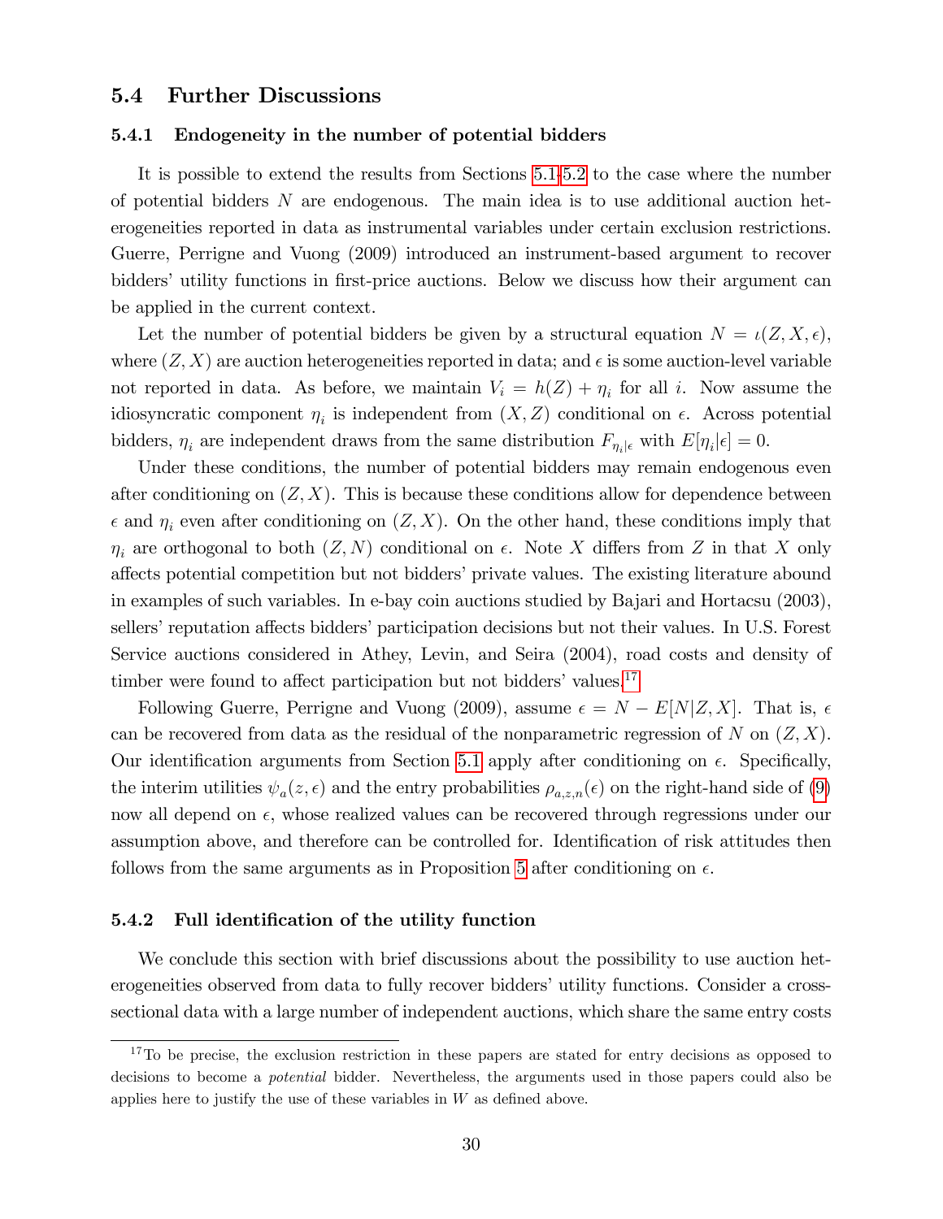### 5.4 Further Discussions

#### 5.4.1 Endogeneity in the number of potential bidders

It is possible to extend the results from Sections 5.1-5.2 to the case where the number of potential bidders $N$ are endogenous. The main idea is to use additional auction heterogeneities reported in data as instrumental variables under certain exclusion restrictions. Guerre, Perrigne and Vuong (2009) introduced an instrument-based argument to recover bidders' utility functions in first-price auctions. Below we discuss how their argument can be applied in the current context.

Let the number of potential bidders be given by a structural equation $N = \iota(Z, X, \epsilon)$, where $(Z, X)$ are auction heterogeneities reported in data; and $\epsilon$ is some auction-level variable not reported in data. As before, we maintain $V_i = h(Z) + \eta_i$ for all $i$. Now assume the idiosyncratic component $\eta_i$ is independent from $(X, Z)$ conditional on $\epsilon$. Across potential bidders, $\eta_i$ are independent draws from the same distribution $F_{\eta_i|\epsilon}$ with $E[\eta_i|\epsilon] = 0$.

Under these conditions, the number of potential bidders may remain endogenous even after conditioning on $(Z, X)$. This is because these conditions allow for dependence between $\epsilon$ and $\eta_i$ even after conditioning on $(Z, X)$. On the other hand, these conditions imply that $\eta_i$ are orthogonal to both $(Z, N)$ conditional on $\epsilon$. Note $X$ differs from $Z$ in that $X$ only affects potential competition but not bidders' private values. The existing literature abound in examples of such variables. In e-bay coin auctions studied by Bajari and Hortacsu (2003), sellers' reputation affects bidders' participation decisions but not their values. In U.S. Forest Service auctions considered in Athey, Levin, and Seira (2004), road costs and density of timber were found to affect participation but not bidders' values.[17]

Following Guerre, Perrigne and Vuong (2009), assume $\epsilon = N - E[N|Z, X]$. That is, $\epsilon$ can be recovered from data as the residual of the nonparametric regression of $N$ on $(Z, X)$. Our identification arguments from Section 5.1 apply after conditioning on $\epsilon$. Specifically, the interim utilities $\psi_a(z, \epsilon)$ and the entry probabilities $\rho_{a,z,n}(\epsilon)$ on the right-hand side of (9) now all depend on $\epsilon$, whose realized values can be recovered through regressions under our assumption above, and therefore can be controlled for. Identification of risk attitudes then follows from the same arguments as in Proposition 5 after conditioning on $\epsilon$.

#### 5.4.2 Full identification of the utility function

We conclude this section with brief discussions about the possibility to use auction heterogeneities observed from data to fully recover bidders' utility functions. Consider a cross-sectional data with a large number of independent auctions, which share the same entry costs

[17] To be precise, the exclusion restriction in these papers are stated for entry decisions as opposed to decisions to become a *potential* bidder. Nevertheless, the arguments used in those papers could also be applies here to justify the use of these variables in $W$ as defined above.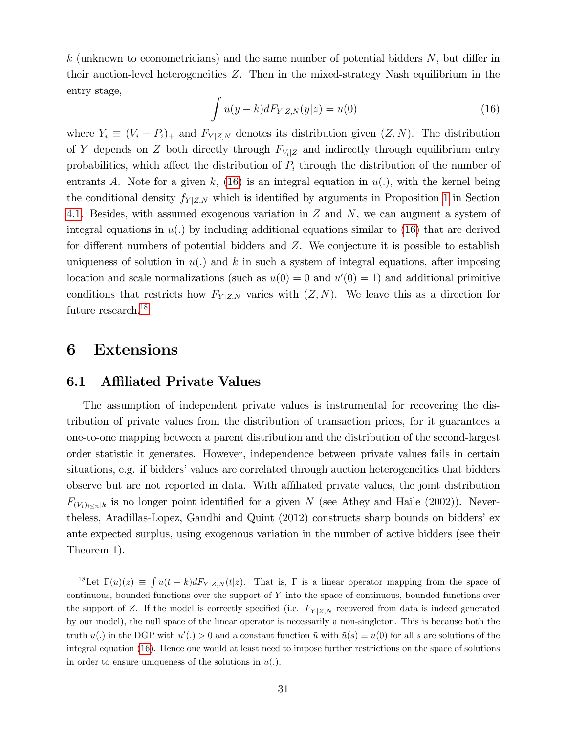$k$ (unknown to econometricians) and the same number of potential bidders $N$, but differ in their auction-level heterogeneities $Z$. Then in the mixed-strategy Nash equilibrium in the entry stage,

$$\int u(y-k)dF_{Y|Z,N}(y|z) = u(0) \tag{16}$$

where $Y_i \equiv (V_i - P_i)_+$ and $F_{Y|Z,N}$ denotes its distribution given $(Z,N)$. The distribution of $Y$ depends on $Z$ both directly through $F_{V_i|Z}$ and indirectly through equilibrium entry probabilities, which affect the distribution of $P_i$ through the distribution of the number of entrants $A$. Note for a given $k$, (16) is an integral equation in $u(.)$, with the kernel being the conditional density $f_{Y|Z,N}$ which is identified by arguments in Proposition 1 in Section 4.1. Besides, with assumed exogenous variation in $Z$ and $N$, we can augment a system of integral equations in $u(.)$ by including additional equations similar to (16) that are derived for different numbers of potential bidders and $Z$. We conjecture it is possible to establish uniqueness of solution in $u(.)$ and $k$ in such a system of integral equations, after imposing location and scale normalizations (such as $u(0)=0$ and $u'(0)=1$) and additional primitive conditions that restricts how $F_{Y|Z,N}$ varies with $(Z,N)$. We leave this as a direction for future research.[18]

# 6 Extensions

## 6.1 Affiliated Private Values

The assumption of independent private values is instrumental for recovering the distribution of private values from the distribution of transaction prices, for it guarantees a one-to-one mapping between a parent distribution and the distribution of the second-largest order statistic it generates. However, independence between private values fails in certain situations, e.g. if bidders' values are correlated through auction heterogeneities that bidders observe but are not reported in data. With affiliated private values, the joint distribution $F_{(V_i)_{i\leq n}|k}$ is no longer point identified for a given $N$ (see Athey and Haile (2002)). Nevertheless, Aradillas-Lopez, Gandhi and Quint (2012) constructs sharp bounds on bidders' ex ante expected surplus, using exogenous variation in the number of active bidders (see their Theorem 1).

---

[18] Let $\Gamma(u)(z) \equiv \int u(t-k)dF_{Y|Z,N}(t|z)$. That is, $\Gamma$ is a linear operator mapping from the space of continuous, bounded functions over the support of $Y$ into the space of continuous, bounded functions over the support of $Z$. If the model is correctly specified (i.e. $F_{Y|Z,N}$ recovered from data is indeed generated by our model), the null space of the linear operator is necessarily a non-singleton. This is because both the truth $u(.)$ in the DGP with $u'(.) > 0$ and a constant function $\tilde{u}$ with $\tilde{u}(s) \equiv u(0)$ for all $s$ are solutions of the integral equation (16). Hence one would at least need to impose further restrictions on the space of solutions in order to ensure uniqueness of the solutions in $u(.)$.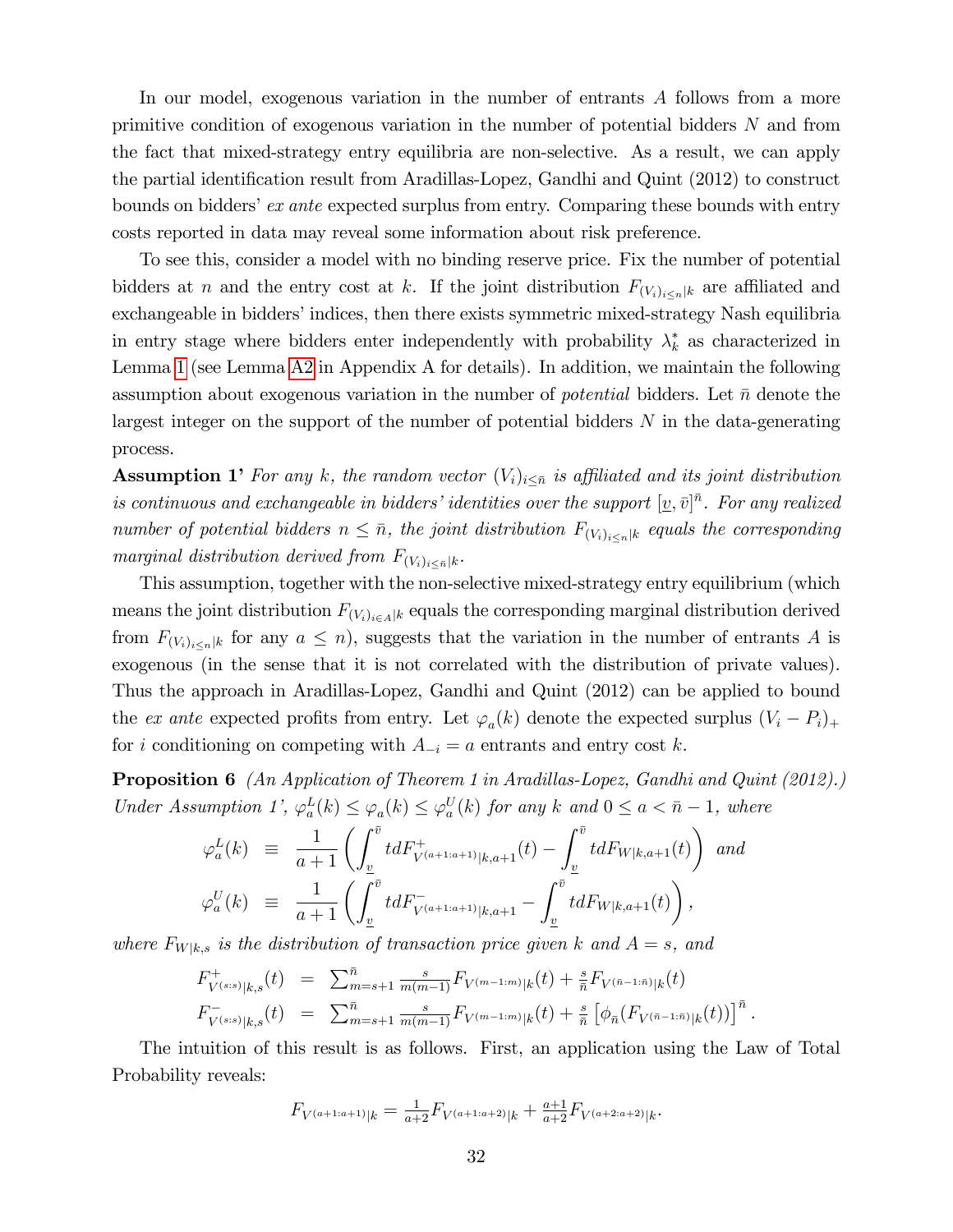In our model, exogenous variation in the number of entrants $A$ follows from a more primitive condition of exogenous variation in the number of potential bidders $N$ and from the fact that mixed-strategy entry equilibria are non-selective. As a result, we can apply the partial identification result from Aradillas-Lopez, Gandhi and Quint (2012) to construct bounds on bidders' *ex ante* expected surplus from entry. Comparing these bounds with entry costs reported in data may reveal some information about risk preference.

To see this, consider a model with no binding reserve price. Fix the number of potential bidders at $n$ and the entry cost at $k$. If the joint distribution $F_{(V_i)_{i\leq n}|k}$ are affiliated and exchangeable in bidders' indices, then there exists symmetric mixed-strategy Nash equilibria in entry stage where bidders enter independently with probability $\lambda_k^*$ as characterized in Lemma 1 (see Lemma A2 in Appendix A for details). In addition, we maintain the following assumption about exogenous variation in the number of *potential* bidders. Let $\bar{n}$ denote the largest integer on the support of the number of potential bidders $N$ in the data-generating process.

**Assumption 1'** *For any $k$, the random vector $(V_i)_{i\leq\bar{n}}$ is affiliated and its joint distribution is continuous and exchangeable in bidders' identities over the support $[\underline{v},\bar{v}]^{\bar{n}}$. For any realized number of potential bidders $n \leq \bar{n}$, the joint distribution $F_{(V_i)_{i\leq n}|k}$ equals the corresponding marginal distribution derived from $F_{(V_i)_{i\leq\bar{n}}|k}$.*

This assumption, together with the non-selective mixed-strategy entry equilibrium (which means the joint distribution $F_{(V_i)_{i\in A}|k}$ equals the corresponding marginal distribution derived from $F_{(V_i)_{i\leq n}|k}$ for any $a \leq n$), suggests that the variation in the number of entrants $A$ is exogenous (in the sense that it is not correlated with the distribution of private values). Thus the approach in Aradillas-Lopez, Gandhi and Quint (2012) can be applied to bound the *ex ante* expected profits from entry. Let $\varphi_a(k)$ denote the expected surplus $(V_i - P_i)_+$ for $i$ conditioning on competing with $A_{-i} = a$ entrants and entry cost $k$.

**Proposition 6** *(An Application of Theorem 1 in Aradillas-Lopez, Gandhi and Quint (2012).) Under Assumption 1', $\varphi_a^L(k) \leq \varphi_a(k) \leq \varphi_a^U(k)$ for any $k$ and $0 \leq a < \bar{n}-1$, where*

$$\varphi_a^L(k) \equiv \frac{1}{a+1}\left(\int_{\underline{v}}^{\bar{v}} t dF^+_{V^{(a+1:a+1)}|k,a+1}(t) - \int_{\underline{v}}^{\bar{v}} t dF_{W|k,a+1}(t)\right) \text{ and}$$

$$\varphi_a^U(k) \equiv \frac{1}{a+1}\left(\int_{\underline{v}}^{\bar{v}} t dF^-_{V^{(a+1:a+1)}|k,a+1} - \int_{\underline{v}}^{\bar{v}} t dF_{W|k,a+1}(t)\right),$$

*where $F_{W|k,s}$ is the distribution of transaction price given $k$ and $A = s$, and*

$$F^+_{V^{(s:s)}|k,s}(t) = \sum_{m=s+1}^{\bar{n}} \tfrac{s}{m(m-1)} F_{V^{(m-1:m)}|k}(t) + \tfrac{s}{\bar{n}} F_{V^{(\bar{n}-1:\bar{n})}|k}(t)$$

$$F^-_{V^{(s:s)}|k,s}(t) = \sum_{m=s+1}^{\bar{n}} \tfrac{s}{m(m-1)} F_{V^{(m-1:m)}|k}(t) + \tfrac{s}{\bar{n}} \left[\phi_{\bar{n}}(F_{V^{(\bar{n}-1:\bar{n})}|k}(t))\right]^{\bar{n}}.$$

The intuition of this result is as follows. First, an application using the Law of Total Probability reveals:

$$F_{V^{(a+1:a+1)}|k} = \tfrac{1}{a+2} F_{V^{(a+1:a+2)}|k} + \tfrac{a+1}{a+2} F_{V^{(a+2:a+2)}|k}.$$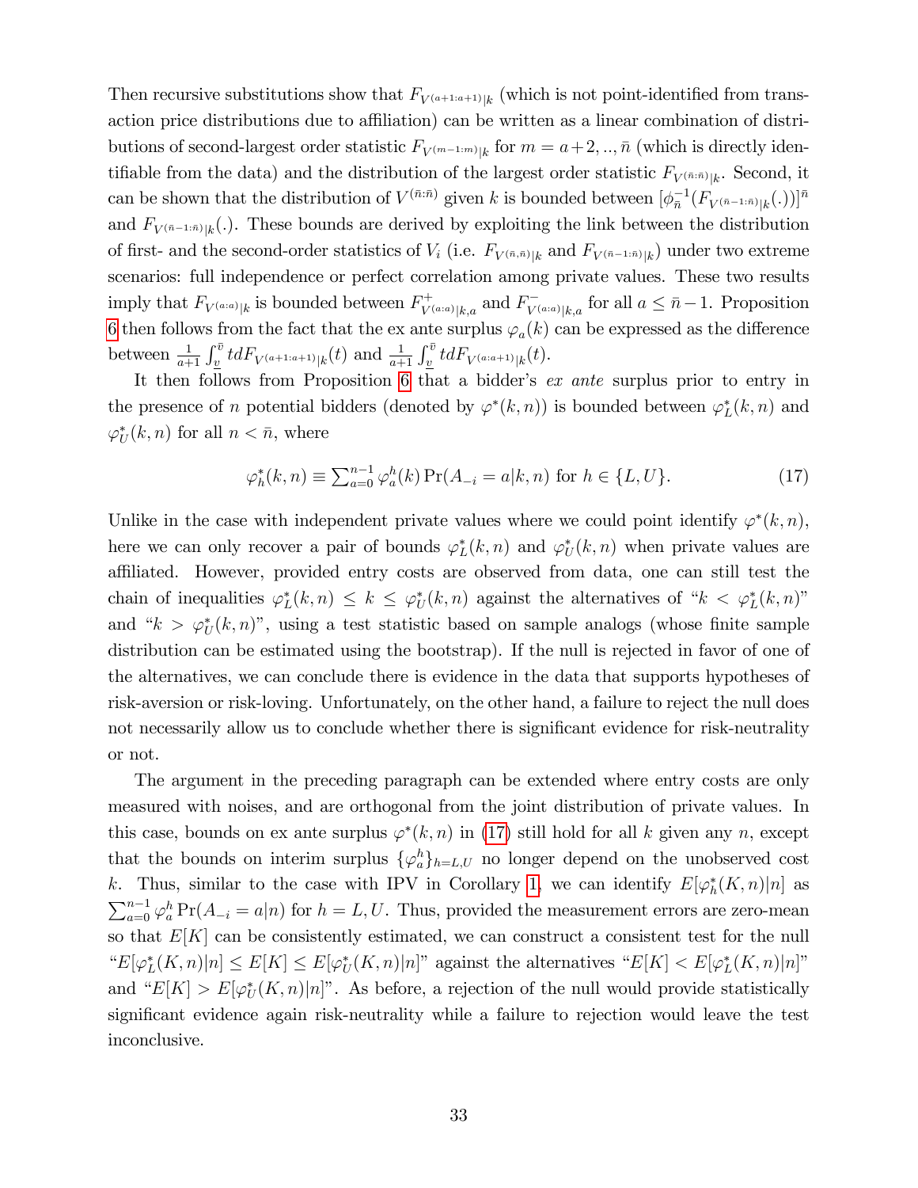Then recursive substitutions show that $F_{V^{(a+1:a+1)}|k}$ (which is not point-identified from transaction price distributions due to affiliation) can be written as a linear combination of distributions of second-largest order statistic $F_{V^{(m-1:m)}|k}$ for $m = a+2,..,\bar{n}$ (which is directly identifiable from the data) and the distribution of the largest order statistic $F_{V^{(\bar{n}:\bar{n})}|k}$. Second, it can be shown that the distribution of $V^{(\bar{n}:\bar{n})}$ given $k$ is bounded between $[\phi_{\bar{n}}^{-1}(F_{V^{(\bar{n}-1:\bar{n})}|k}(.))]^{\bar{n}}$ and $F_{V^{(\bar{n}-1:\bar{n})}|k}(.)$. These bounds are derived by exploiting the link between the distribution of first- and the second-order statistics of $V_i$ (i.e. $F_{V^{(\bar{n},\bar{n})}|k}$ and $F_{V^{(\bar{n}-1:\bar{n})}|k}$) under two extreme scenarios: full independence or perfect correlation among private values. These two results imply that $F_{V^{(a:a)}|k}$ is bounded between $F^{+}_{V^{(a:a)}|k,a}$ and $F^{-}_{V^{(a:a)}|k,a}$ for all $a \leq \bar{n}-1$. Proposition 6 then follows from the fact that the ex ante surplus $\varphi_a(k)$ can be expressed as the difference between $\frac{1}{a+1}\int_{\underline{v}}^{\bar{v}} t dF_{V^{(a+1:a+1)}|k}(t)$ and $\frac{1}{a+1}\int_{\underline{v}}^{\bar{v}} t dF_{V^{(a:a+1)}|k}(t)$.

It then follows from Proposition 6 that a bidder's *ex ante* surplus prior to entry in the presence of $n$ potential bidders (denoted by $\varphi^*(k,n)$) is bounded between $\varphi^*_L(k,n)$ and $\varphi^*_U(k,n)$ for all $n < \bar{n}$, where

$$\varphi^*_h(k,n) \equiv \textstyle\sum_{a=0}^{n-1} \varphi^h_a(k) \Pr(A_{-i} = a|k,n) \text{ for } h \in \{L, U\}. \tag{17}$$

Unlike in the case with independent private values where we could point identify $\varphi^*(k,n)$, here we can only recover a pair of bounds $\varphi^*_L(k,n)$ and $\varphi^*_U(k,n)$ when private values are affiliated. However, provided entry costs are observed from data, one can still test the chain of inequalities $\varphi^*_L(k,n) \leq k \leq \varphi^*_U(k,n)$ against the alternatives of "$k < \varphi^*_L(k,n)$" and "$k > \varphi^*_U(k,n)$", using a test statistic based on sample analogs (whose finite sample distribution can be estimated using the bootstrap). If the null is rejected in favor of one of the alternatives, we can conclude there is evidence in the data that supports hypotheses of risk-aversion or risk-loving. Unfortunately, on the other hand, a failure to reject the null does not necessarily allow us to conclude whether there is significant evidence for risk-neutrality or not.

The argument in the preceding paragraph can be extended where entry costs are only measured with noises, and are orthogonal from the joint distribution of private values. In this case, bounds on ex ante surplus $\varphi^*(k,n)$ in (17) still hold for all $k$ given any $n$, except that the bounds on interim surplus $\{\varphi^h_a\}_{h=L,U}$ no longer depend on the unobserved cost $k$. Thus, similar to the case with IPV in Corollary 1, we can identify $E[\varphi^*_h(K,n)|n]$ as $\sum_{a=0}^{n-1} \varphi^h_a \Pr(A_{-i} = a|n)$ for $h = L, U$. Thus, provided the measurement errors are zero-mean so that $E[K]$ can be consistently estimated, we can construct a consistent test for the null "$E[\varphi^*_L(K,n)|n] \leq E[K] \leq E[\varphi^*_U(K,n)|n]$" against the alternatives "$E[K] < E[\varphi^*_L(K,n)|n]$" and "$E[K] > E[\varphi^*_U(K,n)|n]$". As before, a rejection of the null would provide statistically significant evidence again risk-neutrality while a failure to rejection would leave the test inconclusive.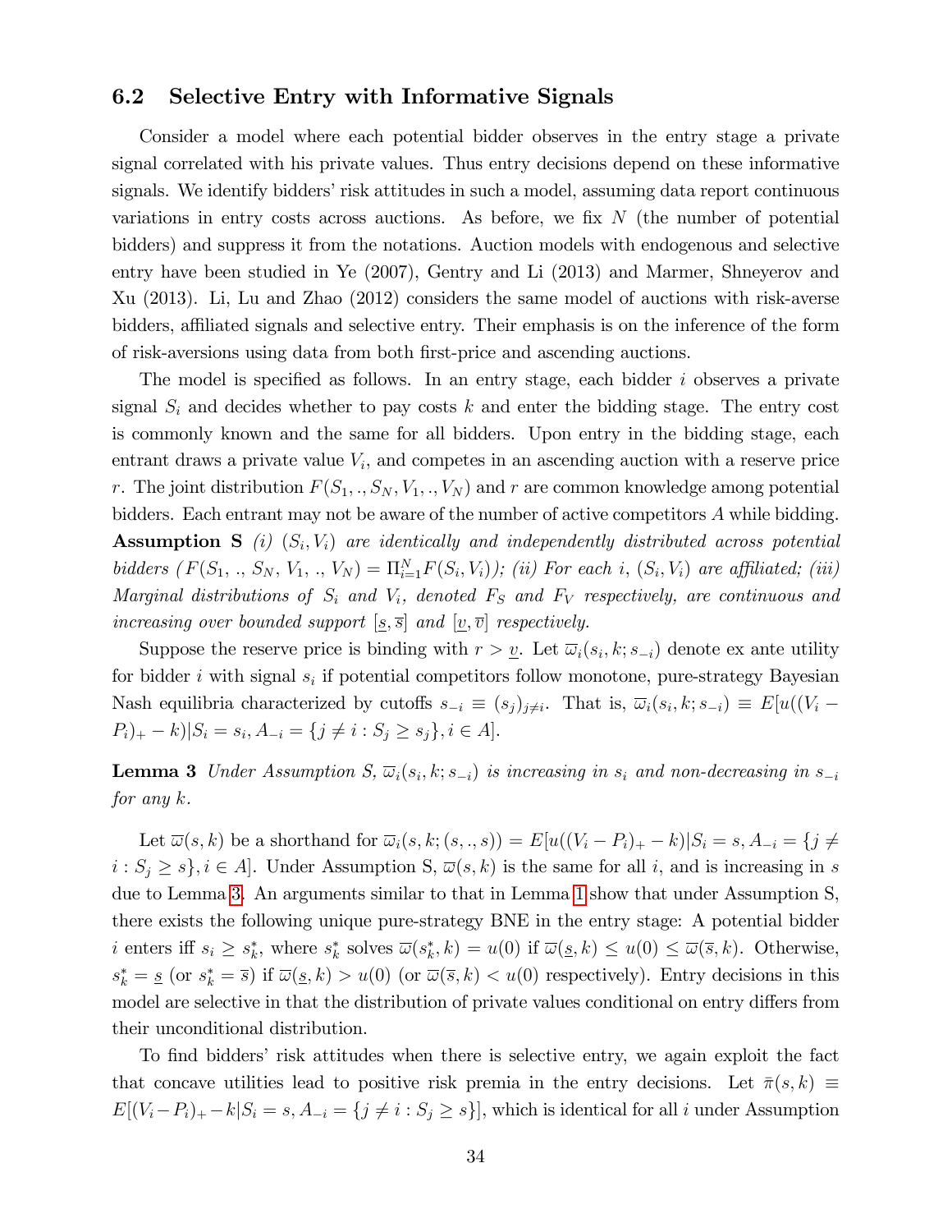## 6.2 Selective Entry with Informative Signals

Consider a model where each potential bidder observes in the entry stage a private signal correlated with his private values. Thus entry decisions depend on these informative signals. We identify bidders' risk attitudes in such a model, assuming data report continuous variations in entry costs across auctions. As before, we fix $N$ (the number of potential bidders) and suppress it from the notations. Auction models with endogenous and selective entry have been studied in Ye (2007), Gentry and Li (2013) and Marmer, Shneyerov and Xu (2013). Li, Lu and Zhao (2012) considers the same model of auctions with risk-averse bidders, affiliated signals and selective entry. Their emphasis is on the inference of the form of risk-aversions using data from both first-price and ascending auctions.

The model is specified as follows. In an entry stage, each bidder $i$ observes a private signal $S_i$ and decides whether to pay costs $k$ and enter the bidding stage. The entry cost is commonly known and the same for all bidders. Upon entry in the bidding stage, each entrant draws a private value $V_i$, and competes in an ascending auction with a reserve price $r$. The joint distribution $F(S_1, ., S_N, V_1, ., V_N)$ and $r$ are common knowledge among potential bidders. Each entrant may not be aware of the number of active competitors $A$ while bidding.

**Assumption S** *(i)* $(S_i, V_i)$ *are identically and independently distributed across potential bidders* ($F(S_1, ., S_N, V_1, ., V_N) = \Pi_{i=1}^N F(S_i, V_i)$)*; (ii) For each* $i$, $(S_i, V_i)$ *are affiliated; (iii) Marginal distributions of* $S_i$ *and* $V_i$*, denoted* $F_S$ *and* $F_V$ *respectively, are continuous and increasing over bounded support* $[\underline{s}, \overline{s}]$ *and* $[\underline{v}, \overline{v}]$ *respectively.*

Suppose the reserve price is binding with $r > \underline{v}$. Let $\overline{\omega}_i(s_i, k; s_{-i})$ denote ex ante utility for bidder $i$ with signal $s_i$ if potential competitors follow monotone, pure-strategy Bayesian Nash equilibria characterized by cutoffs $s_{-i} \equiv (s_j)_{j \neq i}$. That is, $\overline{\omega}_i(s_i, k; s_{-i}) \equiv E[u((V_i - P_i)_+ - k)|S_i = s_i, A_{-i} = \{j \neq i : S_j \geq s_j\}, i \in A]$.

**Lemma 3** *Under Assumption S,* $\overline{\omega}_i(s_i, k; s_{-i})$ *is increasing in* $s_i$ *and non-decreasing in* $s_{-i}$ *for any* $k$.

Let $\overline{\omega}(s, k)$ be a shorthand for $\overline{\omega}_i(s, k; (s, ., s)) = E[u((V_i - P_i)_+ - k)|S_i = s, A_{-i} = \{j \neq i : S_j \geq s\}, i \in A]$. Under Assumption S, $\overline{\omega}(s, k)$ is the same for all $i$, and is increasing in $s$ due to Lemma 3. An arguments similar to that in Lemma 1 show that under Assumption S, there exists the following unique pure-strategy BNE in the entry stage: A potential bidder $i$ enters iff $s_i \geq s_k^*$, where $s_k^*$ solves $\overline{\omega}(s_k^*, k) = u(0)$ if $\overline{\omega}(\underline{s}, k) \leq u(0) \leq \overline{\omega}(\overline{s}, k)$. Otherwise, $s_k^* = \underline{s}$ (or $s_k^* = \overline{s}$) if $\overline{\omega}(\underline{s}, k) > u(0)$ (or $\overline{\omega}(\overline{s}, k) < u(0)$ respectively). Entry decisions in this model are selective in that the distribution of private values conditional on entry differs from their unconditional distribution.

To find bidders' risk attitudes when there is selective entry, we again exploit the fact that concave utilities lead to positive risk premia in the entry decisions. Let $\bar{\pi}(s, k) \equiv E[(V_i - P_i)_+ - k|S_i = s, A_{-i} = \{j \neq i : S_j \geq s\}]$, which is identical for all $i$ under Assumption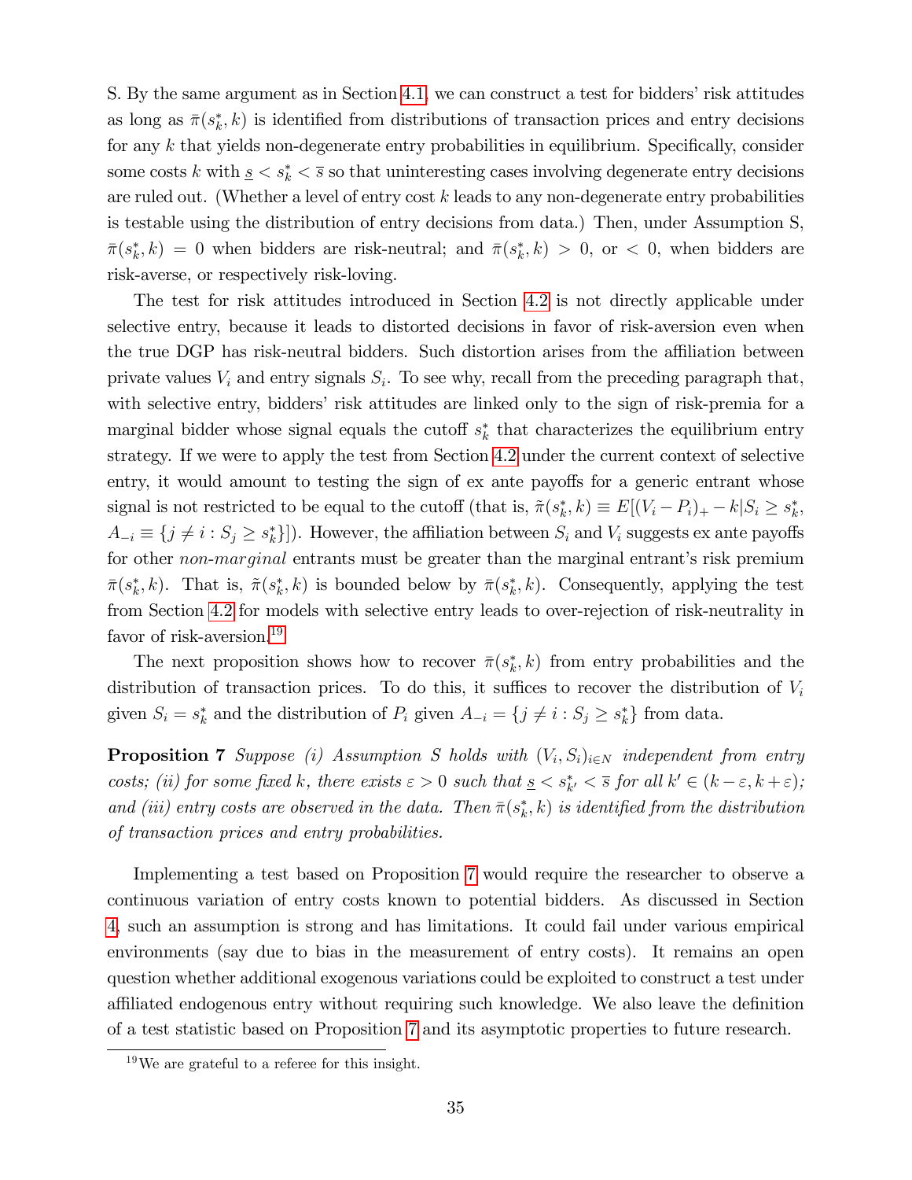S. By the same argument as in Section 4.1, we can construct a test for bidders' risk attitudes as long as $\bar{\pi}(s_k^*, k)$ is identified from distributions of transaction prices and entry decisions for any $k$ that yields non-degenerate entry probabilities in equilibrium. Specifically, consider some costs $k$ with $\underline{s} < s_k^* < \overline{s}$ so that uninteresting cases involving degenerate entry decisions are ruled out. (Whether a level of entry cost $k$ leads to any non-degenerate entry probabilities is testable using the distribution of entry decisions from data.) Then, under Assumption S, $\bar{\pi}(s_k^*, k) = 0$ when bidders are risk-neutral; and $\bar{\pi}(s_k^*, k) > 0$, or $< 0$, when bidders are risk-averse, or respectively risk-loving.

The test for risk attitudes introduced in Section 4.2 is not directly applicable under selective entry, because it leads to distorted decisions in favor of risk-aversion even when the true DGP has risk-neutral bidders. Such distortion arises from the affiliation between private values $V_i$ and entry signals $S_i$. To see why, recall from the preceding paragraph that, with selective entry, bidders' risk attitudes are linked only to the sign of risk-premia for a marginal bidder whose signal equals the cutoff $s_k^*$ that characterizes the equilibrium entry strategy. If we were to apply the test from Section 4.2 under the current context of selective entry, it would amount to testing the sign of ex ante payoffs for a generic entrant whose signal is not restricted to be equal to the cutoff (that is, $\tilde{\pi}(s_k^*, k) \equiv E[(V_i - P_i)_+ - k | S_i \geq s_k^*, A_{-i} \equiv \{j \neq i : S_j \geq s_k^*\}]$). However, the affiliation between $S_i$ and $V_i$ suggests ex ante payoffs for other *non-marginal* entrants must be greater than the marginal entrant's risk premium $\bar{\pi}(s_k^*, k)$. That is, $\tilde{\pi}(s_k^*, k)$ is bounded below by $\bar{\pi}(s_k^*, k)$. Consequently, applying the test from Section 4.2 for models with selective entry leads to over-rejection of risk-neutrality in favor of risk-aversion.[19]

The next proposition shows how to recover $\bar{\pi}(s_k^*, k)$ from entry probabilities and the distribution of transaction prices. To do this, it suffices to recover the distribution of $V_i$ given $S_i = s_k^*$ and the distribution of $P_i$ given $A_{-i} = \{j \neq i : S_j \geq s_k^*\}$ from data.

**Proposition 7** *Suppose (i) Assumption S holds with $(V_i, S_i)_{i \in N}$ independent from entry costs; (ii) for some fixed $k$, there exists $\varepsilon > 0$ such that $\underline{s} < s_{k'}^* < \overline{s}$ for all $k' \in (k - \varepsilon, k + \varepsilon)$; and (iii) entry costs are observed in the data. Then $\bar{\pi}(s_k^*, k)$ is identified from the distribution of transaction prices and entry probabilities.*

Implementing a test based on Proposition 7 would require the researcher to observe a continuous variation of entry costs known to potential bidders. As discussed in Section 4, such an assumption is strong and has limitations. It could fail under various empirical environments (say due to bias in the measurement of entry costs). It remains an open question whether additional exogenous variations could be exploited to construct a test under affiliated endogenous entry without requiring such knowledge. We also leave the definition of a test statistic based on Proposition 7 and its asymptotic properties to future research.

[19] We are grateful to a referee for this insight.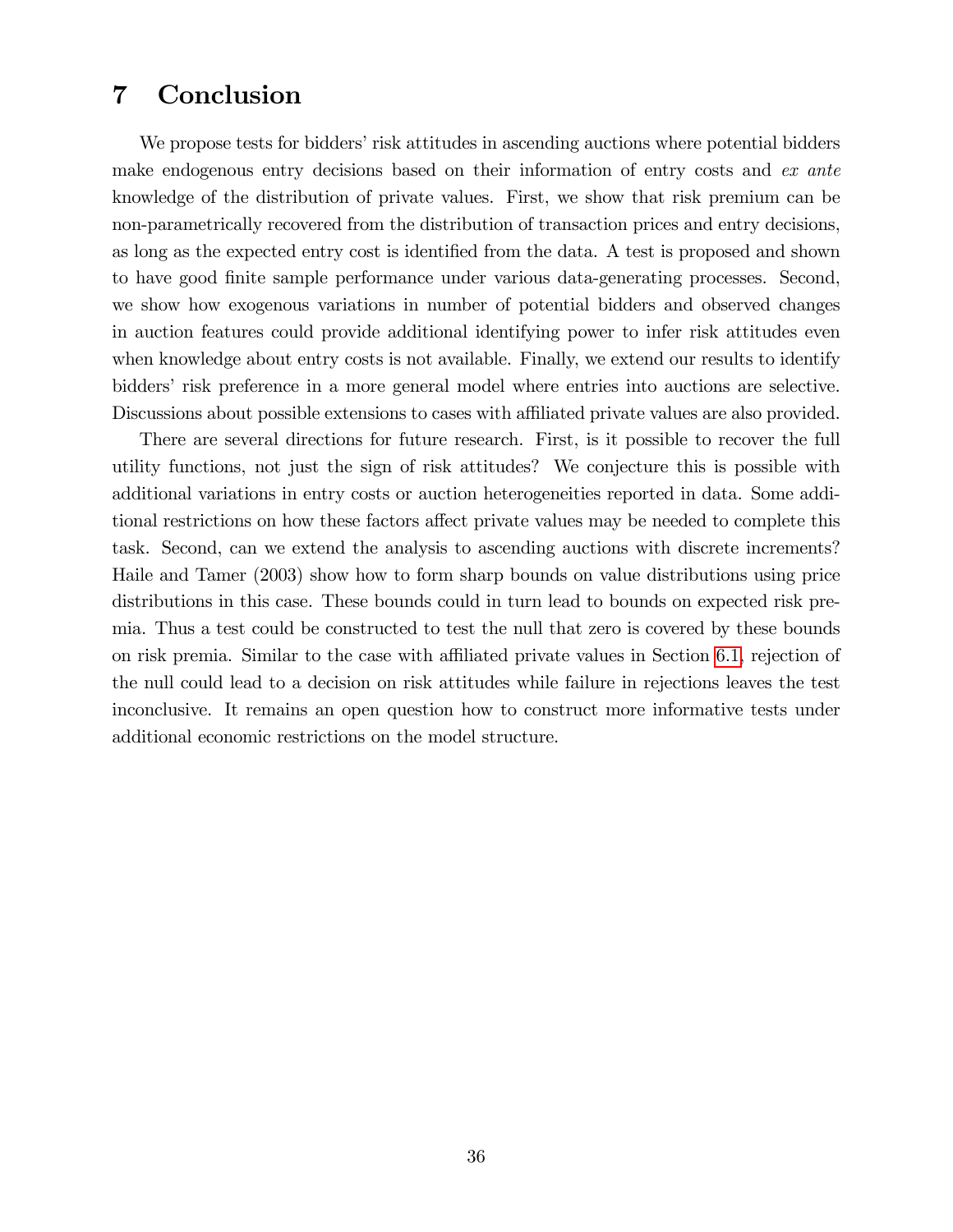# 7 Conclusion

We propose tests for bidders' risk attitudes in ascending auctions where potential bidders make endogenous entry decisions based on their information of entry costs and *ex ante* knowledge of the distribution of private values. First, we show that risk premium can be non-parametrically recovered from the distribution of transaction prices and entry decisions, as long as the expected entry cost is identified from the data. A test is proposed and shown to have good finite sample performance under various data-generating processes. Second, we show how exogenous variations in number of potential bidders and observed changes in auction features could provide additional identifying power to infer risk attitudes even when knowledge about entry costs is not available. Finally, we extend our results to identify bidders' risk preference in a more general model where entries into auctions are selective. Discussions about possible extensions to cases with affiliated private values are also provided.

There are several directions for future research. First, is it possible to recover the full utility functions, not just the sign of risk attitudes? We conjecture this is possible with additional variations in entry costs or auction heterogeneities reported in data. Some additional restrictions on how these factors affect private values may be needed to complete this task. Second, can we extend the analysis to ascending auctions with discrete increments? Haile and Tamer (2003) show how to form sharp bounds on value distributions using price distributions in this case. These bounds could in turn lead to bounds on expected risk premia. Thus a test could be constructed to test the null that zero is covered by these bounds on risk premia. Similar to the case with affiliated private values in Section 6.1, rejection of the null could lead to a decision on risk attitudes while failure in rejections leaves the test inconclusive. It remains an open question how to construct more informative tests under additional economic restrictions on the model structure.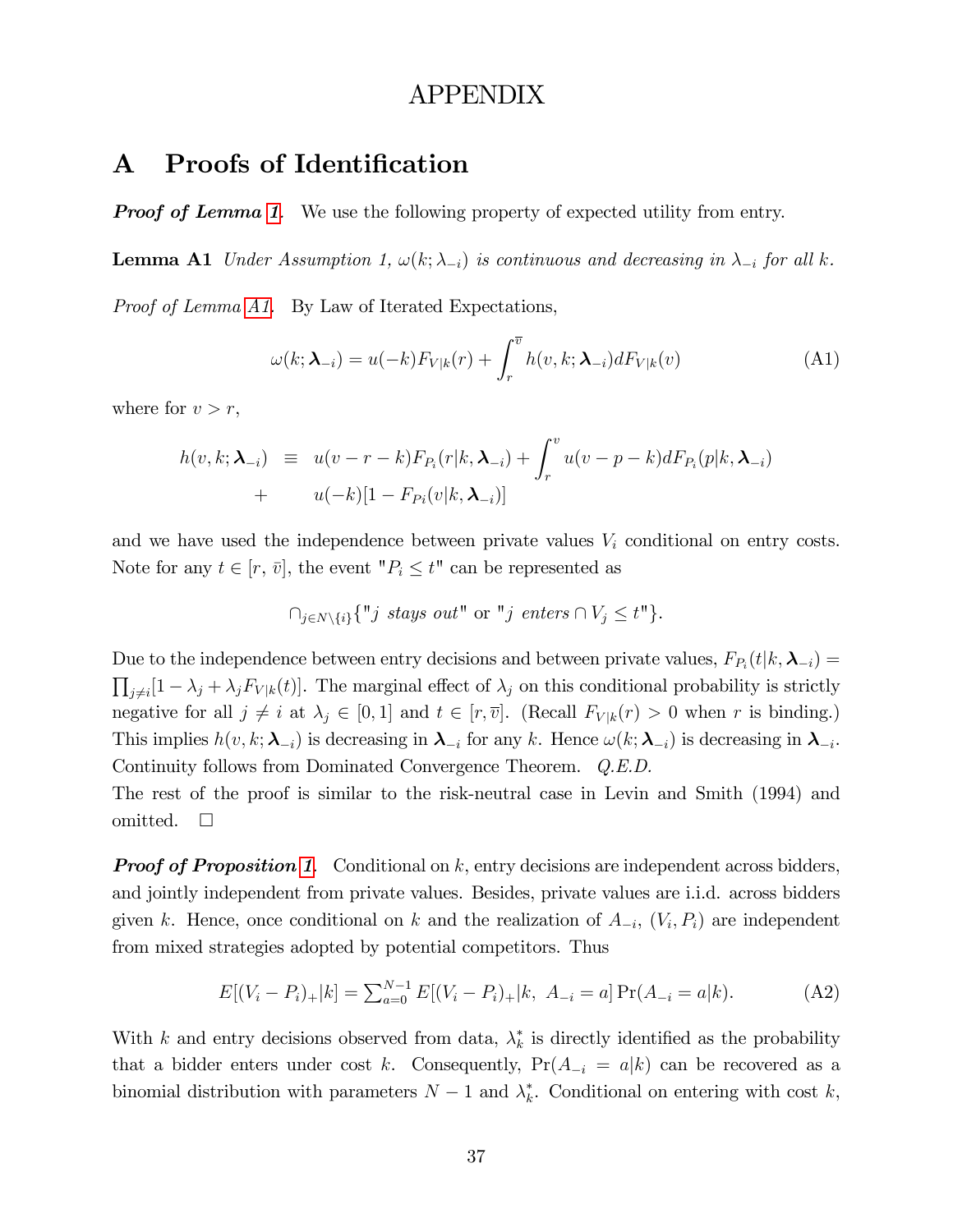# APPENDIX

## A Proofs of Identification

***Proof of Lemma 1.*** We use the following property of expected utility from entry.

**Lemma A1** *Under Assumption 1, $\omega(k; \lambda_{-i})$ is continuous and decreasing in $\lambda_{-i}$ for all $k$.*

*Proof of Lemma A1.* By Law of Iterated Expectations,

$$\omega(k; \boldsymbol{\lambda}_{-i}) = u(-k)F_{V|k}(r) + \int_{r}^{\overline{v}} h(v, k; \boldsymbol{\lambda}_{-i}) dF_{V|k}(v) \tag{A1}$$

where for $v > r$,

$$\begin{aligned} h(v, k; \boldsymbol{\lambda}_{-i}) \;\; &\equiv \;\; u(v - r - k)F_{P_i}(r|k, \boldsymbol{\lambda}_{-i}) + \int_{r}^{v} u(v - p - k)dF_{P_i}(p|k, \boldsymbol{\lambda}_{-i}) \\ &+ \quad\;\; u(-k)[1 - F_{Pi}(v|k, \boldsymbol{\lambda}_{-i})] \end{aligned}$$

and we have used the independence between private values $V_i$ conditional on entry costs. Note for any $t \in [r, \bar{v}]$, the event "$P_i \leq t$" can be represented as

$$\cap_{j \in N \setminus \{i\}} \{\text{"}j \textit{ stays out}\text{" or "}j \textit{ enters} \cap V_j \leq t\text{"}\}.$$

Due to the independence between entry decisions and between private values, $F_{P_i}(t|k, \boldsymbol{\lambda}_{-i}) = \prod_{j \neq i}[1 - \lambda_j + \lambda_j F_{V|k}(t)]$. The marginal effect of $\lambda_j$ on this conditional probability is strictly negative for all $j \neq i$ at $\lambda_j \in [0, 1]$ and $t \in [r, \overline{v}]$. (Recall $F_{V|k}(r) > 0$ when $r$ is binding.) This implies $h(v, k; \boldsymbol{\lambda}_{-i})$ is decreasing in $\boldsymbol{\lambda}_{-i}$ for any $k$. Hence $\omega(k; \boldsymbol{\lambda}_{-i})$ is decreasing in $\boldsymbol{\lambda}_{-i}$. Continuity follows from Dominated Convergence Theorem. *Q.E.D.*

The rest of the proof is similar to the risk-neutral case in Levin and Smith (1994) and omitted. □

***Proof of Proposition 1.*** Conditional on $k$, entry decisions are independent across bidders, and jointly independent from private values. Besides, private values are i.i.d. across bidders given $k$. Hence, once conditional on $k$ and the realization of $A_{-i}$, $(V_i, P_i)$ are independent from mixed strategies adopted by potential competitors. Thus

$$E[(V_i - P_i)_+|k] = \textstyle\sum_{a=0}^{N-1} E[(V_i - P_i)_+|k, \; A_{-i} = a] \Pr(A_{-i} = a|k). \tag{A2}$$

With $k$ and entry decisions observed from data, $\lambda_k^*$ is directly identified as the probability that a bidder enters under cost $k$. Consequently, $\Pr(A_{-i} = a|k)$ can be recovered as a binomial distribution with parameters $N - 1$ and $\lambda_k^*$. Conditional on entering with cost $k$,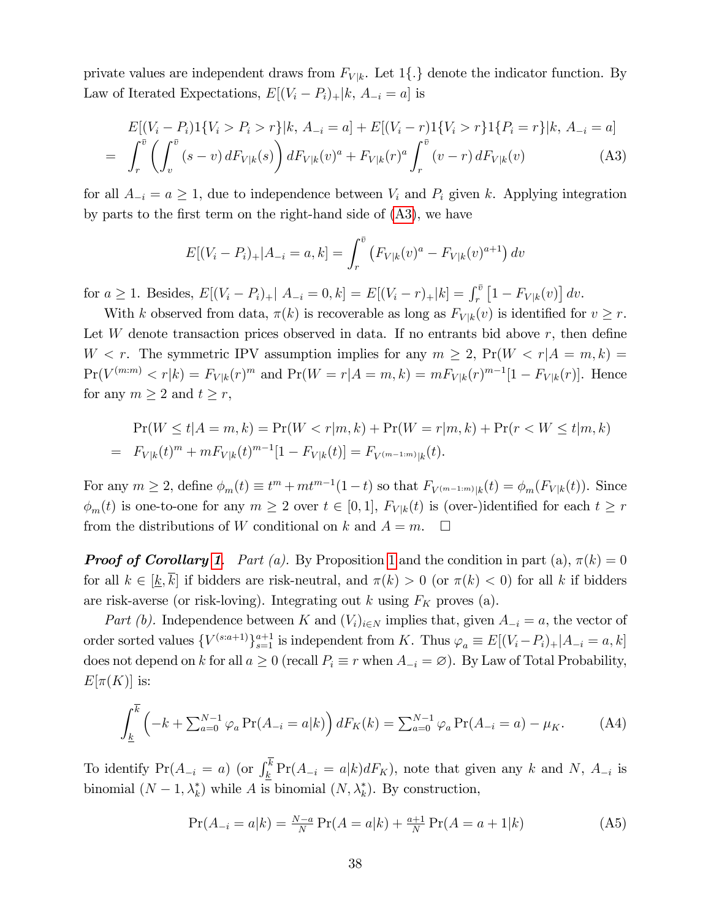private values are independent draws from $F_{V|k}$. Let $1\{.\}$ denote the indicator function. By Law of Iterated Expectations, $E[(V_i - P_i)_+|k,\, A_{-i} = a]$ is

$$
\begin{aligned}
& E[(V_i - P_i)1\{V_i > P_i > r\}|k,\, A_{-i} = a] + E[(V_i - r)1\{V_i > r\}1\{P_i = r\}|k,\, A_{-i} = a] \\
= \; & \int_r^{\bar{v}} \left( \int_v^{\bar{v}} (s - v)\, dF_{V|k}(s) \right) dF_{V|k}(v)^a + F_{V|k}(r)^a \int_r^{\bar{v}} (v - r)\, dF_{V|k}(v) \qquad \text{(A3)}
\end{aligned}
$$

for all $A_{-i} = a \geq 1$, due to independence between $V_i$ and $P_i$ given $k$. Applying integration by parts to the first term on the right-hand side of (A3), we have

$$
E[(V_i - P_i)_+|A_{-i} = a, k] = \int_r^{\bar{v}} \left( F_{V|k}(v)^a - F_{V|k}(v)^{a+1} \right) dv
$$

for $a \geq 1$. Besides, $E[(V_i - P_i)_+|\; A_{-i} = 0, k] = E[(V_i - r)_+|k] = \int_r^{\bar{v}} \left[1 - F_{V|k}(v)\right] dv$.

With $k$ observed from data, $\pi(k)$ is recoverable as long as $F_{V|k}(v)$ is identified for $v \geq r$. Let $W$ denote transaction prices observed in data. If no entrants bid above $r$, then define $W < r$. The symmetric IPV assumption implies for any $m \geq 2$, $\Pr(W < r|A = m, k) = \Pr(V^{(m:m)} < r|k) = F_{V|k}(r)^m$ and $\Pr(W = r|A = m, k) = mF_{V|k}(r)^{m-1}[1 - F_{V|k}(r)]$. Hence for any $m \geq 2$ and $t \geq r$,

$$
\begin{aligned}
& \Pr(W \leq t|A = m, k) = \Pr(W < r|m, k) + \Pr(W = r|m, k) + \Pr(r < W \leq t|m, k) \\
= \; & F_{V|k}(t)^m + mF_{V|k}(t)^{m-1}[1 - F_{V|k}(t)] = F_{V^{(m-1:m)}|k}(t).
\end{aligned}
$$

For any $m \geq 2$, define $\phi_m(t) \equiv t^m + mt^{m-1}(1 - t)$ so that $F_{V^{(m-1:m)}|k}(t) = \phi_m(F_{V|k}(t))$. Since $\phi_m(t)$ is one-to-one for any $m \geq 2$ over $t \in [0, 1]$, $F_{V|k}(t)$ is (over-)identified for each $t \geq r$ from the distributions of $W$ conditional on $k$ and $A = m$. $\square$

***Proof of Corollary 1.*** *Part (a).* By Proposition 1 and the condition in part (a), $\pi(k) = 0$ for all $k \in [\underline{k}, \overline{k}]$ if bidders are risk-neutral, and $\pi(k) > 0$ (or $\pi(k) < 0$) for all $k$ if bidders are risk-averse (or risk-loving). Integrating out $k$ using $F_K$ proves (a).

*Part (b).* Independence between $K$ and $(V_i)_{i \in N}$ implies that, given $A_{-i} = a$, the vector of order sorted values $\{V^{(s:a+1)}\}_{s=1}^{a+1}$ is independent from $K$. Thus $\varphi_a \equiv E[(V_i - P_i)_+|A_{-i} = a, k]$ does not depend on $k$ for all $a \geq 0$ (recall $P_i \equiv r$ when $A_{-i} = \varnothing$). By Law of Total Probability, $E[\pi(K)]$ is:

$$
\int_{\underline{k}}^{\overline{k}} \left( -k + \textstyle\sum_{a=0}^{N-1} \varphi_a \Pr(A_{-i} = a|k) \right) dF_K(k) = \textstyle\sum_{a=0}^{N-1} \varphi_a \Pr(A_{-i} = a) - \mu_K. \qquad \text{(A4)}
$$

To identify $\Pr(A_{-i} = a)$ (or $\int_{\underline{k}}^{\overline{k}} \Pr(A_{-i} = a|k) dF_K$), note that given any $k$ and $N$, $A_{-i}$ is binomial $(N - 1, \lambda_k^*)$ while $A$ is binomial $(N, \lambda_k^*)$. By construction,

$$
\Pr(A_{-i} = a|k) = \tfrac{N-a}{N} \Pr(A = a|k) + \tfrac{a+1}{N} \Pr(A = a + 1|k) \qquad \text{(A5)}
$$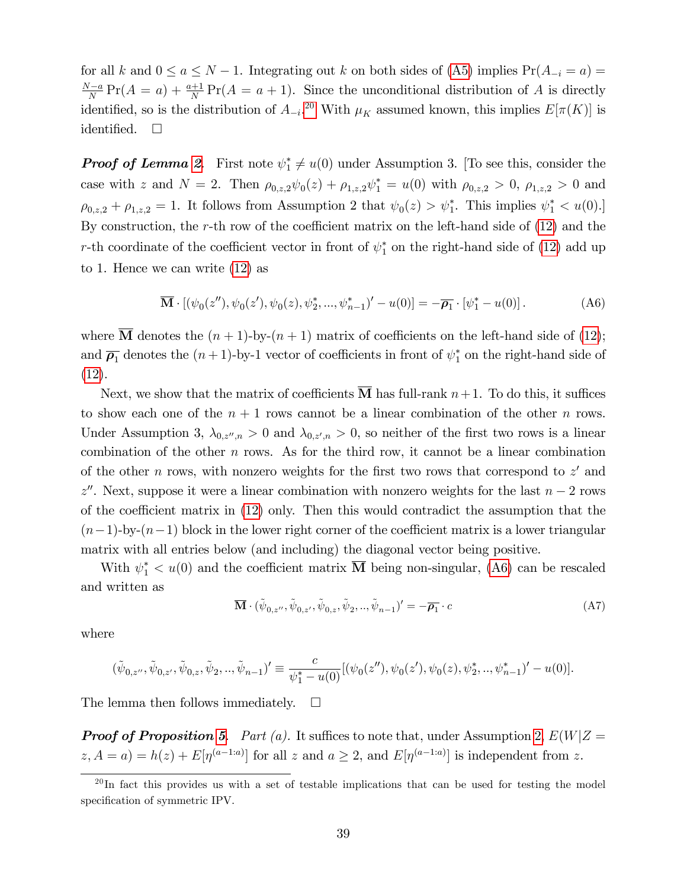for all $k$ and $0 \leq a \leq N-1$. Integrating out $k$ on both sides of (A5) implies $\Pr(A_{-i} = a) = \frac{N-a}{N}\Pr(A = a) + \frac{a+1}{N}\Pr(A = a+1)$. Since the unconditional distribution of $A$ is directly identified, so is the distribution of $A_{-i}$.[20] With $\mu_K$ assumed known, this implies $E[\pi(K)]$ is identified. □

***Proof of Lemma 2.*** First note $\psi_1^* \neq u(0)$ under Assumption 3. [To see this, consider the case with $z$ and $N = 2$. Then $\rho_{0,z,2}\psi_0(z) + \rho_{1,z,2}\psi_1^* = u(0)$ with $\rho_{0,z,2} > 0$, $\rho_{1,z,2} > 0$ and $\rho_{0,z,2} + \rho_{1,z,2} = 1$. It follows from Assumption 2 that $\psi_0(z) > \psi_1^*$. This implies $\psi_1^* < u(0)$.] By construction, the $r$-th row of the coefficient matrix on the left-hand side of (12) and the $r$-th coordinate of the coefficient vector in front of $\psi_1^*$ on the right-hand side of (12) add up to 1. Hence we can write (12) as

$$\overline{\mathbf{M}} \cdot [(\psi_0(z''), \psi_0(z'), \psi_0(z), \psi_2^*, ..., \psi_{n-1}^*)' - u(0)] = -\overline{\boldsymbol{\rho}_1} \cdot [\psi_1^* - u(0)]. \tag{A6}$$

where $\overline{\mathbf{M}}$ denotes the $(n+1)$-by-$(n+1)$ matrix of coefficients on the left-hand side of (12); and $\overline{\boldsymbol{\rho}_1}$ denotes the $(n+1)$-by-1 vector of coefficients in front of $\psi_1^*$ on the right-hand side of (12).

Next, we show that the matrix of coefficients $\overline{\mathbf{M}}$ has full-rank $n+1$. To do this, it suffices to show each one of the $n+1$ rows cannot be a linear combination of the other $n$ rows. Under Assumption 3, $\lambda_{0,z'',n} > 0$ and $\lambda_{0,z',n} > 0$, so neither of the first two rows is a linear combination of the other $n$ rows. As for the third row, it cannot be a linear combination of the other $n$ rows, with nonzero weights for the first two rows that correspond to $z'$ and $z''$. Next, suppose it were a linear combination with nonzero weights for the last $n-2$ rows of the coefficient matrix in (12) only. Then this would contradict the assumption that the $(n-1)$-by-$(n-1)$ block in the lower right corner of the coefficient matrix is a lower triangular matrix with all entries below (and including) the diagonal vector being positive.

With $\psi_1^* < u(0)$ and the coefficient matrix $\overline{\mathbf{M}}$ being non-singular, (A6) can be rescaled and written as

$$\overline{\mathbf{M}} \cdot (\tilde{\psi}_{0,z''}, \tilde{\psi}_{0,z'}, \tilde{\psi}_{0,z}, \tilde{\psi}_2, .., \tilde{\psi}_{n-1})' = -\overline{\boldsymbol{\rho}_1} \cdot c \tag{A7}$$

where

$$(\tilde{\psi}_{0,z''}, \tilde{\psi}_{0,z'}, \tilde{\psi}_{0,z}, \tilde{\psi}_2, .., \tilde{\psi}_{n-1})' \equiv \frac{c}{\psi_1^* - u(0)}[(\psi_0(z''), \psi_0(z'), \psi_0(z), \psi_2^*, .., \psi_{n-1}^*)' - u(0)].$$

The lemma then follows immediately. □

***Proof of Proposition 5.*** *Part (a).* It suffices to note that, under Assumption 2, $E(W|Z = z, A = a) = h(z) + E[\eta^{(a-1:a)}]$ for all $z$ and $a \geq 2$, and $E[\eta^{(a-1:a)}]$ is independent from $z$.

[20] In fact this provides us with a set of testable implications that can be used for testing the model specification of symmetric IPV.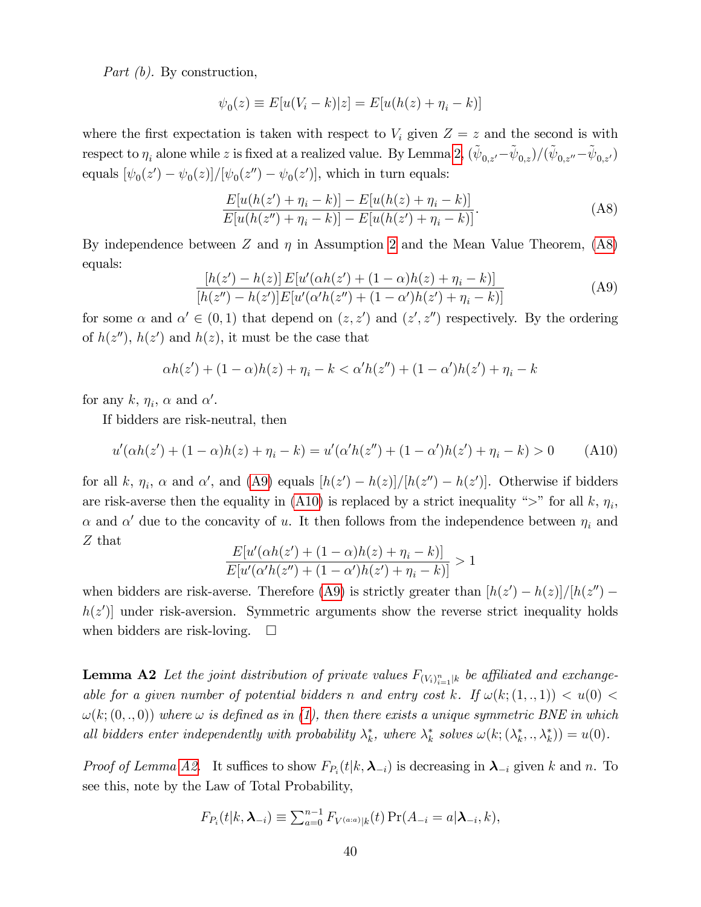*Part (b).* By construction,

$$\psi_0(z) \equiv E[u(V_i - k)|z] = E[u(h(z) + \eta_i - k)]$$

where the first expectation is taken with respect to $V_i$ given $Z = z$ and the second is with respect to $\eta_i$ alone while $z$ is fixed at a realized value. By Lemma 2, $(\tilde{\psi}_{0,z'} - \tilde{\psi}_{0,z})/(\tilde{\psi}_{0,z''} - \tilde{\psi}_{0,z'})$ equals $[\psi_0(z') - \psi_0(z)]/[\psi_0(z'') - \psi_0(z')]$, which in turn equals:

$$\frac{E[u(h(z') + \eta_i - k)] - E[u(h(z) + \eta_i - k)]}{E[u(h(z'') + \eta_i - k)] - E[u(h(z') + \eta_i - k)]}. \tag{A8}$$

By independence between $Z$ and $\eta$ in Assumption 2 and the Mean Value Theorem, (A8) equals:

$$\frac{[h(z') - h(z)]\, E[u'(\alpha h(z') + (1-\alpha)h(z) + \eta_i - k)]}{[h(z'') - h(z')] E[u'(\alpha' h(z'') + (1-\alpha')h(z') + \eta_i - k)]} \tag{A9}$$

for some $\alpha$ and $\alpha' \in (0,1)$ that depend on $(z, z')$ and $(z', z'')$ respectively. By the ordering of $h(z'')$, $h(z')$ and $h(z)$, it must be the case that

$$\alpha h(z') + (1-\alpha)h(z) + \eta_i - k < \alpha' h(z'') + (1-\alpha')h(z') + \eta_i - k$$

for any $k$, $\eta_i$, $\alpha$ and $\alpha'$.

If bidders are risk-neutral, then

$$u'(\alpha h(z') + (1-\alpha)h(z) + \eta_i - k) = u'(\alpha' h(z'') + (1-\alpha')h(z') + \eta_i - k) > 0 \tag{A10}$$

for all $k$, $\eta_i$, $\alpha$ and $\alpha'$, and (A9) equals $[h(z') - h(z)]/[h(z'') - h(z')]$. Otherwise if bidders are risk-averse then the equality in (A10) is replaced by a strict inequality "$>$" for all $k$, $\eta_i$, $\alpha$ and $\alpha'$ due to the concavity of $u$. It then follows from the independence between $\eta_i$ and $Z$ that

$$\frac{E[u'(\alpha h(z') + (1-\alpha)h(z) + \eta_i - k)]}{E[u'(\alpha' h(z'') + (1-\alpha')h(z') + \eta_i - k)]} > 1$$

when bidders are risk-averse. Therefore (A9) is strictly greater than $[h(z') - h(z)]/[h(z'') - h(z')]$ under risk-aversion. Symmetric arguments show the reverse strict inequality holds when bidders are risk-loving. $\square$

**Lemma A2** *Let the joint distribution of private values $F_{(V_i)_{i=1}^n|k}$ be affiliated and exchangeable for a given number of potential bidders $n$ and entry cost $k$. If $\omega(k;(1,.,1)) < u(0) < \omega(k;(0,.,0))$ where $\omega$ is defined as in (1), then there exists a unique symmetric BNE in which all bidders enter independently with probability $\lambda_k^*$, where $\lambda_k^*$ solves $\omega(k;(\lambda_k^*,.,\lambda_k^*)) = u(0)$.*

*Proof of Lemma A2.* It suffices to show $F_{P_i}(t|k, \boldsymbol{\lambda}_{-i})$ is decreasing in $\boldsymbol{\lambda}_{-i}$ given $k$ and $n$. To see this, note by the Law of Total Probability,

$$F_{P_i}(t|k, \boldsymbol{\lambda}_{-i}) \equiv \textstyle\sum_{a=0}^{n-1} F_{V^{(a:a)}|k}(t) \Pr(A_{-i} = a|\boldsymbol{\lambda}_{-i}, k),$$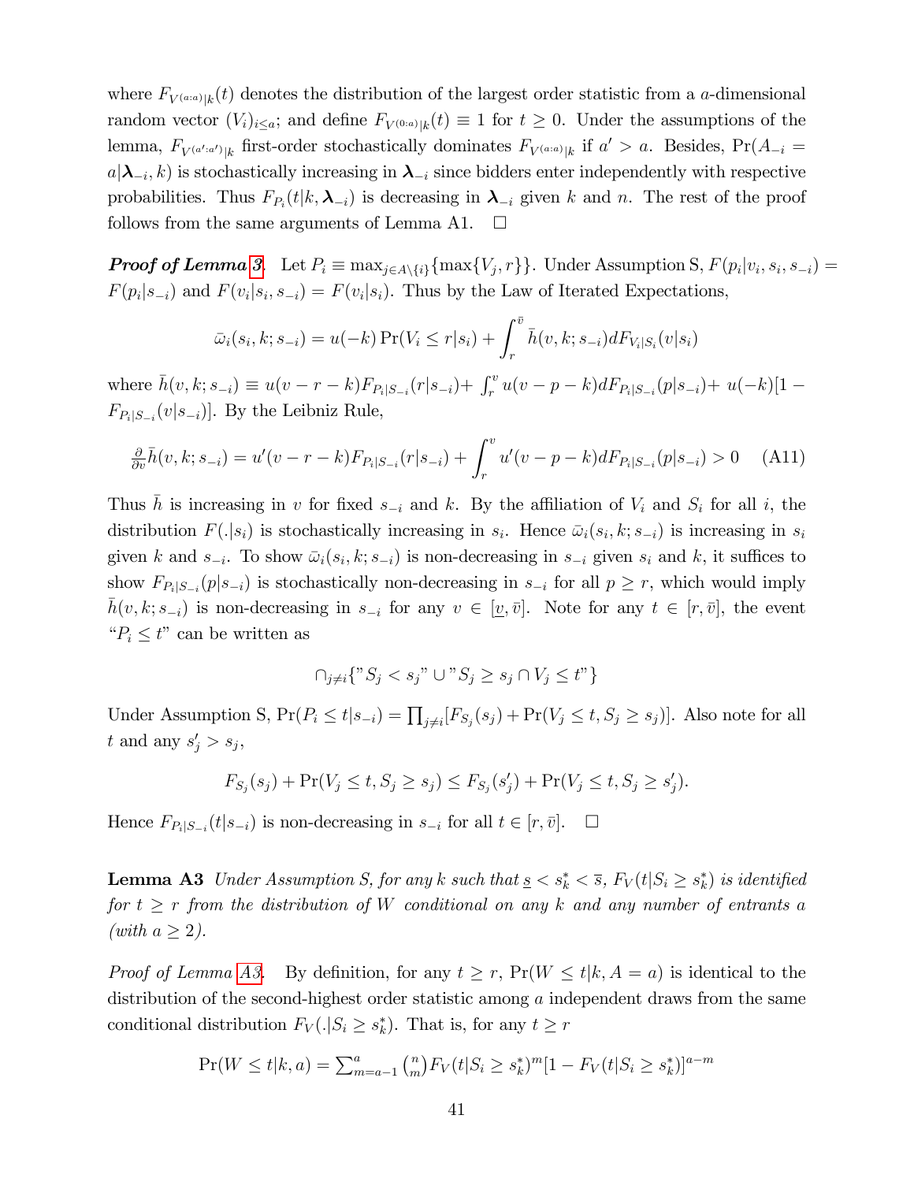where $F_{V^{(a:a)}|k}(t)$ denotes the distribution of the largest order statistic from a $a$-dimensional random vector $(V_i)_{i \leq a}$; and define $F_{V^{(0:a)}|k}(t) \equiv 1$ for $t \geq 0$. Under the assumptions of the lemma, $F_{V^{(a':a')}|k}$ first-order stochastically dominates $F_{V^{(a:a)}|k}$ if $a' > a$. Besides, $\Pr(A_{-i} = a|\boldsymbol{\lambda}_{-i}, k)$ is stochastically increasing in $\boldsymbol{\lambda}_{-i}$ since bidders enter independently with respective probabilities. Thus $F_{P_i}(t|k, \boldsymbol{\lambda}_{-i})$ is decreasing in $\boldsymbol{\lambda}_{-i}$ given $k$ and $n$. The rest of the proof follows from the same arguments of Lemma A1. $\square$

***Proof of Lemma 3.*** Let $P_i \equiv \max_{j \in A \setminus \{i\}}\{\max\{V_j, r\}\}$. Under Assumption S, $F(p_i|v_i, s_i, s_{-i}) = F(p_i|s_{-i})$ and $F(v_i|s_i, s_{-i}) = F(v_i|s_i)$. Thus by the Law of Iterated Expectations,

$$\bar{\omega}_i(s_i, k; s_{-i}) = u(-k)\Pr(V_i \leq r|s_i) + \int_r^{\bar{v}} \bar{h}(v, k; s_{-i}) dF_{V_i|S_i}(v|s_i)$$

where $\bar{h}(v, k; s_{-i}) \equiv u(v - r - k)F_{P_i|S_{-i}}(r|s_{-i}) + \int_r^v u(v - p - k)dF_{P_i|S_{-i}}(p|s_{-i}) + u(-k)[1 - F_{P_i|S_{-i}}(v|s_{-i})]$. By the Leibniz Rule,

$$\tfrac{\partial}{\partial v}\bar{h}(v, k; s_{-i}) = u'(v - r - k)F_{P_i|S_{-i}}(r|s_{-i}) + \int_r^v u'(v - p - k)dF_{P_i|S_{-i}}(p|s_{-i}) > 0 \quad \text{(A11)}$$

Thus $\bar{h}$ is increasing in $v$ for fixed $s_{-i}$ and $k$. By the affiliation of $V_i$ and $S_i$ for all $i$, the distribution $F(.|s_i)$ is stochastically increasing in $s_i$. Hence $\bar{\omega}_i(s_i, k; s_{-i})$ is increasing in $s_i$ given $k$ and $s_{-i}$. To show $\bar{\omega}_i(s_i, k; s_{-i})$ is non-decreasing in $s_{-i}$ given $s_i$ and $k$, it suffices to show $F_{P_i|S_{-i}}(p|s_{-i})$ is stochastically non-decreasing in $s_{-i}$ for all $p \geq r$, which would imply $\bar{h}(v, k; s_{-i})$ is non-decreasing in $s_{-i}$ for any $v \in [\underline{v}, \bar{v}]$. Note for any $t \in [r, \bar{v}]$, the event "$P_i \leq t$" can be written as

$$\cap_{j \neq i}\{"S_j < s_j" \cup "S_j \geq s_j \cap V_j \leq t"\}$$

Under Assumption S, $\Pr(P_i \leq t|s_{-i}) = \prod_{j \neq i}[F_{S_j}(s_j) + \Pr(V_j \leq t, S_j \geq s_j)]$. Also note for all $t$ and any $s'_j > s_j$,

$$F_{S_j}(s_j) + \Pr(V_j \leq t, S_j \geq s_j) \leq F_{S_j}(s'_j) + \Pr(V_j \leq t, S_j \geq s'_j).$$

Hence $F_{P_i|S_{-i}}(t|s_{-i})$ is non-decreasing in $s_{-i}$ for all $t \in [r, \bar{v}]$. $\square$

**Lemma A3** *Under Assumption S, for any $k$ such that $\underline{s} < s^*_k < \overline{s}$, $F_V(t|S_i \geq s^*_k)$ is identified for $t \geq r$ from the distribution of $W$ conditional on any $k$ and any number of entrants $a$ (with $a \geq 2$).*

*Proof of Lemma A3.* By definition, for any $t \geq r$, $\Pr(W \leq t|k, A = a)$ is identical to the distribution of the second-highest order statistic among $a$ independent draws from the same conditional distribution $F_V(.|S_i \geq s^*_k)$. That is, for any $t \geq r$

$$\Pr(W \leq t|k, a) = \textstyle\sum_{m=a-1}^{a} \binom{n}{m} F_V(t|S_i \geq s^*_k)^m [1 - F_V(t|S_i \geq s^*_k)]^{a-m}$$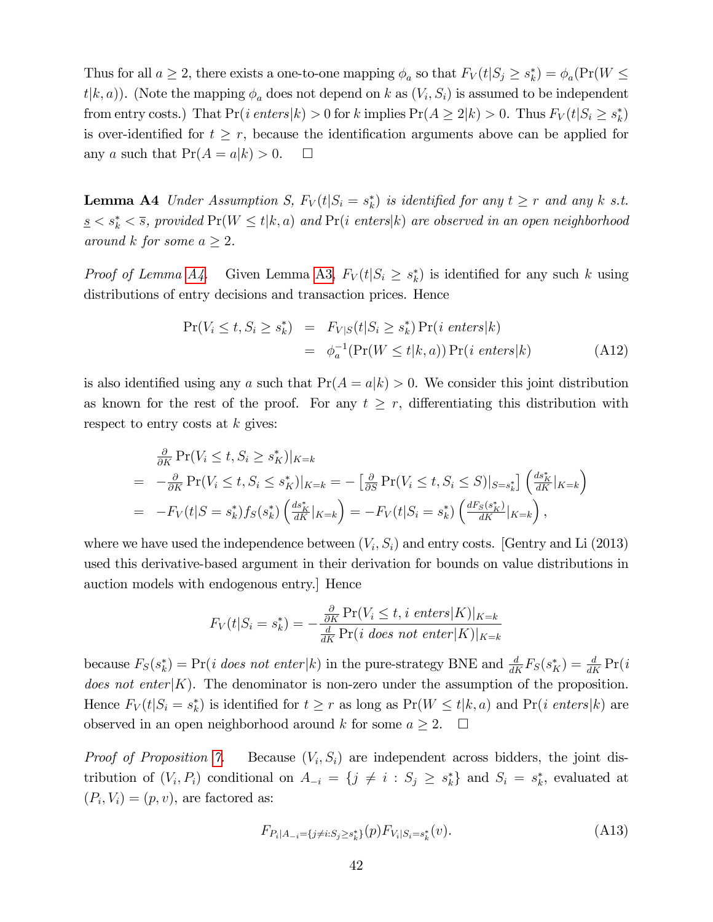Thus for all $a \geq 2$, there exists a one-to-one mapping $\phi_a$ so that $F_V(t|S_j \geq s_k^*) = \phi_a(\Pr(W \leq t|k,a))$. (Note the mapping $\phi_a$ does not depend on $k$ as $(V_i, S_i)$ is assumed to be independent from entry costs.) That $\Pr(i \; enters|k) > 0$ for $k$ implies $\Pr(A \geq 2|k) > 0$. Thus $F_V(t|S_i \geq s_k^*)$ is over-identified for $t \geq r$, because the identification arguments above can be applied for any $a$ such that $\Pr(A = a|k) > 0$. □

**Lemma A4** *Under Assumption S, $F_V(t|S_i = s_k^*)$ is identified for any $t \geq r$ and any $k$ s.t. $\underline{s} < s_k^* < \overline{s}$, provided* $\Pr(W \leq t|k,a)$ *and* $\Pr(i \; enters|k)$ *are observed in an open neighborhood around $k$ for some $a \geq 2$.*

*Proof of Lemma A4.* Given Lemma A3, $F_V(t|S_i \geq s_k^*)$ is identified for any such $k$ using distributions of entry decisions and transaction prices. Hence

$$
\begin{aligned}
\Pr(V_i \leq t, S_i \geq s_k^*) &= F_{V|S}(t|S_i \geq s_k^*) \Pr(i \; enters|k) \\
&= \phi_a^{-1}(\Pr(W \leq t|k,a)) \Pr(i \; enters|k) \qquad \text{(A12)}
\end{aligned}
$$

is also identified using any $a$ such that $\Pr(A = a|k) > 0$. We consider this joint distribution as known for the rest of the proof. For any $t \geq r$, differentiating this distribution with respect to entry costs at $k$ gives:

$$
\begin{aligned}
& \tfrac{\partial}{\partial K} \Pr(V_i \leq t, S_i \geq s_K^*)|_{K=k} \\
= \; & -\tfrac{\partial}{\partial K} \Pr(V_i \leq t, S_i \leq s_K^*)|_{K=k} = -\left[\tfrac{\partial}{\partial S} \Pr(V_i \leq t, S_i \leq S)|_{S=s_k^*}\right] \left(\tfrac{ds_K^*}{dK}|_{K=k}\right) \\
= \; & -F_V(t|S = s_k^*) f_S(s_k^*) \left(\tfrac{ds_K^*}{dK}|_{K=k}\right) = -F_V(t|S_i = s_k^*) \left(\tfrac{dF_S(s_K^*)}{dK}|_{K=k}\right),
\end{aligned}
$$

where we have used the independence between $(V_i, S_i)$ and entry costs. [Gentry and Li (2013) used this derivative-based argument in their derivation for bounds on value distributions in auction models with endogenous entry.] Hence

$$
F_V(t|S_i = s_k^*) = -\frac{\frac{\partial}{\partial K} \Pr(V_i \leq t, i \; enters|K)|_{K=k}}{\frac{d}{dK} \Pr(i \; does \; not \; enter|K)|_{K=k}}
$$

because $F_S(s_k^*) = \Pr(i \; does \; not \; enter|k)$ in the pure-strategy BNE and $\frac{d}{dK} F_S(s_K^*) = \frac{d}{dK} \Pr(i$ *does not enter*$|K)$. The denominator is non-zero under the assumption of the proposition. Hence $F_V(t|S_i = s_k^*)$ is identified for $t \geq r$ as long as $\Pr(W \leq t|k,a)$ and $\Pr(i \; enters|k)$ are observed in an open neighborhood around $k$ for some $a \geq 2$. □

*Proof of Proposition 7.* Because $(V_i, S_i)$ are independent across bidders, the joint distribution of $(V_i, P_i)$ conditional on $A_{-i} = \{j \neq i : S_j \geq s_k^*\}$ and $S_i = s_k^*$, evaluated at $(P_i, V_i) = (p, v)$, are factored as:

$$
F_{P_i|A_{-i}=\{j \neq i : S_j \geq s_k^*\}}(p) F_{V_i|S_i = s_k^*}(v). \qquad \text{(A13)}
$$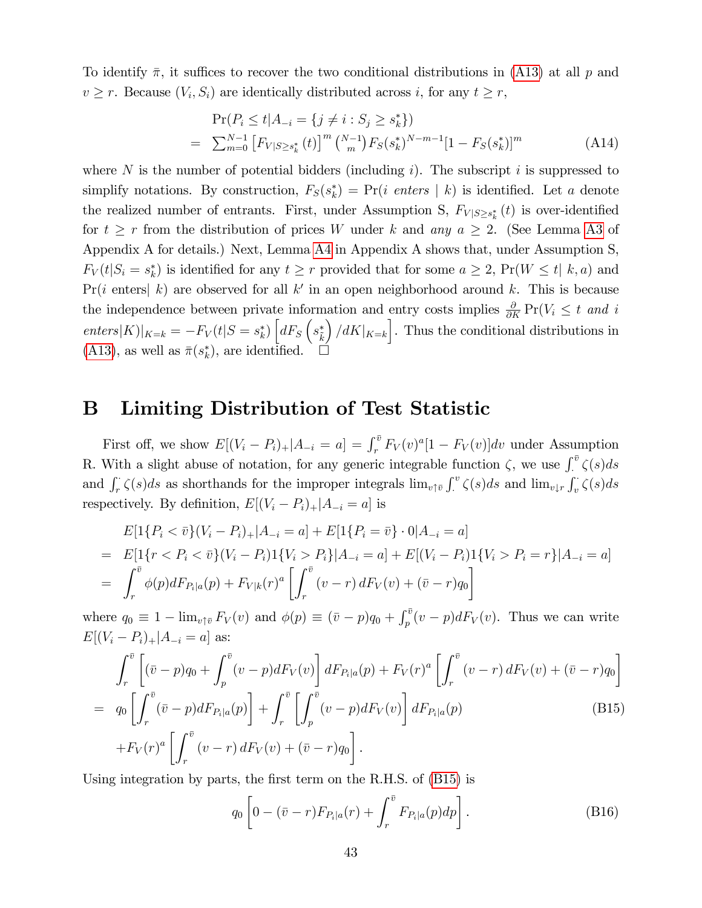To identify $\bar{\pi}$, it suffices to recover the two conditional distributions in (A13) at all $p$ and $v \geq r$. Because $(V_i, S_i)$ are identically distributed across $i$, for any $t \geq r$,

$$
\begin{aligned}
& \Pr(P_i \leq t | A_{-i} = \{j \neq i : S_j \geq s_k^*\}) \\
= & \sum_{m=0}^{N-1} \left[F_{V|S \geq s_k^*}(t)\right]^m \binom{N-1}{m} F_S(s_k^*)^{N-m-1} [1 - F_S(s_k^*)]^m
\end{aligned} \tag{A14}
$$

where $N$ is the number of potential bidders (including $i$). The subscript $i$ is suppressed to simplify notations. By construction, $F_S(s_k^*) = \Pr(i \text{ } enters \mid k)$ is identified. Let $a$ denote the realized number of entrants. First, under Assumption S, $F_{V|S \geq s_k^*}(t)$ is over-identified for $t \geq r$ from the distribution of prices $W$ under $k$ and *any* $a \geq 2$. (See Lemma A3 of Appendix A for details.) Next, Lemma A4 in Appendix A shows that, under Assumption S, $F_V(t|S_i = s_k^*)$ is identified for any $t \geq r$ provided that for some $a \geq 2$, $\Pr(W \leq t | \, k, a)$ and $\Pr(i \text{ enters} | \, k)$ are observed for all $k'$ in an open neighborhood around $k$. This is because the independence between private information and entry costs implies $\frac{\partial}{\partial K} \Pr(V_i \leq t \textit{ and } i \textit{ enters}|K)|_{K=k} = -F_V(t|S = s_k^*) \left[dF_S\left(s_k^*\right)/dK|_{K=k}\right]$. Thus the conditional distributions in (A13), as well as $\bar{\pi}(s_k^*)$, are identified. $\square$

# B Limiting Distribution of Test Statistic

First off, we show $E[(V_i - P_i)_+ | A_{-i} = a] = \int_r^{\bar{v}} F_V(v)^a [1 - F_V(v)] dv$ under Assumption R. With a slight abuse of notation, for any generic integrable function $\zeta$, we use $\int_{\cdot}^{\bar{v}} \zeta(s) ds$ and $\int_r^{\cdot} \zeta(s) ds$ as shorthands for the improper integrals $\lim_{v \uparrow \bar{v}} \int_{\cdot}^{v} \zeta(s) ds$ and $\lim_{v \downarrow r} \int_v^{\cdot} \zeta(s) ds$ respectively. By definition, $E[(V_i - P_i)_+ | A_{-i} = a]$ is

$$
\begin{aligned}
& E[1\{P_i < \bar{v}\}(V_i - P_i)_+ | A_{-i} = a] + E[1\{P_i = \bar{v}\} \cdot 0 | A_{-i} = a] \\
= \; & E[1\{r < P_i < \bar{v}\}(V_i - P_i) 1\{V_i > P_i\} | A_{-i} = a] + E[(V_i - P_i) 1\{V_i > P_i = r\} | A_{-i} = a] \\
= \; & \int_r^{\bar{v}} \phi(p) dF_{P_i|a}(p) + F_{V|k}(r)^a \left[\int_r^{\bar{v}} (v - r) \, dF_V(v) + (\bar{v} - r) q_0\right]
\end{aligned}
$$

where $q_0 \equiv 1 - \lim_{v \uparrow \bar{v}} F_V(v)$ and $\phi(p) \equiv (\bar{v} - p) q_0 + \int_p^{\bar{v}} (v - p) dF_V(v)$. Thus we can write $E[(V_i - P_i)_+ | A_{-i} = a]$ as:

$$
\begin{aligned}
& \int_r^{\bar{v}} \left[(\bar{v} - p) q_0 + \int_p^{\bar{v}} (v - p) dF_V(v)\right] dF_{P_i|a}(p) + F_V(r)^a \left[\int_r^{\bar{v}} (v - r) \, dF_V(v) + (\bar{v} - r) q_0\right] \\
= \; & q_0 \left[\int_r^{\bar{v}} (\bar{v} - p) dF_{P_i|a}(p)\right] + \int_r^{\bar{v}} \left[\int_p^{\bar{v}} (v - p) dF_V(v)\right] dF_{P_i|a}(p) \\
& + F_V(r)^a \left[\int_r^{\bar{v}} (v - r) \, dF_V(v) + (\bar{v} - r) q_0\right].
\end{aligned} \tag{B15}
$$

Using integration by parts, the first term on the R.H.S. of (B15) is

$$
q_0 \left[0 - (\bar{v} - r) F_{P_i|a}(r) + \int_r^{\bar{v}} F_{P_i|a}(p) dp\right]. \tag{B16}
$$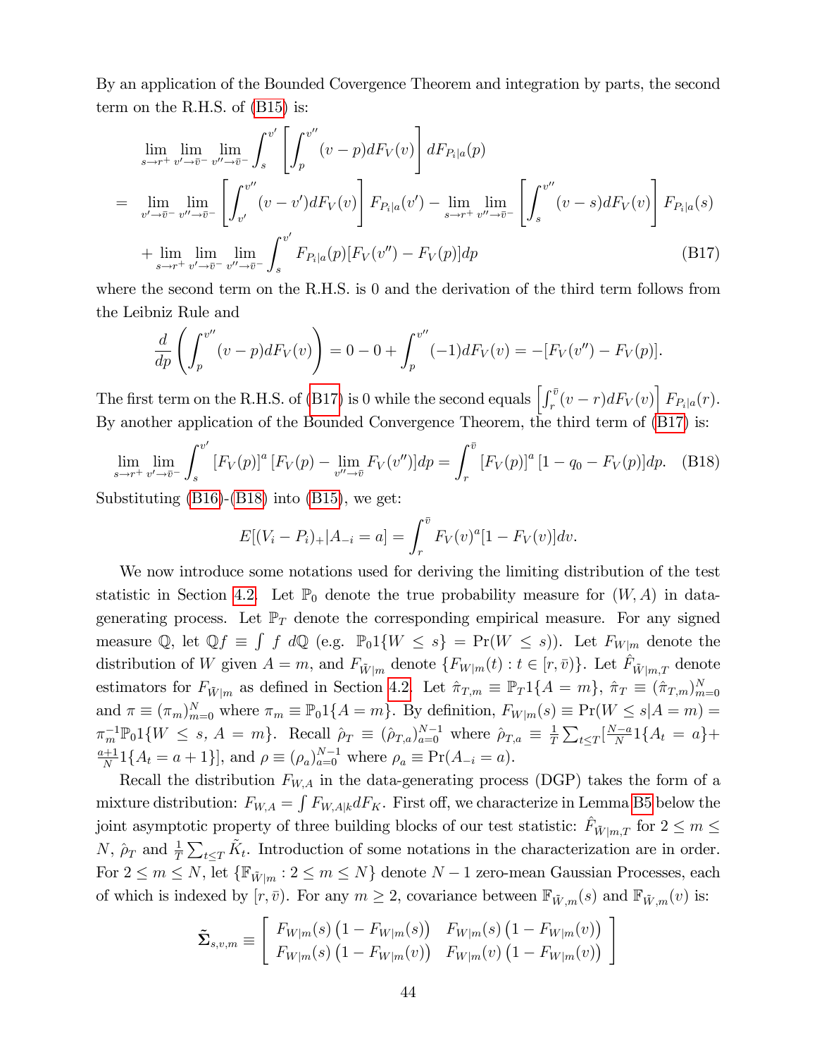By an application of the Bounded Covergence Theorem and integration by parts, the second term on the R.H.S. of (B15) is:

$$
\begin{aligned}
&\lim_{s\to r^+}\lim_{v'\to\bar{v}^-}\lim_{v''\to\bar{v}^-}\int_s^{v'}\left[\int_p^{v''}(v-p)dF_V(v)\right]dF_{P_i|a}(p)\\
=\ &\lim_{v'\to\bar{v}^-}\lim_{v''\to\bar{v}^-}\left[\int_{v'}^{v''}(v-v')dF_V(v)\right]F_{P_i|a}(v') - \lim_{s\to r^+}\lim_{v''\to\bar{v}^-}\left[\int_s^{v''}(v-s)dF_V(v)\right]F_{P_i|a}(s)\\
&+\lim_{s\to r^+}\lim_{v'\to\bar{v}^-}\lim_{v''\to\bar{v}^-}\int_s^{v'}F_{P_i|a}(p)[F_V(v'')-F_V(p)]dp \qquad\qquad \text{(B17)}
\end{aligned}
$$

where the second term on the R.H.S. is 0 and the derivation of the third term follows from the Leibniz Rule and

$$
\frac{d}{dp}\left(\int_p^{v''}(v-p)dF_V(v)\right) = 0 - 0 + \int_p^{v''}(-1)dF_V(v) = -[F_V(v'')-F_V(p)].
$$

The first term on the R.H.S. of (B17) is 0 while the second equals $\left[\int_r^{\bar{v}}(v-r)dF_V(v)\right]F_{P_i|a}(r)$. By another application of the Bounded Convergence Theorem, the third term of (B17) is:

$$
\lim_{s\to r^+}\lim_{v'\to\bar{v}^-}\int_s^{v'}[F_V(p)]^a\left[F_V(p)-\lim_{v''\to\bar{v}}F_V(v'')\right]dp = \int_r^{\bar{v}}[F_V(p)]^a\left[1-q_0-F_V(p)\right]dp. \quad \text{(B18)}
$$

Substituting (B16)-(B18) into (B15), we get:

$$
E[(V_i-P_i)_+|A_{-i}=a] = \int_r^{\bar{v}}F_V(v)^a[1-F_V(v)]dv.
$$

We now introduce some notations used for deriving the limiting distribution of the test statistic in Section 4.2. Let $\mathbb{P}_0$ denote the true probability measure for $(W,A)$ in data-generating process. Let $\mathbb{P}_T$ denote the corresponding empirical measure. For any signed measure $\mathbb{Q}$, let $\mathbb{Q}f \equiv \int f\ d\mathbb{Q}$ (e.g. $\mathbb{P}_0 1\{W\le s\} = \Pr(W\le s)$). Let $F_{W|m}$ denote the distribution of $W$ given $A=m$, and $F_{\tilde{W}|m}$ denote $\{F_{W|m}(t): t\in[r,\bar{v})\}$. Let $\hat{F}_{\tilde{W}|m,T}$ denote estimators for $F_{\tilde{W}|m}$ as defined in Section 4.2. Let $\hat{\pi}_{T,m}\equiv \mathbb{P}_T 1\{A=m\}$, $\hat{\pi}_T\equiv(\hat{\pi}_{T,m})_{m=0}^N$ and $\pi\equiv(\pi_m)_{m=0}^N$ where $\pi_m\equiv\mathbb{P}_0 1\{A=m\}$. By definition, $F_{W|m}(s)\equiv\Pr(W\le s|A=m) = \pi_m^{-1}\mathbb{P}_0 1\{W\le s,\ A=m\}$. Recall $\hat{\rho}_T\equiv(\hat{\rho}_{T,a})_{a=0}^{N-1}$ where $\hat{\rho}_{T,a}\equiv\frac{1}{T}\sum_{t\le T}[\frac{N-a}{N}1\{A_t=a\}+\frac{a+1}{N}1\{A_t=a+1\}]$, and $\rho\equiv(\rho_a)_{a=0}^{N-1}$ where $\rho_a\equiv\Pr(A_{-i}=a)$.

Recall the distribution $F_{W,A}$ in the data-generating process (DGP) takes the form of a mixture distribution: $F_{W,A}=\int F_{W,A|k}dF_K$. First off, we characterize in Lemma B5 below the joint asymptotic property of three building blocks of our test statistic: $\hat{F}_{\tilde{W}|m,T}$ for $2\le m\le N$, $\hat{\rho}_T$ and $\frac{1}{T}\sum_{t\le T}\tilde{K}_t$. Introduction of some notations in the characterization are in order. For $2\le m\le N$, let $\{\mathbb{F}_{\tilde{W}|m}: 2\le m\le N\}$ denote $N-1$ zero-mean Gaussian Processes, each of which is indexed by $[r,\bar{v})$. For any $m\ge 2$, covariance between $\mathbb{F}_{\tilde{W},m}(s)$ and $\mathbb{F}_{\tilde{W},m}(v)$ is:

$$
\tilde{\mathbf{\Sigma}}_{s,v,m}\equiv\left[\begin{array}{cc} F_{W|m}(s)\left(1-F_{W|m}(s)\right) & F_{W|m}(s)\left(1-F_{W|m}(v)\right)\\ F_{W|m}(s)\left(1-F_{W|m}(v)\right) & F_{W|m}(v)\left(1-F_{W|m}(v)\right)\end{array}\right]
$$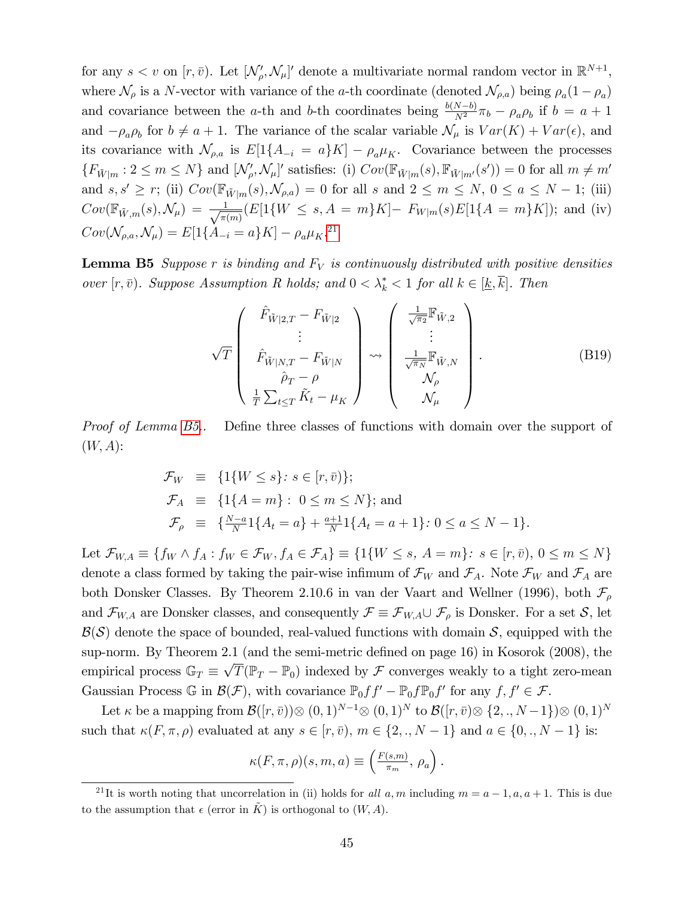for any $s < v$ on $[r, \bar{v})$. Let $[\mathcal{N}_\rho', \mathcal{N}_\mu]'$ denote a multivariate normal random vector in $\mathbb{R}^{N+1}$, where $\mathcal{N}_\rho$ is a $N$-vector with variance of the $a$-th coordinate (denoted $\mathcal{N}_{\rho,a}$) being $\rho_a(1-\rho_a)$ and covariance between the $a$-th and $b$-th coordinates being $\frac{b(N-b)}{N^2}\pi_b - \rho_a\rho_b$ if $b = a+1$ and $-\rho_a\rho_b$ for $b \neq a+1$. The variance of the scalar variable $\mathcal{N}_\mu$ is $Var(K) + Var(\epsilon)$, and its covariance with $\mathcal{N}_{\rho,a}$ is $E[1\{A_{-i} = a\}K] - \rho_a\mu_K$. Covariance between the processes $\{F_{\tilde{W}|m} : 2 \leq m \leq N\}$ and $[\mathcal{N}_\rho', \mathcal{N}_\mu]'$ satisfies: (i) $Cov(\mathbb{F}_{\tilde{W}|m}(s), \mathbb{F}_{\tilde{W}|m'}(s')) = 0$ for all $m \neq m'$ and $s, s' \geq r$; (ii) $Cov(\mathbb{F}_{\tilde{W}|m}(s), \mathcal{N}_{\rho,a}) = 0$ for all $s$ and $2 \leq m \leq N$, $0 \leq a \leq N-1$; (iii) $Cov(\mathbb{F}_{\tilde{W},m}(s), \mathcal{N}_\mu) = \frac{1}{\sqrt{\pi(m)}}(E[1\{W \leq s, A = m\}K] - F_{W|m}(s)E[1\{A = m\}K])$; and (iv) $Cov(\mathcal{N}_{\rho,a}, \mathcal{N}_\mu) = E[1\{A_{-i} = a\}K] - \rho_a\mu_K$.[21]

**Lemma B5** *Suppose $r$ is binding and $F_V$ is continuously distributed with positive densities over $[r, \bar{v})$. Suppose Assumption R holds; and $0 < \lambda_k^* < 1$ for all $k \in [\underline{k}, \overline{k}]$. Then*

$$\sqrt{T}\begin{pmatrix} \hat{F}_{\tilde{W}|2,T} - F_{\tilde{W}|2} \\ \vdots \\ \hat{F}_{\tilde{W}|N,T} - F_{\tilde{W}|N} \\ \hat{\rho}_T - \rho \\ \frac{1}{T}\sum_{t\leq T}\tilde{K}_t - \mu_K \end{pmatrix} \rightsquigarrow \begin{pmatrix} \frac{1}{\sqrt{\pi_2}}\mathbb{F}_{\tilde{W},2} \\ \vdots \\ \frac{1}{\sqrt{\pi_N}}\mathbb{F}_{\tilde{W},N} \\ \mathcal{N}_\rho \\ \mathcal{N}_\mu \end{pmatrix}. \tag{B19}$$

*Proof of Lemma B5.* Define three classes of functions with domain over the support of $(W, A)$:

$$\begin{aligned}
\mathcal{F}_W &\equiv \{1\{W \leq s\} \colon s \in [r, \bar{v})\}; \\
\mathcal{F}_A &\equiv \{1\{A = m\} : 0 \leq m \leq N\}; \text{ and} \\
\mathcal{F}_\rho &\equiv \{\tfrac{N-a}{N}1\{A_t = a\} + \tfrac{a+1}{N}1\{A_t = a+1\} \colon 0 \leq a \leq N-1\}.
\end{aligned}$$

Let $\mathcal{F}_{W,A} \equiv \{f_W \wedge f_A : f_W \in \mathcal{F}_W, f_A \in \mathcal{F}_A\} \equiv \{1\{W \leq s,\ A = m\} \colon s \in [r, \bar{v}),\ 0 \leq m \leq N\}$ denote a class formed by taking the pair-wise infimum of $\mathcal{F}_W$ and $\mathcal{F}_A$. Note $\mathcal{F}_W$ and $\mathcal{F}_A$ are both Donsker Classes. By Theorem 2.10.6 in van der Vaart and Wellner (1996), both $\mathcal{F}_\rho$ and $\mathcal{F}_{W,A}$ are Donsker classes, and consequently $\mathcal{F} \equiv \mathcal{F}_{W,A} \cup \mathcal{F}_\rho$ is Donsker. For a set $\mathcal{S}$, let $\mathcal{B}(\mathcal{S})$ denote the space of bounded, real-valued functions with domain $\mathcal{S}$, equipped with the sup-norm. By Theorem 2.1 (and the semi-metric defined on page 16) in Kosorok (2008), the empirical process $\mathbb{G}_T \equiv \sqrt{T}(\mathbb{P}_T - \mathbb{P}_0)$ indexed by $\mathcal{F}$ converges weakly to a tight zero-mean Gaussian Process $\mathbb{G}$ in $\mathcal{B}(\mathcal{F})$, with covariance $\mathbb{P}_0 ff' - \mathbb{P}_0 f \mathbb{P}_0 f'$ for any $f, f' \in \mathcal{F}$.

Let $\kappa$ be a mapping from $\mathcal{B}([r, \bar{v})) \otimes (0,1)^{N-1} \otimes (0,1)^N$ to $\mathcal{B}([r, \bar{v}) \otimes \{2, ., N-1\}) \otimes (0,1)^N$ such that $\kappa(F, \pi, \rho)$ evaluated at any $s \in [r, \bar{v})$, $m \in \{2, ., N-1\}$ and $a \in \{0, ., N-1\}$ is:

$$\kappa(F, \pi, \rho)(s, m, a) \equiv \left(\tfrac{F(s,m)}{\pi_m},\ \rho_a\right).$$

[21] It is worth noting that uncorrelation in (ii) holds for *all* $a, m$ including $m = a-1, a, a+1$. This is due to the assumption that $\epsilon$ (error in $\tilde{K}$) is orthogonal to $(W, A)$.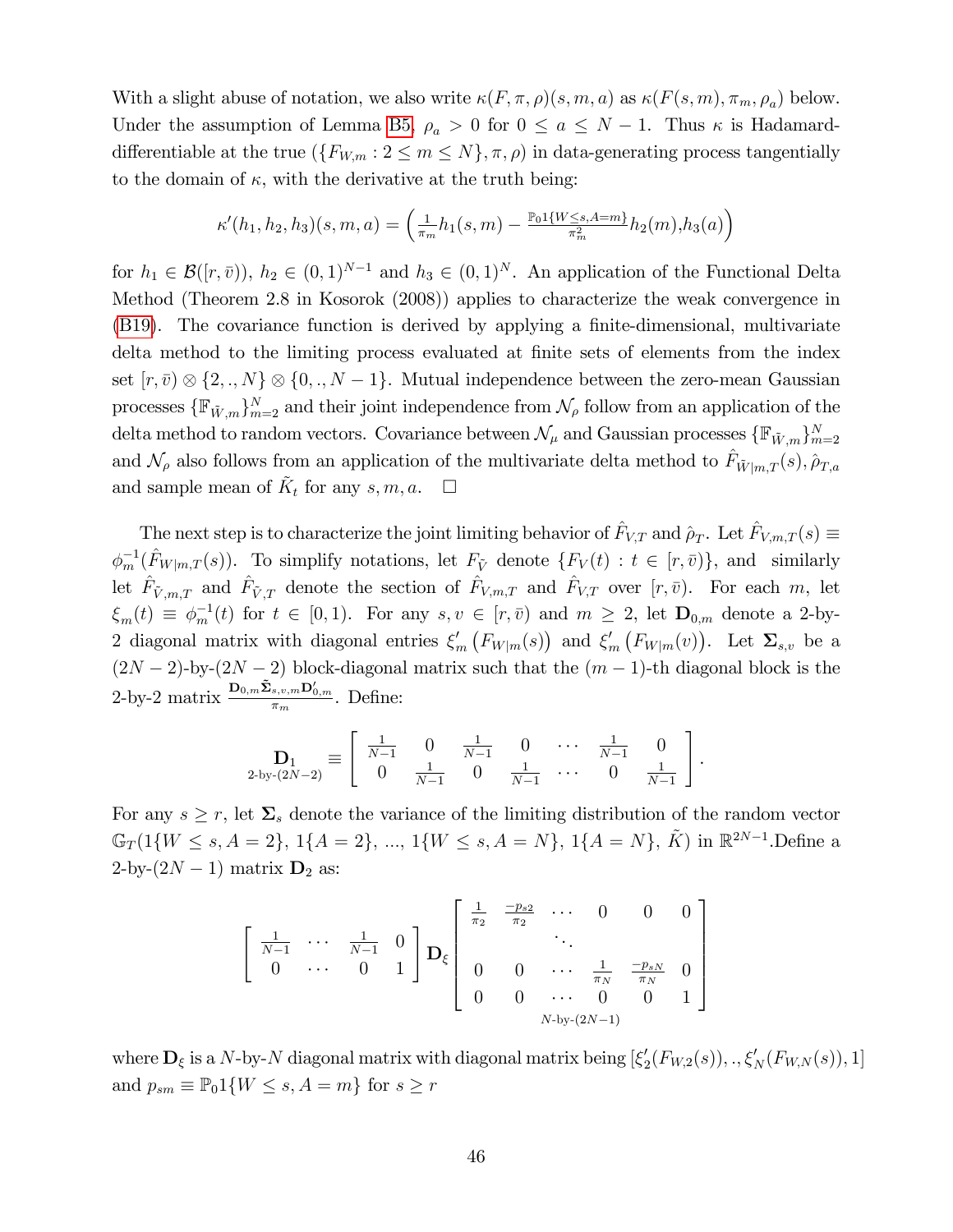With a slight abuse of notation, we also write $\kappa(F, \pi, \rho)(s, m, a)$ as $\kappa(F(s,m), \pi_m, \rho_a)$ below. Under the assumption of Lemma B5, $\rho_a > 0$ for $0 \le a \le N-1$. Thus $\kappa$ is Hadamard-differentiable at the true $(\{F_{W,m} : 2 \le m \le N\}, \pi, \rho)$ in data-generating process tangentially to the domain of $\kappa$, with the derivative at the truth being:

$$\kappa'(h_1, h_2, h_3)(s, m, a) = \left( \tfrac{1}{\pi_m} h_1(s,m) - \tfrac{\mathbb{P}_0 1\{W \le s, A=m\}}{\pi_m^2} h_2(m), h_3(a) \right)$$

for $h_1 \in \mathcal{B}([r, \bar{v}))$, $h_2 \in (0,1)^{N-1}$ and $h_3 \in (0,1)^N$. An application of the Functional Delta Method (Theorem 2.8 in Kosorok (2008)) applies to characterize the weak convergence in (B19). The covariance function is derived by applying a finite-dimensional, multivariate delta method to the limiting process evaluated at finite sets of elements from the index set $[r, \bar{v}) \otimes \{2, ., N\} \otimes \{0, ., N-1\}$. Mutual independence between the zero-mean Gaussian processes $\{\mathbb{F}_{\tilde{W},m}\}_{m=2}^N$ and their joint independence from $\mathcal{N}_\rho$ follow from an application of the delta method to random vectors. Covariance between $\mathcal{N}_\mu$ and Gaussian processes $\{\mathbb{F}_{\tilde{W},m}\}_{m=2}^N$ and $\mathcal{N}_\rho$ also follows from an application of the multivariate delta method to $\hat{F}_{\tilde{W}|m,T}(s), \hat{\rho}_{T,a}$ and sample mean of $\tilde{K}_t$ for any $s, m, a$. $\square$

The next step is to characterize the joint limiting behavior of $\hat{F}_{V,T}$ and $\hat{\rho}_T$. Let $\hat{F}_{V,m,T}(s) \equiv \phi_m^{-1}(\hat{F}_{W|m,T}(s))$. To simplify notations, let $F_{\tilde{V}}$ denote $\{F_V(t) : t \in [r, \bar{v})\}$, and similarly let $\hat{F}_{\tilde{V},m,T}$ and $\hat{F}_{\tilde{V},T}$ denote the section of $\hat{F}_{V,m,T}$ and $\hat{F}_{V,T}$ over $[r, \bar{v})$. For each $m$, let $\xi_m(t) \equiv \phi_m^{-1}(t)$ for $t \in [0,1)$. For any $s, v \in [r, \bar{v})$ and $m \ge 2$, let $\mathbf{D}_{0,m}$ denote a 2-by-2 diagonal matrix with diagonal entries $\xi_m'\left(F_{W|m}(s)\right)$ and $\xi_m'\left(F_{W|m}(v)\right)$. Let $\mathbf{\Sigma}_{s,v}$ be a $(2N-2)$-by-$(2N-2)$ block-diagonal matrix such that the $(m-1)$-th diagonal block is the 2-by-2 matrix $\frac{\mathbf{D}_{0,m}\tilde{\mathbf{\Sigma}}_{s,v,m}\mathbf{D}_{0,m}'}{\pi_m}$. Define:

$$\underset{\text{2-by-}(2N-2)}{\mathbf{D}_1} \equiv \begin{bmatrix} \frac{1}{N-1} & 0 & \frac{1}{N-1} & 0 & \cdots & \frac{1}{N-1} & 0 \\ 0 & \frac{1}{N-1} & 0 & \frac{1}{N-1} & \cdots & 0 & \frac{1}{N-1} \end{bmatrix}.$$

For any $s \ge r$, let $\mathbf{\Sigma}_s$ denote the variance of the limiting distribution of the random vector $\mathbb{G}_T(1\{W \le s, A=2\}, 1\{A=2\}, ..., 1\{W \le s, A=N\}, 1\{A=N\}, \tilde{K})$ in $\mathbb{R}^{2N-1}$.Define a 2-by-$(2N-1)$ matrix $\mathbf{D}_2$ as:

$$\begin{bmatrix} \frac{1}{N-1} & \cdots & \frac{1}{N-1} & 0 \\ 0 & \cdots & 0 & 1 \end{bmatrix} \mathbf{D}_\xi \underset{N\text{-by-}(2N-1)}{\begin{bmatrix} \frac{1}{\pi_2} & \frac{-p_{s2}}{\pi_2} & \cdots & 0 & 0 & 0 \\ & & \ddots & & & \\ 0 & 0 & \cdots & \frac{1}{\pi_N} & \frac{-p_{sN}}{\pi_N} & 0 \\ 0 & 0 & \cdots & 0 & 0 & 1 \end{bmatrix}}$$

where $\mathbf{D}_\xi$ is a $N$-by-$N$ diagonal matrix with diagonal matrix being $[\xi_2'(F_{W,2}(s)), ., \xi_N'(F_{W,N}(s)), 1]$ and $p_{sm} \equiv \mathbb{P}_0 1\{W \le s, A=m\}$ for $s \ge r$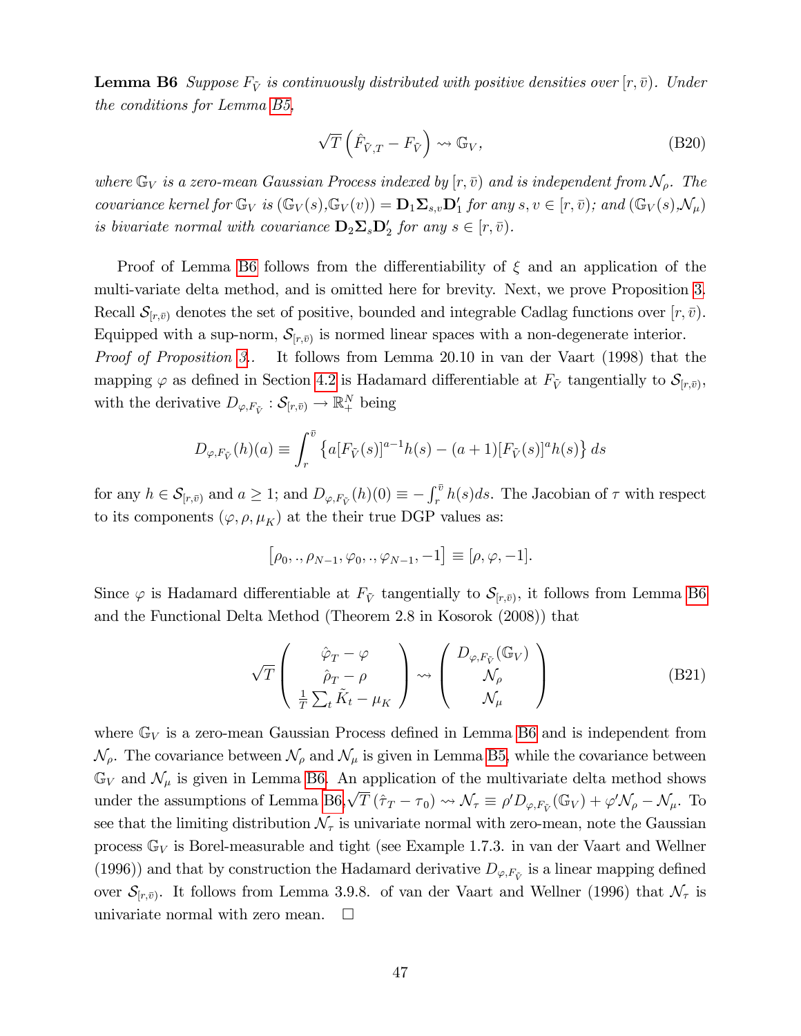**Lemma B6** *Suppose $F_{\tilde{V}}$ is continuously distributed with positive densities over $[r, \bar{v})$. Under the conditions for Lemma B5,*

$$\sqrt{T}\left(\hat{F}_{\tilde{V},T} - F_{\tilde{V}}\right) \rightsquigarrow \mathbb{G}_V, \tag{B20}$$

*where $\mathbb{G}_V$ is a zero-mean Gaussian Process indexed by $[r, \bar{v})$ and is independent from $\mathcal{N}_\rho$. The covariance kernel for $\mathbb{G}_V$ is $(\mathbb{G}_V(s),\mathbb{G}_V(v)) = \mathbf{D}_1 \mathbf{\Sigma}_{s,v} \mathbf{D}_1'$ for any $s, v \in [r, \bar{v})$; and $(\mathbb{G}_V(s),\mathcal{N}_\mu)$ is bivariate normal with covariance $\mathbf{D}_2 \mathbf{\Sigma}_s \mathbf{D}_2'$ for any $s \in [r, \bar{v})$.*

Proof of Lemma B6 follows from the differentiability of $\xi$ and an application of the multi-variate delta method, and is omitted here for brevity. Next, we prove Proposition 3. Recall $\mathcal{S}_{[r,\bar{v})}$ denotes the set of positive, bounded and integrable Cadlag functions over $[r, \bar{v})$. Equipped with a sup-norm, $\mathcal{S}_{[r,\bar{v})}$ is normed linear spaces with a non-degenerate interior.

*Proof of Proposition 3.*. It follows from Lemma 20.10 in van der Vaart (1998) that the mapping $\varphi$ as defined in Section 4.2 is Hadamard differentiable at $F_{\tilde{V}}$ tangentially to $\mathcal{S}_{[r,\bar{v})}$, with the derivative $D_{\varphi,F_{\tilde{V}}} : \mathcal{S}_{[r,\bar{v})} \to \mathbb{R}^N_+$ being

$$D_{\varphi,F_{\tilde{V}}}(h)(a) \equiv \int_r^{\bar{v}} \left\{ a[F_{\tilde{V}}(s)]^{a-1} h(s) - (a+1)[F_{\tilde{V}}(s)]^a h(s) \right\} ds$$

for any $h \in \mathcal{S}_{[r,\bar{v})}$ and $a \geq 1$; and $D_{\varphi,F_{\tilde{V}}}(h)(0) \equiv -\int_r^{\bar{v}} h(s)ds$. The Jacobian of $\tau$ with respect to its components $(\varphi, \rho, \mu_K)$ at the their true DGP values as:

$$\left[\rho_0, ., \rho_{N-1}, \varphi_0, ., \varphi_{N-1}, -1\right] \equiv [\rho, \varphi, -1].$$

Since $\varphi$ is Hadamard differentiable at $F_{\tilde{V}}$ tangentially to $\mathcal{S}_{[r,\bar{v})}$, it follows from Lemma B6 and the Functional Delta Method (Theorem 2.8 in Kosorok (2008)) that

$$\sqrt{T}\begin{pmatrix} \hat{\varphi}_T - \varphi \\ \hat{\rho}_T - \rho \\ \frac{1}{T}\sum_t \tilde{K}_t - \mu_K \end{pmatrix} \rightsquigarrow \begin{pmatrix} D_{\varphi,F_{\tilde{V}}}(\mathbb{G}_V) \\ \mathcal{N}_\rho \\ \mathcal{N}_\mu \end{pmatrix} \tag{B21}$$

where $\mathbb{G}_V$ is a zero-mean Gaussian Process defined in Lemma B6 and is independent from $\mathcal{N}_\rho$. The covariance between $\mathcal{N}_\rho$ and $\mathcal{N}_\mu$ is given in Lemma B5, while the covariance between $\mathbb{G}_V$ and $\mathcal{N}_\mu$ is given in Lemma B6. An application of the multivariate delta method shows under the assumptions of Lemma B6, $\sqrt{T}\left(\hat{\tau}_T - \tau_0\right) \rightsquigarrow \mathcal{N}_\tau \equiv \rho' D_{\varphi,F_{\tilde{V}}}(\mathbb{G}_V) + \varphi'\mathcal{N}_\rho - \mathcal{N}_\mu$. To see that the limiting distribution $\mathcal{N}_\tau$ is univariate normal with zero-mean, note the Gaussian process $\mathbb{G}_V$ is Borel-measurable and tight (see Example 1.7.3. in van der Vaart and Wellner (1996)) and that by construction the Hadamard derivative $D_{\varphi,F_{\tilde{V}}}$ is a linear mapping defined over $\mathcal{S}_{[r,\bar{v})}$. It follows from Lemma 3.9.8. of van der Vaart and Wellner (1996) that $\mathcal{N}_\tau$ is univariate normal with zero mean. $\square$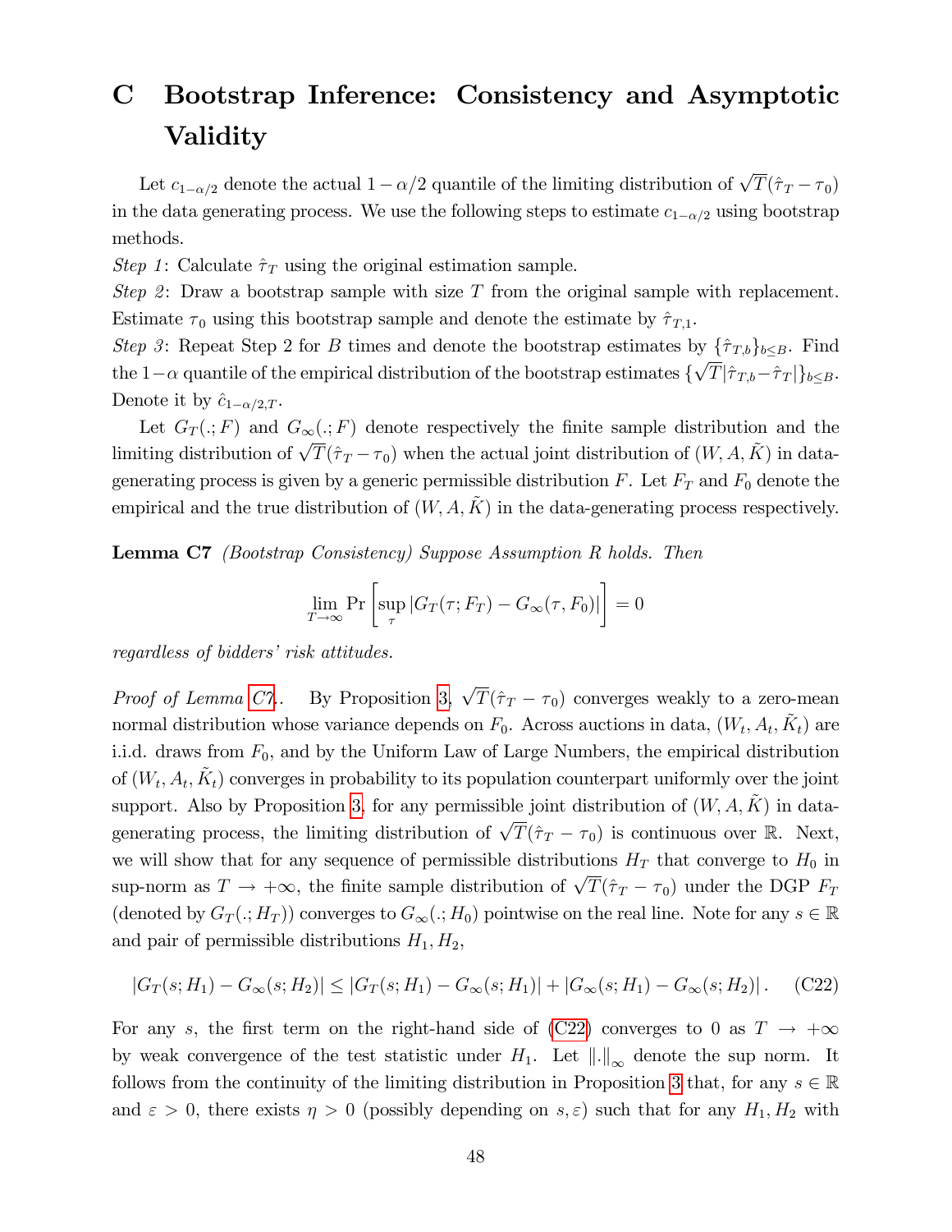# C Bootstrap Inference: Consistency and Asymptotic Validity

Let $c_{1-\alpha/2}$ denote the actual $1-\alpha/2$ quantile of the limiting distribution of $\sqrt{T}(\hat{\tau}_T - \tau_0)$ in the data generating process. We use the following steps to estimate $c_{1-\alpha/2}$ using bootstrap methods.

*Step 1*: Calculate $\hat{\tau}_T$ using the original estimation sample.

*Step 2*: Draw a bootstrap sample with size $T$ from the original sample with replacement. Estimate $\tau_0$ using this bootstrap sample and denote the estimate by $\hat{\tau}_{T,1}$.

*Step 3*: Repeat Step 2 for $B$ times and denote the bootstrap estimates by $\{\hat{\tau}_{T,b}\}_{b \leq B}$. Find the $1-\alpha$ quantile of the empirical distribution of the bootstrap estimates $\{\sqrt{T}|\hat{\tau}_{T,b} - \hat{\tau}_T|\}_{b \leq B}$. Denote it by $\hat{c}_{1-\alpha/2,T}$.

Let $G_T(.;F)$ and $G_\infty(.;F)$ denote respectively the finite sample distribution and the limiting distribution of $\sqrt{T}(\hat{\tau}_T - \tau_0)$ when the actual joint distribution of $(W, A, \tilde{K})$ in data-generating process is given by a generic permissible distribution $F$. Let $F_T$ and $F_0$ denote the empirical and the true distribution of $(W, A, \tilde{K})$ in the data-generating process respectively.

**Lemma C7** *(Bootstrap Consistency) Suppose Assumption R holds. Then*

$$\lim_{T \to \infty} \Pr\left[\sup_{\tau} |G_T(\tau; F_T) - G_\infty(\tau, F_0)|\right] = 0$$

*regardless of bidders' risk attitudes.*

*Proof of Lemma C7.* By Proposition 3, $\sqrt{T}(\hat{\tau}_T - \tau_0)$ converges weakly to a zero-mean normal distribution whose variance depends on $F_0$. Across auctions in data, $(W_t, A_t, \tilde{K}_t)$ are i.i.d. draws from $F_0$, and by the Uniform Law of Large Numbers, the empirical distribution of $(W_t, A_t, \tilde{K}_t)$ converges in probability to its population counterpart uniformly over the joint support. Also by Proposition 3, for any permissible joint distribution of $(W, A, \tilde{K})$ in data-generating process, the limiting distribution of $\sqrt{T}(\hat{\tau}_T - \tau_0)$ is continuous over $\mathbb{R}$. Next, we will show that for any sequence of permissible distributions $H_T$ that converge to $H_0$ in sup-norm as $T \to +\infty$, the finite sample distribution of $\sqrt{T}(\hat{\tau}_T - \tau_0)$ under the DGP $F_T$ (denoted by $G_T(.;H_T)$) converges to $G_\infty(.;H_0)$ pointwise on the real line. Note for any $s \in \mathbb{R}$ and pair of permissible distributions $H_1, H_2$,

$$|G_T(s; H_1) - G_\infty(s; H_2)| \leq |G_T(s; H_1) - G_\infty(s; H_1)| + |G_\infty(s; H_1) - G_\infty(s; H_2)|. \quad \text{(C22)}$$

For any $s$, the first term on the right-hand side of (C22) converges to 0 as $T \to +\infty$ by weak convergence of the test statistic under $H_1$. Let $\|.\|_\infty$ denote the sup norm. It follows from the continuity of the limiting distribution in Proposition 3 that, for any $s \in \mathbb{R}$ and $\varepsilon > 0$, there exists $\eta > 0$ (possibly depending on $s, \varepsilon$) such that for any $H_1, H_2$ with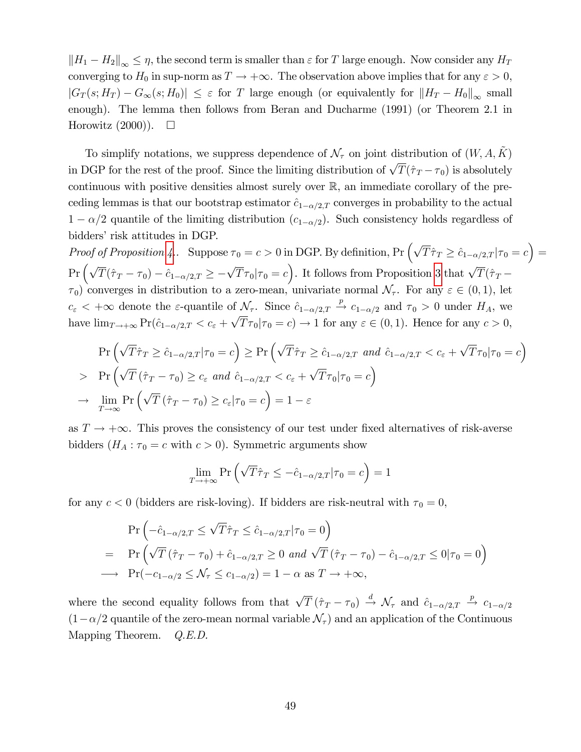$\|H_1 - H_2\|_\infty \leq \eta$, the second term is smaller than $\varepsilon$ for $T$ large enough. Now consider any $H_T$ converging to $H_0$ in sup-norm as $T \to +\infty$. The observation above implies that for any $\varepsilon > 0$, $|G_T(s; H_T) - G_\infty(s; H_0)| \leq \varepsilon$ for $T$ large enough (or equivalently for $\|H_T - H_0\|_\infty$ small enough). The lemma then follows from Beran and Ducharme (1991) (or Theorem 2.1 in Horowitz (2000)). $\square$

To simplify notations, we suppress dependence of $\mathcal{N}_\tau$ on joint distribution of $(W, A, \tilde{K})$ in DGP for the rest of the proof. Since the limiting distribution of $\sqrt{T}(\hat{\tau}_T - \tau_0)$ is absolutely continuous with positive densities almost surely over $\mathbb{R}$, an immediate corollary of the preceding lemmas is that our bootstrap estimator $\hat{c}_{1-\alpha/2,T}$ converges in probability to the actual $1 - \alpha/2$ quantile of the limiting distribution ($c_{1-\alpha/2}$). Such consistency holds regardless of bidders' risk attitudes in DGP.

*Proof of Proposition 4.* Suppose $\tau_0 = c > 0$ in DGP. By definition, $\Pr\left(\sqrt{T}\hat{\tau}_T \geq \hat{c}_{1-\alpha/2,T} | \tau_0 = c\right) = \Pr\left(\sqrt{T}(\hat{\tau}_T - \tau_0) - \hat{c}_{1-\alpha/2,T} \geq -\sqrt{T}\tau_0 | \tau_0 = c\right)$. It follows from Proposition 3 that $\sqrt{T}(\hat{\tau}_T - \tau_0)$ converges in distribution to a zero-mean, univariate normal $\mathcal{N}_\tau$. For any $\varepsilon \in (0, 1)$, let $c_\varepsilon < +\infty$ denote the $\varepsilon$-quantile of $\mathcal{N}_\tau$. Since $\hat{c}_{1-\alpha/2,T} \xrightarrow{p} c_{1-\alpha/2}$ and $\tau_0 > 0$ under $H_A$, we have $\lim_{T\to+\infty} \Pr(\hat{c}_{1-\alpha/2,T} < c_\varepsilon + \sqrt{T}\tau_0 | \tau_0 = c) \to 1$ for any $\varepsilon \in (0, 1)$. Hence for any $c > 0$,

$$
\begin{aligned}
& \Pr\left(\sqrt{T}\hat{\tau}_T \geq \hat{c}_{1-\alpha/2,T} | \tau_0 = c\right) \geq \Pr\left(\sqrt{T}\hat{\tau}_T \geq \hat{c}_{1-\alpha/2,T} \text{ and } \hat{c}_{1-\alpha/2,T} < c_\varepsilon + \sqrt{T}\tau_0 | \tau_0 = c\right) \\
> \; & \Pr\left(\sqrt{T}\left(\hat{\tau}_T - \tau_0\right) \geq c_\varepsilon \text{ and } \hat{c}_{1-\alpha/2,T} < c_\varepsilon + \sqrt{T}\tau_0 | \tau_0 = c\right) \\
\to \; & \lim_{T\to\infty} \Pr\left(\sqrt{T}\left(\hat{\tau}_T - \tau_0\right) \geq c_\varepsilon | \tau_0 = c\right) = 1 - \varepsilon
\end{aligned}
$$

as $T \to +\infty$. This proves the consistency of our test under fixed alternatives of risk-averse bidders ($H_A : \tau_0 = c$ with $c > 0$). Symmetric arguments show

$$
\lim_{T\to+\infty} \Pr\left(\sqrt{T}\hat{\tau}_T \leq -\hat{c}_{1-\alpha/2,T} | \tau_0 = c\right) = 1
$$

for any $c < 0$ (bidders are risk-loving). If bidders are risk-neutral with $\tau_0 = 0$,

$$
\begin{aligned}
& \Pr\left(-\hat{c}_{1-\alpha/2,T} \leq \sqrt{T}\hat{\tau}_T \leq \hat{c}_{1-\alpha/2,T} | \tau_0 = 0\right) \\
= \; & \Pr\left(\sqrt{T}\left(\hat{\tau}_T - \tau_0\right) + \hat{c}_{1-\alpha/2,T} \geq 0 \text{ and } \sqrt{T}\left(\hat{\tau}_T - \tau_0\right) - \hat{c}_{1-\alpha/2,T} \leq 0 | \tau_0 = 0\right) \\
\longrightarrow \; & \Pr(-c_{1-\alpha/2} \leq \mathcal{N}_\tau \leq c_{1-\alpha/2}) = 1 - \alpha \text{ as } T \to +\infty,
\end{aligned}
$$

where the second equality follows from that $\sqrt{T}\left(\hat{\tau}_T - \tau_0\right) \xrightarrow{d} \mathcal{N}_\tau$ and $\hat{c}_{1-\alpha/2,T} \xrightarrow{p} c_{1-\alpha/2}$ ($1-\alpha/2$ quantile of the zero-mean normal variable $\mathcal{N}_\tau$) and an application of the Continuous Mapping Theorem. *Q.E.D.*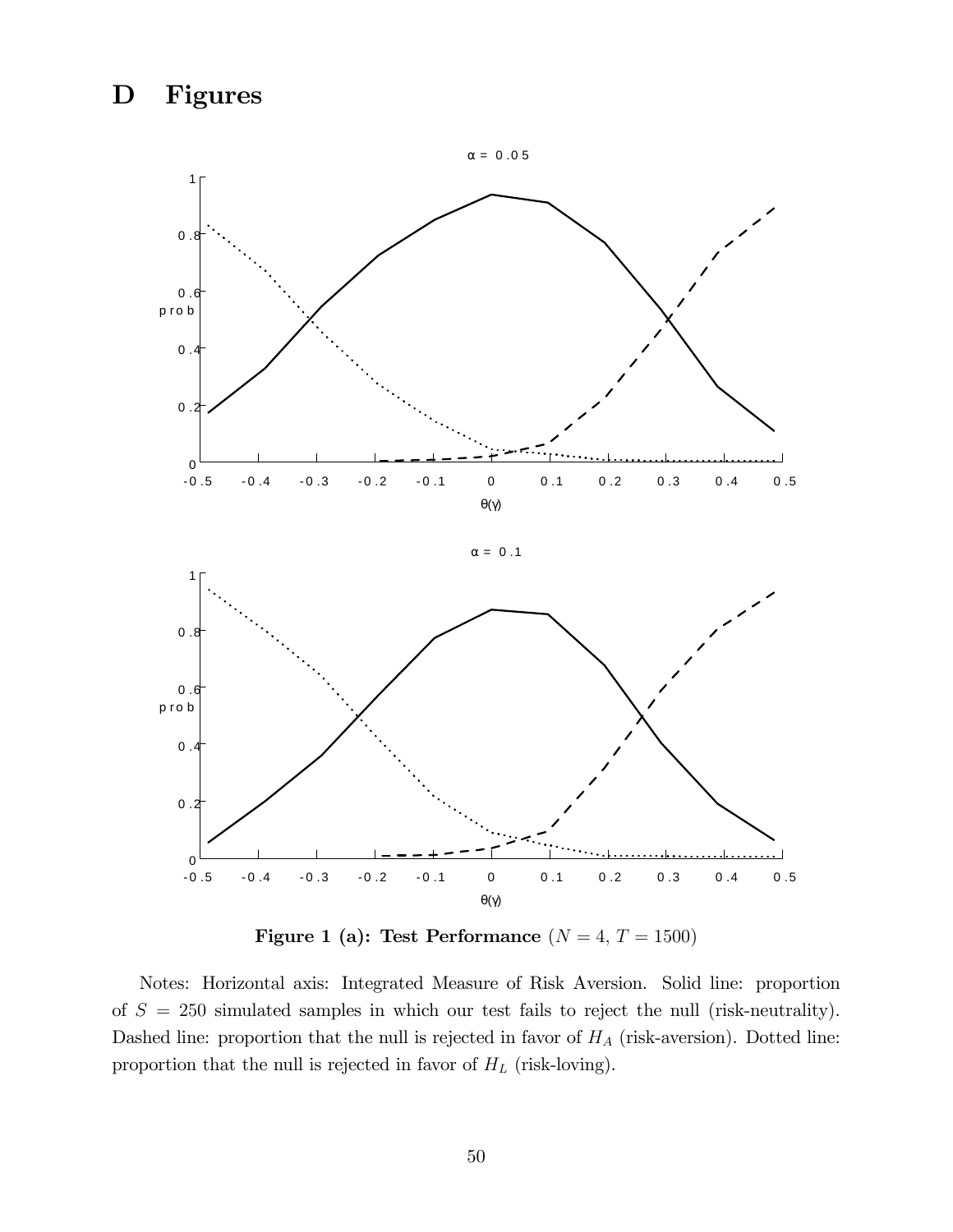# D Figures

**Figure 1 (a): Test Performance** ($N = 4$, $T = 1500$)

Notes: Horizontal axis: Integrated Measure of Risk Aversion. Solid line: proportion of $S = 250$ simulated samples in which our test fails to reject the null (risk-neutrality). Dashed line: proportion that the null is rejected in favor of $H_A$ (risk-aversion). Dotted line: proportion that the null is rejected in favor of $H_L$ (risk-loving).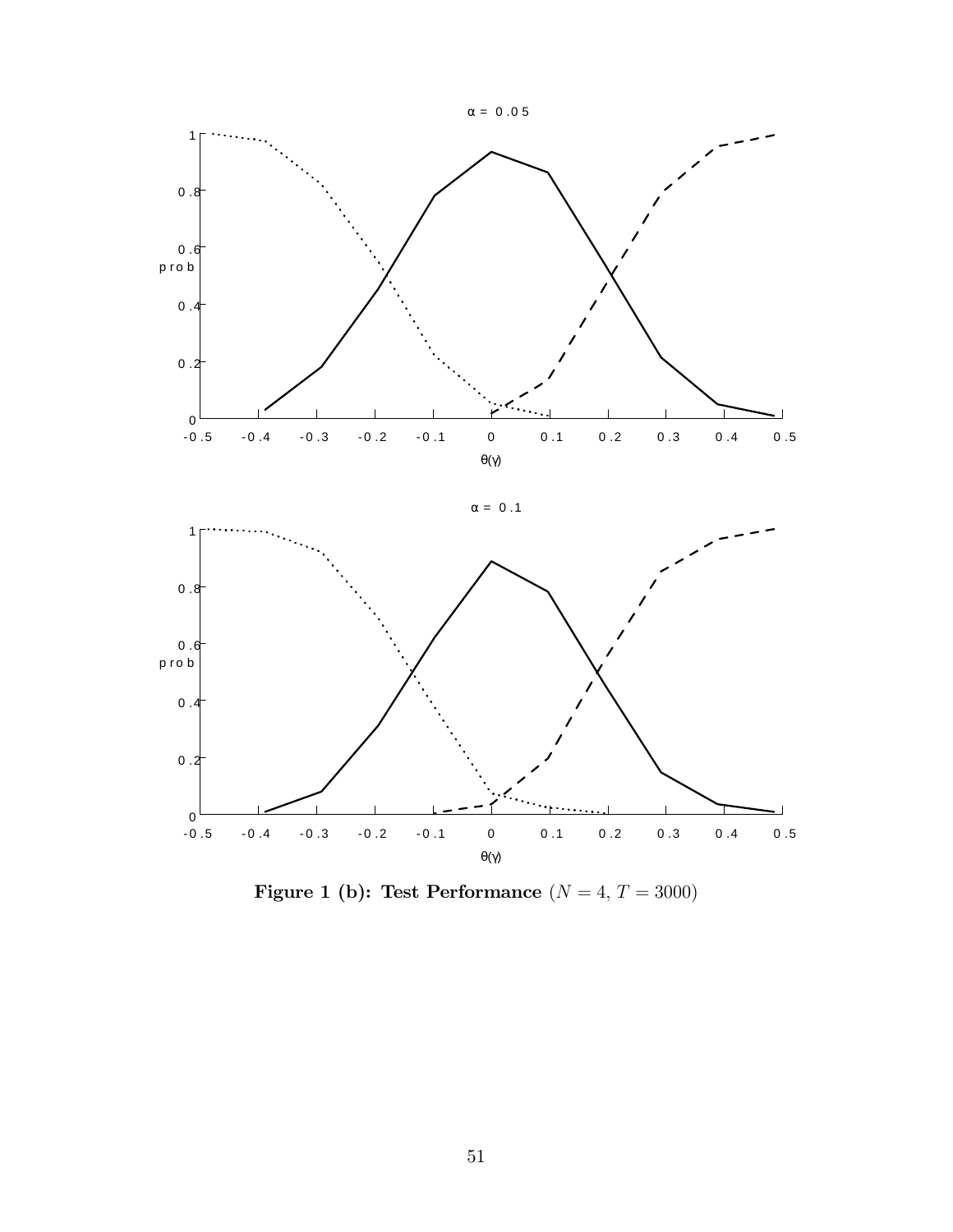α = 0.05

α = 0.1

**Figure 1 (b): Test Performance** ($N = 4$, $T = 3000$)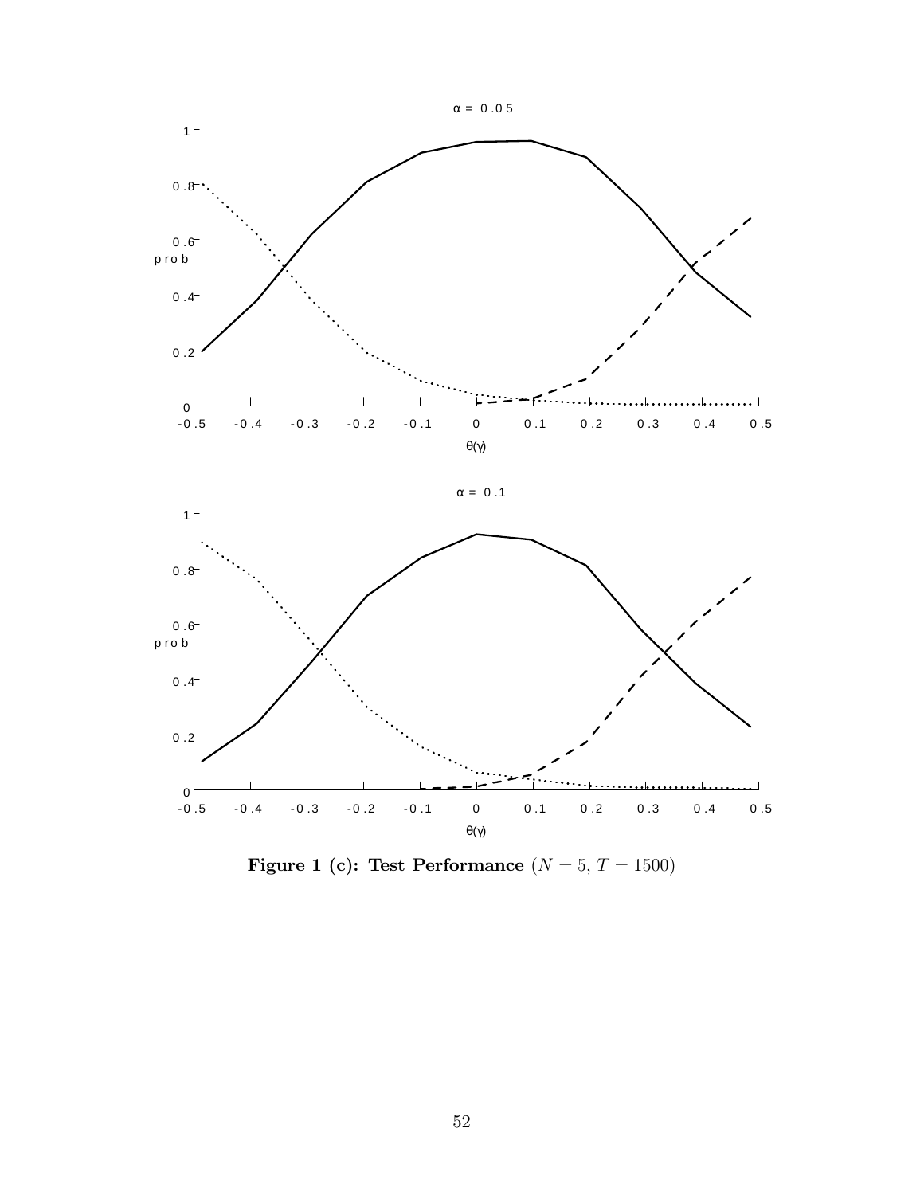$\alpha = 0.05$

$\alpha = 0.1$

**Figure 1 (c): Test Performance** $(N = 5, T = 1500)$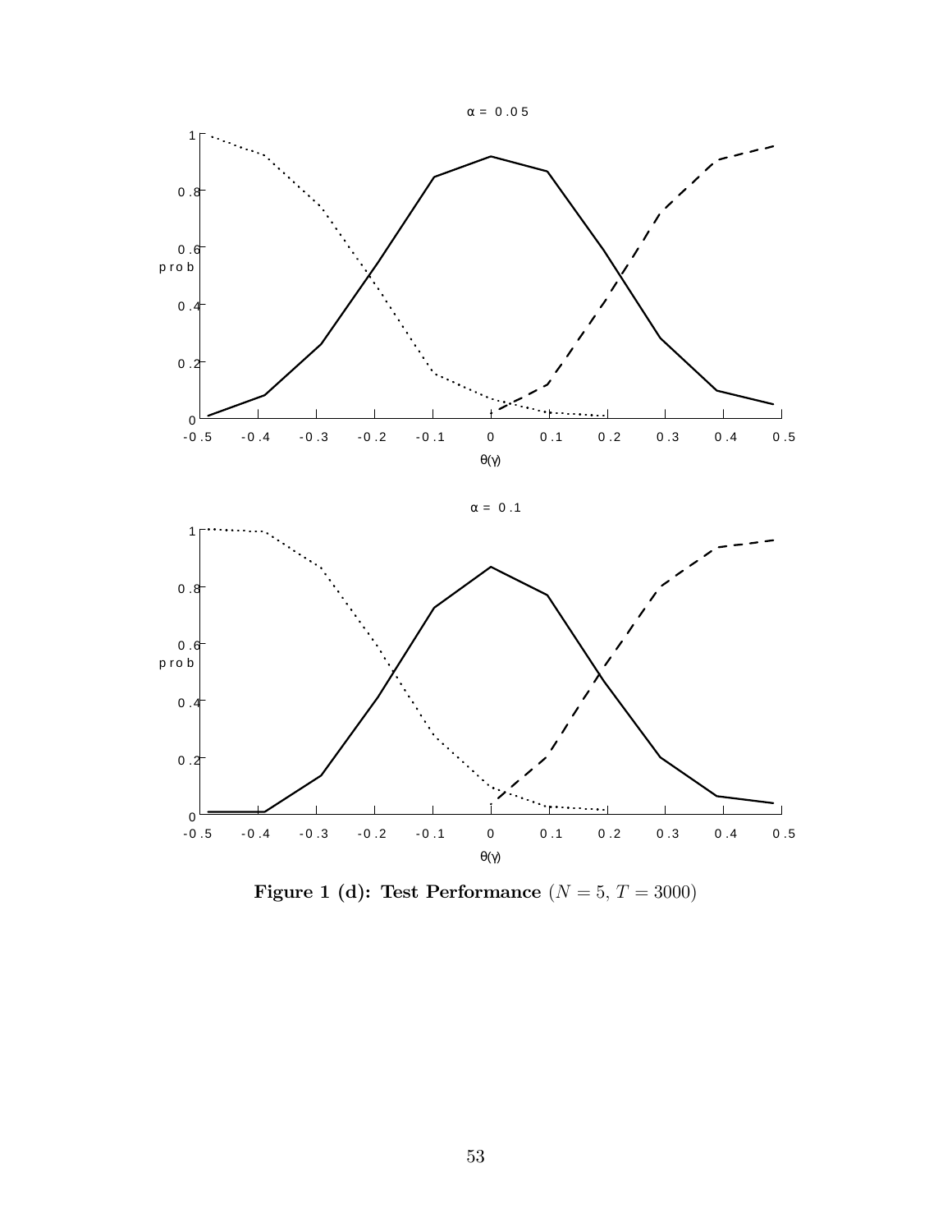**Figure 1 (d): Test Performance** ($N = 5$, $T = 3000$)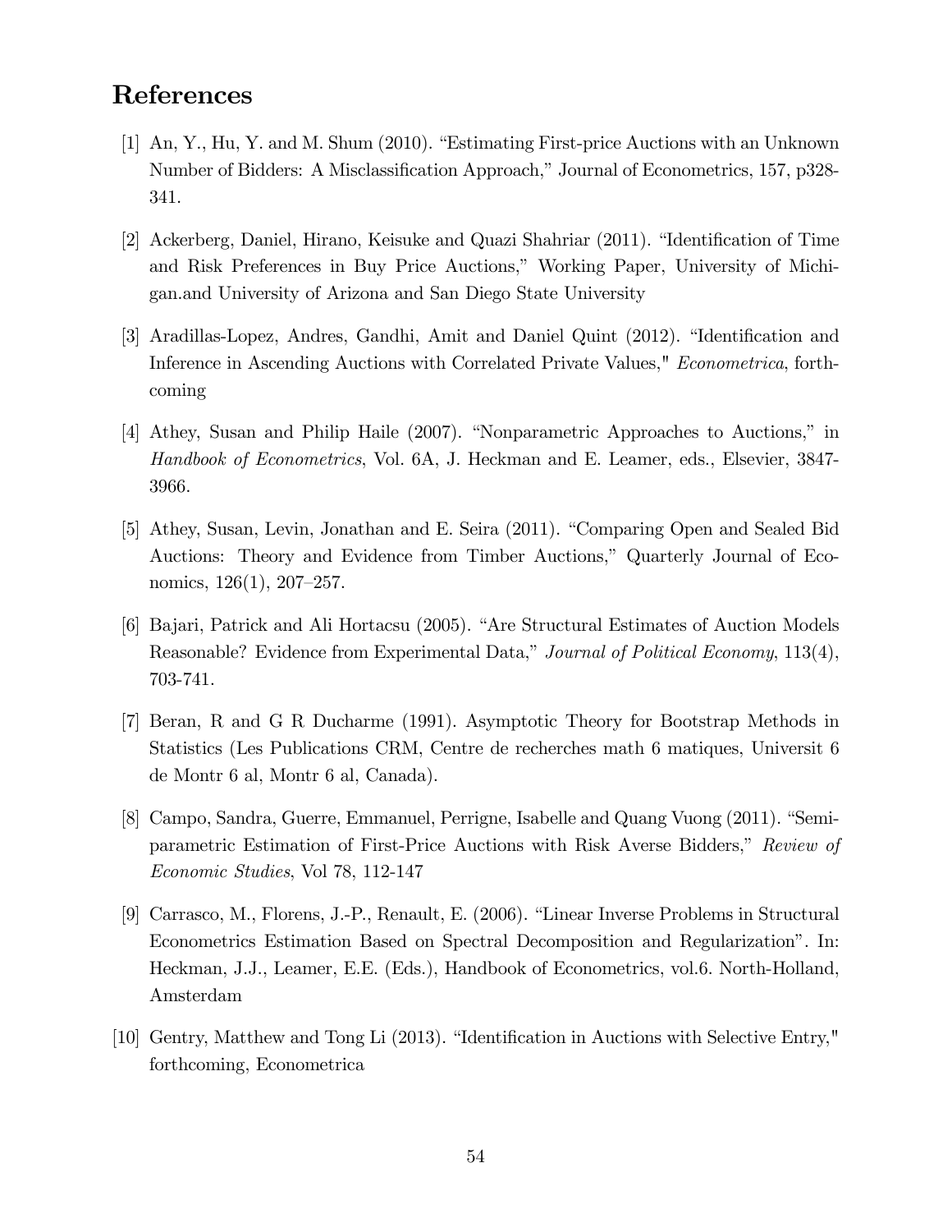# References

[1] An, Y., Hu, Y. and M. Shum (2010). "Estimating First-price Auctions with an Unknown Number of Bidders: A Misclassification Approach," Journal of Econometrics, 157, p328-341.

[2] Ackerberg, Daniel, Hirano, Keisuke and Quazi Shahriar (2011). "Identification of Time and Risk Preferences in Buy Price Auctions," Working Paper, University of Michigan.and University of Arizona and San Diego State University

[3] Aradillas-Lopez, Andres, Gandhi, Amit and Daniel Quint (2012). "Identification and Inference in Ascending Auctions with Correlated Private Values," *Econometrica*, forthcoming

[4] Athey, Susan and Philip Haile (2007). "Nonparametric Approaches to Auctions," in *Handbook of Econometrics*, Vol. 6A, J. Heckman and E. Leamer, eds., Elsevier, 3847-3966.

[5] Athey, Susan, Levin, Jonathan and E. Seira (2011). "Comparing Open and Sealed Bid Auctions: Theory and Evidence from Timber Auctions," Quarterly Journal of Economics, 126(1), 207–257.

[6] Bajari, Patrick and Ali Hortacsu (2005). "Are Structural Estimates of Auction Models Reasonable? Evidence from Experimental Data," *Journal of Political Economy*, 113(4), 703-741.

[7] Beran, R and G R Ducharme (1991). Asymptotic Theory for Bootstrap Methods in Statistics (Les Publications CRM, Centre de recherches math 6 matiques, Universit 6 de Montr 6 al, Montr 6 al, Canada).

[8] Campo, Sandra, Guerre, Emmanuel, Perrigne, Isabelle and Quang Vuong (2011). "Semi-parametric Estimation of First-Price Auctions with Risk Averse Bidders," *Review of Economic Studies*, Vol 78, 112-147

[9] Carrasco, M., Florens, J.-P., Renault, E. (2006). "Linear Inverse Problems in Structural Econometrics Estimation Based on Spectral Decomposition and Regularization". In: Heckman, J.J., Leamer, E.E. (Eds.), Handbook of Econometrics, vol.6. North-Holland, Amsterdam

[10] Gentry, Matthew and Tong Li (2013). "Identification in Auctions with Selective Entry," forthcoming, Econometrica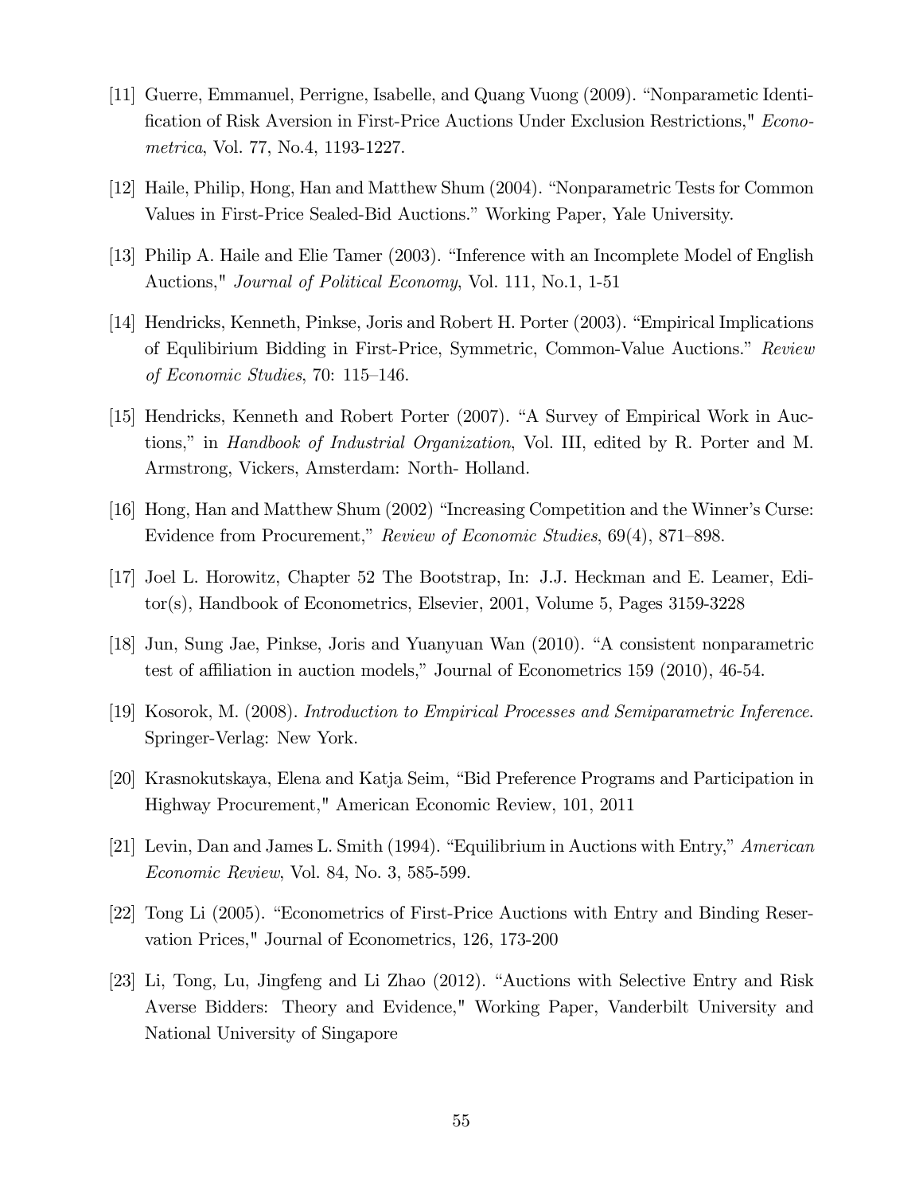[11] Guerre, Emmanuel, Perrigne, Isabelle, and Quang Vuong (2009). "Nonparametric Identification of Risk Aversion in First-Price Auctions Under Exclusion Restrictions," *Econometrica*, Vol. 77, No.4, 1193-1227.

[12] Haile, Philip, Hong, Han and Matthew Shum (2004). "Nonparametric Tests for Common Values in First-Price Sealed-Bid Auctions." Working Paper, Yale University.

[13] Philip A. Haile and Elie Tamer (2003). "Inference with an Incomplete Model of English Auctions," *Journal of Political Economy*, Vol. 111, No.1, 1-51

[14] Hendricks, Kenneth, Pinkse, Joris and Robert H. Porter (2003). "Empirical Implications of Equlibirium Bidding in First-Price, Symmetric, Common-Value Auctions." *Review of Economic Studies*, 70: 115–146.

[15] Hendricks, Kenneth and Robert Porter (2007). "A Survey of Empirical Work in Auctions," in *Handbook of Industrial Organization*, Vol. III, edited by R. Porter and M. Armstrong, Vickers, Amsterdam: North- Holland.

[16] Hong, Han and Matthew Shum (2002) "Increasing Competition and the Winner's Curse: Evidence from Procurement," *Review of Economic Studies*, 69(4), 871–898.

[17] Joel L. Horowitz, Chapter 52 The Bootstrap, In: J.J. Heckman and E. Leamer, Editor(s), Handbook of Econometrics, Elsevier, 2001, Volume 5, Pages 3159-3228

[18] Jun, Sung Jae, Pinkse, Joris and Yuanyuan Wan (2010). "A consistent nonparametric test of affiliation in auction models," Journal of Econometrics 159 (2010), 46-54.

[19] Kosorok, M. (2008). *Introduction to Empirical Processes and Semiparametric Inference*. Springer-Verlag: New York.

[20] Krasnokutskaya, Elena and Katja Seim, "Bid Preference Programs and Participation in Highway Procurement," American Economic Review, 101, 2011

[21] Levin, Dan and James L. Smith (1994). "Equilibrium in Auctions with Entry," *American Economic Review*, Vol. 84, No. 3, 585-599.

[22] Tong Li (2005). "Econometrics of First-Price Auctions with Entry and Binding Reservation Prices," Journal of Econometrics, 126, 173-200

[23] Li, Tong, Lu, Jingfeng and Li Zhao (2012). "Auctions with Selective Entry and Risk Averse Bidders: Theory and Evidence," Working Paper, Vanderbilt University and National University of Singapore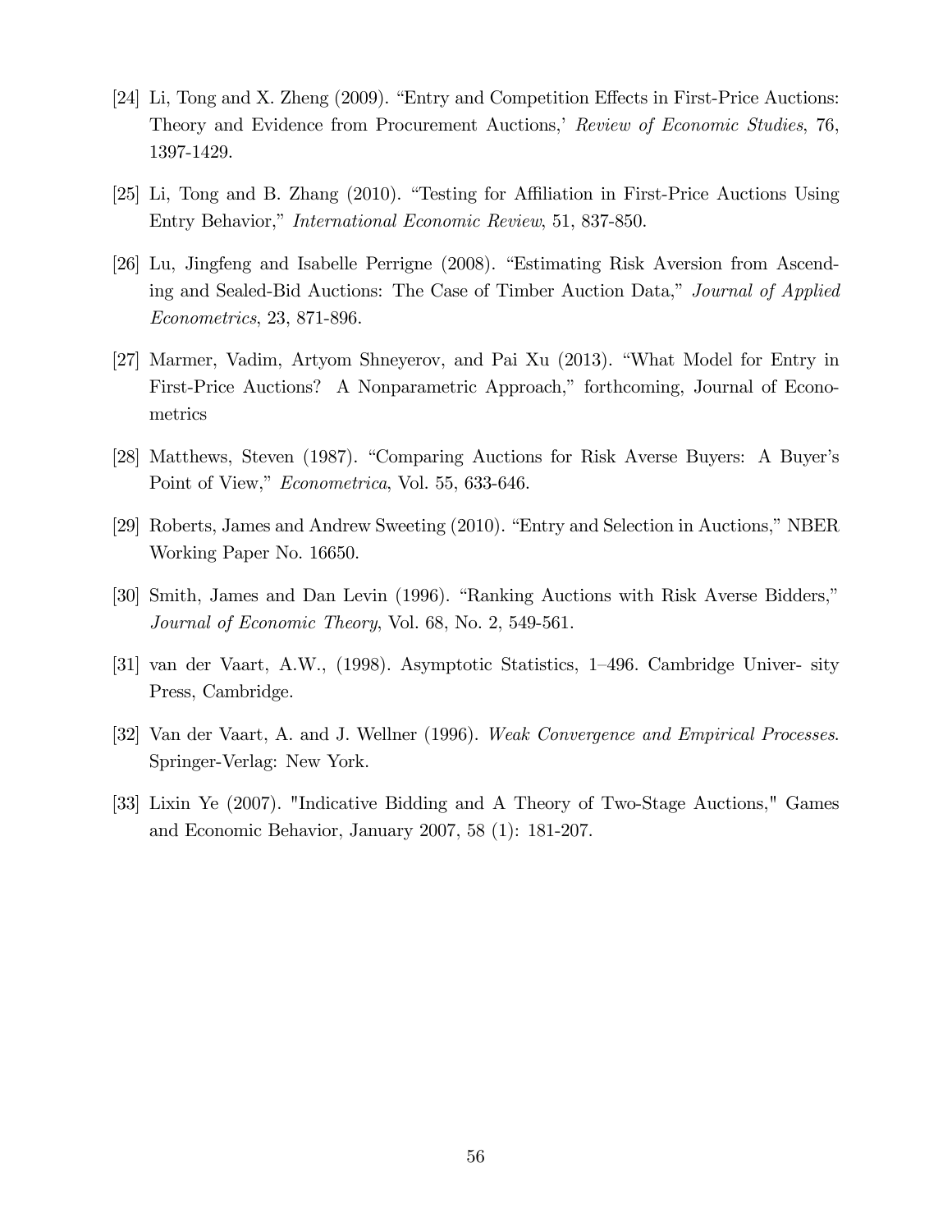[24] Li, Tong and X. Zheng (2009). "Entry and Competition Effects in First-Price Auctions: Theory and Evidence from Procurement Auctions,' *Review of Economic Studies*, 76, 1397-1429.

[25] Li, Tong and B. Zhang (2010). "Testing for Affiliation in First-Price Auctions Using Entry Behavior," *International Economic Review*, 51, 837-850.

[26] Lu, Jingfeng and Isabelle Perrigne (2008). "Estimating Risk Aversion from Ascending and Sealed-Bid Auctions: The Case of Timber Auction Data," *Journal of Applied Econometrics*, 23, 871-896.

[27] Marmer, Vadim, Artyom Shneyerov, and Pai Xu (2013). "What Model for Entry in First-Price Auctions? A Nonparametric Approach," forthcoming, Journal of Econometrics

[28] Matthews, Steven (1987). "Comparing Auctions for Risk Averse Buyers: A Buyer's Point of View," *Econometrica*, Vol. 55, 633-646.

[29] Roberts, James and Andrew Sweeting (2010). "Entry and Selection in Auctions," NBER Working Paper No. 16650.

[30] Smith, James and Dan Levin (1996). "Ranking Auctions with Risk Averse Bidders," *Journal of Economic Theory*, Vol. 68, No. 2, 549-561.

[31] van der Vaart, A.W., (1998). Asymptotic Statistics, 1–496. Cambridge Univer- sity Press, Cambridge.

[32] Van der Vaart, A. and J. Wellner (1996). *Weak Convergence and Empirical Processes*. Springer-Verlag: New York.

[33] Lixin Ye (2007). "Indicative Bidding and A Theory of Two-Stage Auctions," Games and Economic Behavior, January 2007, 58 (1): 181-207.